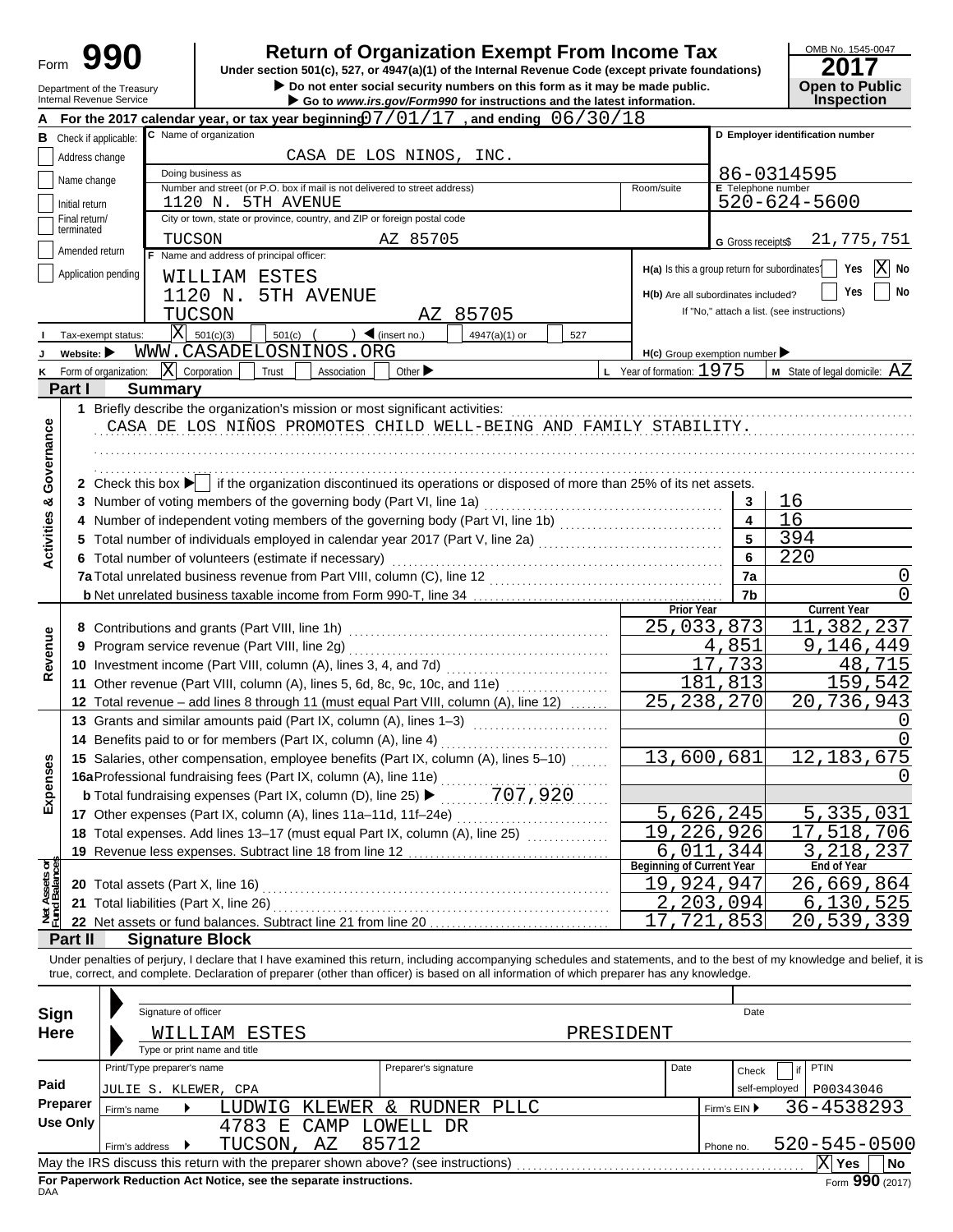# Form 990 — Return of Organization Exempt From Income Tax

Under section 501(c), 527, or 4947(a)(1) of the Internal Revenue Code (except private foundations)

▶ Do not enter social security numbers on this form as it may be made public.

▶ Go to *www.irs.gov/Form990* for instructions and the latest information.

Department of the Treasury
Internal Revenue Service

OMB No. 1545-0047
**2017**
**Open to Public Inspection**

**A** For the 2017 calendar year, or tax year beginning 07/01/17, and ending 06/30/18

**B** Check if applicable:
- Address change
- Name change
- Initial return
- Final return/terminated
- Amended return
- Application pending

**C** Name of organization: CASA DE LOS NINOS, INC.

Doing business as:

Number and street (or P.O. box if mail is not delivered to street address): 1120 N. 5TH AVENUE — Room/suite:

City or town, state or province, country, and ZIP or foreign postal code: TUCSON AZ 85705

**D** Employer identification number: 86-0314595

**E** Telephone number: 520-624-5600

**G** Gross receipts $ 21,775,751

**F** Name and address of principal officer:
WILLIAM ESTES
1120 N. 5TH AVENUE
TUCSON AZ 85705

**H(a)** Is this a group return for subordinates? Yes [ ] No [X]

**H(b)** Are all subordinates included? Yes [ ] No [ ]
If "No," attach a list. (see instructions)

**I** Tax-exempt status: [X] 501(c)(3) [ ] 501(c) ( ) ◀ (insert no.) [ ] 4947(a)(1) or [ ] 527

**J** Website: ▶ WWW.CASADELOSNINOS.ORG

**H(c)** Group exemption number ▶

**K** Form of organization: [X] Corporation [ ] Trust [ ] Association [ ] Other ▶

**L** Year of formation: 1975

**M** State of legal domicile: AZ

## Part I — Summary

### Activities & Governance

1 Briefly describe the organization's mission or most significant activities:
CASA DE LOS NIÑOS PROMOTES CHILD WELL-BEING AND FAMILY STABILITY.

2 Check this box ▶ [ ] if the organization discontinued its operations or disposed of more than 25% of its net assets.

| | | Line | Value |
|---|---|---|---|
| 3 | Number of voting members of the governing body (Part VI, line 1a) | 3 | 16 |
| 4 | Number of independent voting members of the governing body (Part VI, line 1b) | 4 | 16 |
| 5 | Total number of individuals employed in calendar year 2017 (Part V, line 2a) | 5 | 394 |
| 6 | Total number of volunteers (estimate if necessary) | 6 | 220 |
| 7a | Total unrelated business revenue from Part VIII, column (C), line 12 | 7a | 0 |
| b | Net unrelated business taxable income from Form 990-T, line 34 | 7b | 0 |

### Revenue / Expenses

| | | Prior Year | Current Year |
|---|---|---|---|
| 8 | Contributions and grants (Part VIII, line 1h) | 25,033,873 | 11,382,237 |
| 9 | Program service revenue (Part VIII, line 2g) | 4,851 | 9,146,449 |
| 10 | Investment income (Part VIII, column (A), lines 3, 4, and 7d) | 17,733 | 48,715 |
| 11 | Other revenue (Part VIII, column (A), lines 5, 6d, 8c, 9c, 10c, and 11e) | 181,813 | 159,542 |
| 12 | Total revenue – add lines 8 through 11 (must equal Part VIII, column (A), line 12) | 25,238,270 | 20,736,943 |
| 13 | Grants and similar amounts paid (Part IX, column (A), lines 1–3) | | 0 |
| 14 | Benefits paid to or for members (Part IX, column (A), line 4) | | 0 |
| 15 | Salaries, other compensation, employee benefits (Part IX, column (A), lines 5–10) | 13,600,681 | 12,183,675 |
| 16a | Professional fundraising fees (Part IX, column (A), line 11e) | | 0 |
| b | Total fundraising expenses (Part IX, column (D), line 25) ▶ 707,920 | | |
| 17 | Other expenses (Part IX, column (A), lines 11a–11d, 11f–24e) | 5,626,245 | 5,335,031 |
| 18 | Total expenses. Add lines 13–17 (must equal Part IX, column (A), line 25) | 19,226,926 | 17,518,706 |
| 19 | Revenue less expenses. Subtract line 18 from line 12 | 6,011,344 | 3,218,237 |

### Net Assets or Fund Balances

| | | Beginning of Current Year | End of Year |
|---|---|---|---|
| 20 | Total assets (Part X, line 16) | 19,924,947 | 26,669,864 |
| 21 | Total liabilities (Part X, line 26) | 2,203,094 | 6,130,525 |
| 22 | Net assets or fund balances. Subtract line 21 from line 20 | 17,721,853 | 20,539,339 |

## Part II — Signature Block

Under penalties of perjury, I declare that I have examined this return, including accompanying schedules and statements, and to the best of my knowledge and belief, it is true, correct, and complete. Declaration of preparer (other than officer) is based on all information of which preparer has any knowledge.

**Sign Here**
Signature of officer — Date
WILLIAM ESTES — PRESIDENT
Type or print name and title

**Paid Preparer Use Only**

| Print/Type preparer's name | Preparer's signature | Date | Check [ ] if self-employed | PTIN |
|---|---|---|---|---|
| JULIE S. KLEWER, CPA | | | | P00343046 |

Firm's name ▶ LUDWIG KLEWER & RUDNER PLLC — Firm's EIN ▶ 36-4538293

Firm's address ▶ 4783 E CAMP LOWELL DR, TUCSON, AZ 85712 — Phone no. 520-545-0500

May the IRS discuss this return with the preparer shown above? (see instructions) [X] Yes [ ] No

**For Paperwork Reduction Act Notice, see the separate instructions.**

DAA — Form **990** (2017)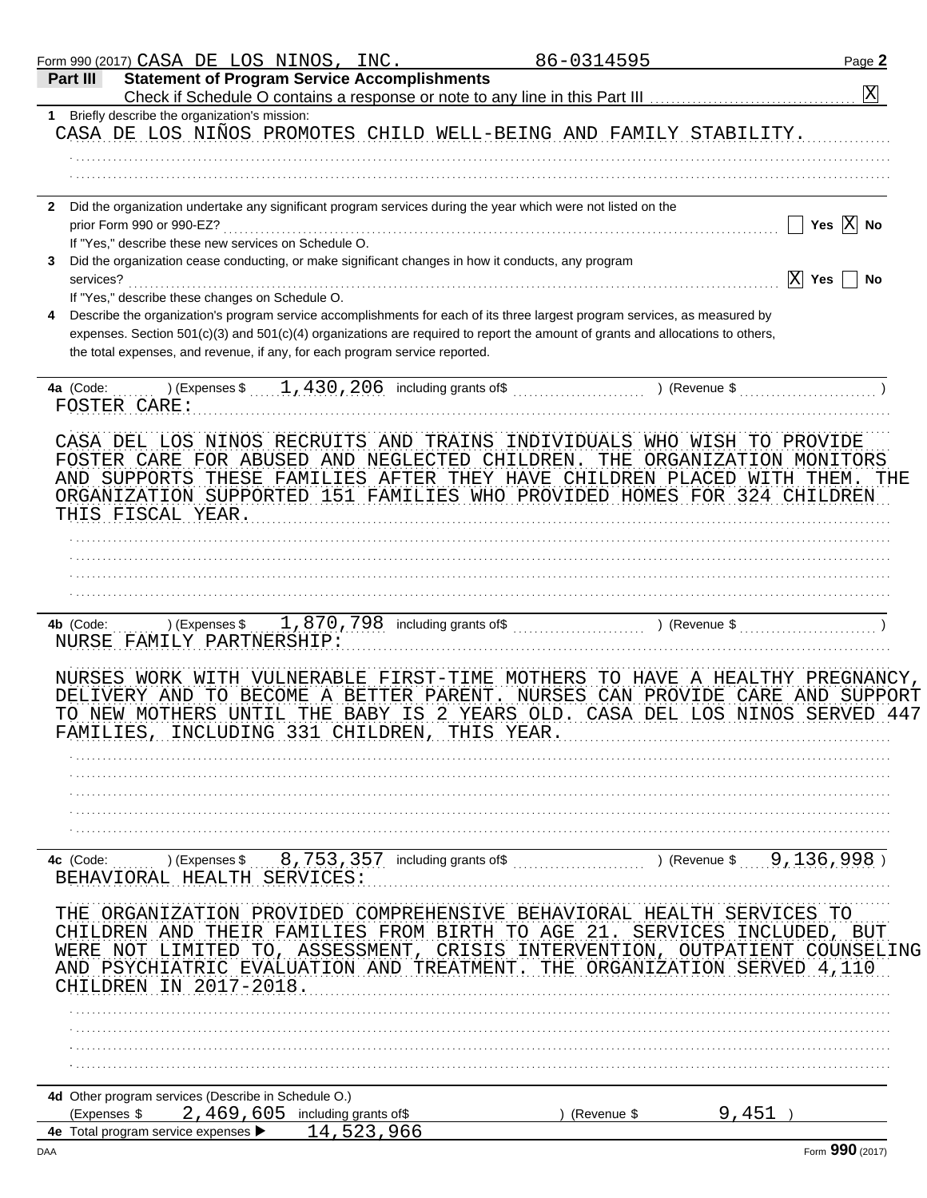Form 990 (2017) CASA DE LOS NINOS, INC. 86-0314595

## Part III Statement of Program Service Accomplishments

Check if Schedule O contains a response or note to any line in this Part III [X]

**1** Briefly describe the organization's mission:

CASA DE LOS NIÑOS PROMOTES CHILD WELL-BEING AND FAMILY STABILITY.

**2** Did the organization undertake any significant program services during the year which were not listed on the prior Form 990 or 990-EZ? [ ] Yes [X] No

If "Yes," describe these new services on Schedule O.

**3** Did the organization cease conducting, or make significant changes in how it conducts, any program services? [X] Yes [ ] No

If "Yes," describe these changes on Schedule O.

**4** Describe the organization's program service accomplishments for each of its three largest program services, as measured by expenses. Section 501(c)(3) and 501(c)(4) organizations are required to report the amount of grants and allocations to others, the total expenses, and revenue, if any, for each program service reported.

**4a** (Code: ) (Expenses $ 1,430,206 including grants of$ ) (Revenue $ )

FOSTER CARE:

CASA DEL LOS NINOS RECRUITS AND TRAINS INDIVIDUALS WHO WISH TO PROVIDE FOSTER CARE FOR ABUSED AND NEGLECTED CHILDREN. THE ORGANIZATION MONITORS AND SUPPORTS THESE FAMILIES AFTER THEY HAVE CHILDREN PLACED WITH THEM. THE ORGANIZATION SUPPORTED 151 FAMILIES WHO PROVIDED HOMES FOR 324 CHILDREN THIS FISCAL YEAR.

**4b** (Code: ) (Expenses $ 1,870,798 including grants of$ ) (Revenue $ )

NURSE FAMILY PARTNERSHIP:

NURSES WORK WITH VULNERABLE FIRST-TIME MOTHERS TO HAVE A HEALTHY PREGNANCY, DELIVERY AND TO BECOME A BETTER PARENT. NURSES CAN PROVIDE CARE AND SUPPORT TO NEW MOTHERS UNTIL THE BABY IS 2 YEARS OLD. CASA DEL LOS NINOS SERVED 447 FAMILIES, INCLUDING 331 CHILDREN, THIS YEAR.

**4c** (Code: ) (Expenses $ 8,753,357 including grants of$ ) (Revenue $ 9,136,998 )

BEHAVIORAL HEALTH SERVICES:

THE ORGANIZATION PROVIDED COMPREHENSIVE BEHAVIORAL HEALTH SERVICES TO CHILDREN AND THEIR FAMILIES FROM BIRTH TO AGE 21. SERVICES INCLUDED, BUT WERE NOT LIMITED TO, ASSESSMENT, CRISIS INTERVENTION, OUTPATIENT COUNSELING AND PSYCHIATRIC EVALUATION AND TREATMENT. THE ORGANIZATION SERVED 4,110 CHILDREN IN 2017-2018.

**4d** Other program services (Describe in Schedule O.)

(Expenses $ 2,469,605 including grants of$ ) (Revenue $ 9,451 )

**4e** Total program service expenses ▶ 14,523,966

Form **990** (2017)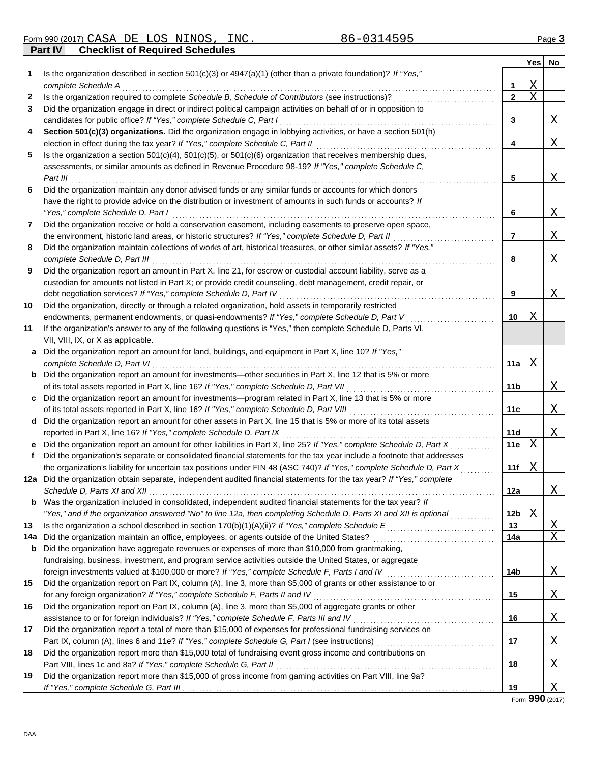Form 990 (2017) CASA DE LOS NINOS, INC. 86-0314595 Page **3**

## Part IV Checklist of Required Schedules

| | | | Yes | No |
|---|---|---|---|---|
| **1** | Is the organization described in section 501(c)(3) or 4947(a)(1) (other than a private foundation)? *If "Yes," complete Schedule A* | **1** | X | |
| **2** | Is the organization required to complete *Schedule B, Schedule of Contributors* (see instructions)? | **2** | X | |
| **3** | Did the organization engage in direct or indirect political campaign activities on behalf of or in opposition to candidates for public office? *If "Yes," complete Schedule C, Part I* | **3** | | X |
| **4** | **Section 501(c)(3) organizations.** Did the organization engage in lobbying activities, or have a section 501(h) election in effect during the tax year? *If "Yes," complete Schedule C, Part II* | **4** | | X |
| **5** | Is the organization a section 501(c)(4), 501(c)(5), or 501(c)(6) organization that receives membership dues, assessments, or similar amounts as defined in Revenue Procedure 98-19? *If "Yes," complete Schedule C, Part III* | **5** | | X |
| **6** | Did the organization maintain any donor advised funds or any similar funds or accounts for which donors have the right to provide advice on the distribution or investment of amounts in such funds or accounts? *If "Yes," complete Schedule D, Part I* | **6** | | X |
| **7** | Did the organization receive or hold a conservation easement, including easements to preserve open space, the environment, historic land areas, or historic structures? *If "Yes," complete Schedule D, Part II* | **7** | | X |
| **8** | Did the organization maintain collections of works of art, historical treasures, or other similar assets? *If "Yes," complete Schedule D, Part III* | **8** | | X |
| **9** | Did the organization report an amount in Part X, line 21, for escrow or custodial account liability, serve as a custodian for amounts not listed in Part X; or provide credit counseling, debt management, credit repair, or debt negotiation services? *If "Yes," complete Schedule D, Part IV* | **9** | | X |
| **10** | Did the organization, directly or through a related organization, hold assets in temporarily restricted endowments, permanent endowments, or quasi-endowments? *If "Yes," complete Schedule D, Part V* | **10** | X | |
| **11** | If the organization's answer to any of the following questions is "Yes," then complete Schedule D, Parts VI, VII, VIII, IX, or X as applicable. | | | |
| **a** | Did the organization report an amount for land, buildings, and equipment in Part X, line 10? *If "Yes," complete Schedule D, Part VI* | **11a** | X | |
| **b** | Did the organization report an amount for investments—other securities in Part X, line 12 that is 5% or more of its total assets reported in Part X, line 16? *If "Yes," complete Schedule D, Part VII* | **11b** | | X |
| **c** | Did the organization report an amount for investments—program related in Part X, line 13 that is 5% or more of its total assets reported in Part X, line 16? *If "Yes," complete Schedule D, Part VIII* | **11c** | | X |
| **d** | Did the organization report an amount for other assets in Part X, line 15 that is 5% or more of its total assets reported in Part X, line 16? *If "Yes," complete Schedule D, Part IX* | **11d** | | X |
| **e** | Did the organization report an amount for other liabilities in Part X, line 25? *If "Yes," complete Schedule D, Part X* | **11e** | X | |
| **f** | Did the organization's separate or consolidated financial statements for the tax year include a footnote that addresses the organization's liability for uncertain tax positions under FIN 48 (ASC 740)? *If "Yes," complete Schedule D, Part X* | **11f** | X | |
| **12a** | Did the organization obtain separate, independent audited financial statements for the tax year? *If "Yes," complete Schedule D, Parts XI and XII* | **12a** | | X |
| **b** | Was the organization included in consolidated, independent audited financial statements for the tax year? *If "Yes," and if the organization answered "No" to line 12a, then completing Schedule D, Parts XI and XII is optional* | **12b** | X | |
| **13** | Is the organization a school described in section 170(b)(1)(A)(ii)? *If "Yes," complete Schedule E* | **13** | | X |
| **14a** | Did the organization maintain an office, employees, or agents outside of the United States? | **14a** | | X |
| **b** | Did the organization have aggregate revenues or expenses of more than $10,000 from grantmaking, fundraising, business, investment, and program service activities outside the United States, or aggregate foreign investments valued at $100,000 or more? *If "Yes," complete Schedule F, Parts I and IV* | **14b** | | X |
| **15** | Did the organization report on Part IX, column (A), line 3, more than $5,000 of grants or other assistance to or for any foreign organization? *If "Yes," complete Schedule F, Parts II and IV* | **15** | | X |
| **16** | Did the organization report on Part IX, column (A), line 3, more than $5,000 of aggregate grants or other assistance to or for foreign individuals? *If "Yes," complete Schedule F, Parts III and IV* | **16** | | X |
| **17** | Did the organization report a total of more than $15,000 of expenses for professional fundraising services on Part IX, column (A), lines 6 and 11e? *If "Yes," complete Schedule G, Part I* (see instructions) | **17** | | X |
| **18** | Did the organization report more than $15,000 total of fundraising event gross income and contributions on Part VIII, lines 1c and 8a? *If "Yes," complete Schedule G, Part II* | **18** | | X |
| **19** | Did the organization report more than $15,000 of gross income from gaming activities on Part VIII, line 9a? *If "Yes," complete Schedule G, Part III* | **19** | | X |

Form **990** (2017)

DAA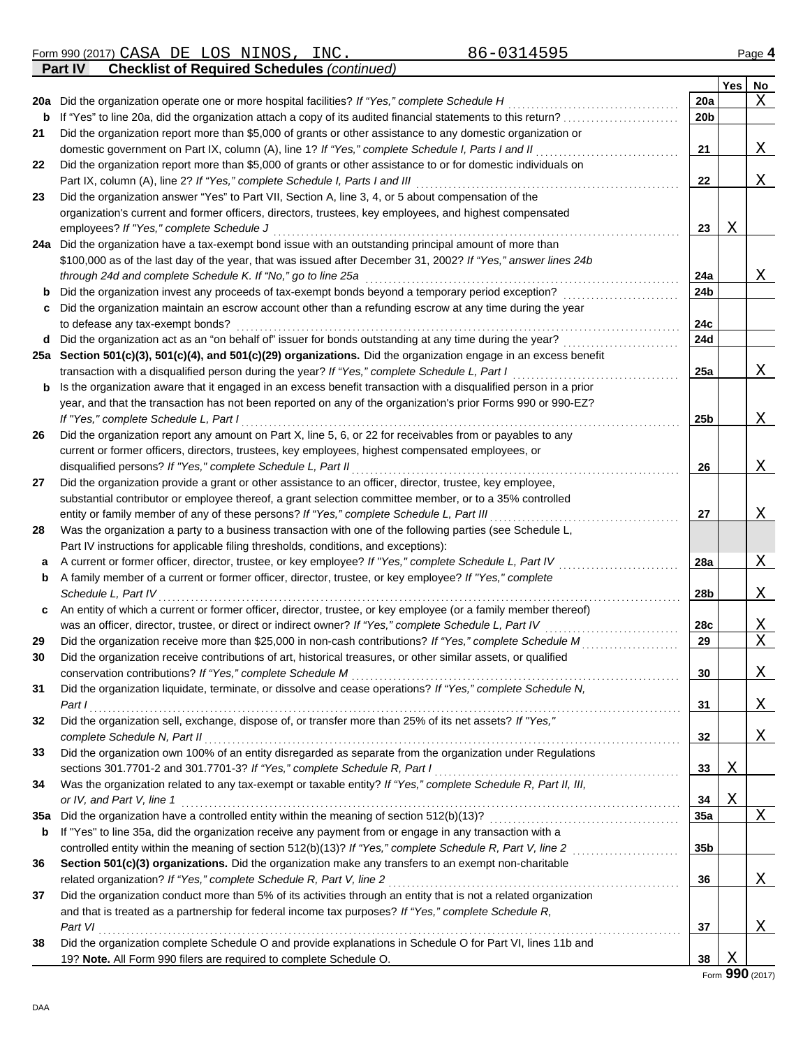Form 990 (2017) CASA DE LOS NINOS, INC. 86-0314595 Page **4**

**Part IV Checklist of Required Schedules** *(continued)*

| | | | Yes | No |
|---|---|---|---|---|
| **20a** | Did the organization operate one or more hospital facilities? *If "Yes," complete Schedule H* | **20a** | | X |
| **b** | If "Yes" to line 20a, did the organization attach a copy of its audited financial statements to this return? | **20b** | | |
| **21** | Did the organization report more than $5,000 of grants or other assistance to any domestic organization or domestic government on Part IX, column (A), line 1? *If "Yes," complete Schedule I, Parts I and II* | **21** | | X |
| **22** | Did the organization report more than $5,000 of grants or other assistance to or for domestic individuals on Part IX, column (A), line 2? *If "Yes," complete Schedule I, Parts I and III* | **22** | | X |
| **23** | Did the organization answer "Yes" to Part VII, Section A, line 3, 4, or 5 about compensation of the organization's current and former officers, directors, trustees, key employees, and highest compensated employees? *If "Yes," complete Schedule J* | **23** | X | |
| **24a** | Did the organization have a tax-exempt bond issue with an outstanding principal amount of more than $100,000 as of the last day of the year, that was issued after December 31, 2002? *If "Yes," answer lines 24b through 24d and complete Schedule K. If "No," go to line 25a* | **24a** | | X |
| **b** | Did the organization invest any proceeds of tax-exempt bonds beyond a temporary period exception? | **24b** | | |
| **c** | Did the organization maintain an escrow account other than a refunding escrow at any time during the year to defease any tax-exempt bonds? | **24c** | | |
| **d** | Did the organization act as an "on behalf of" issuer for bonds outstanding at any time during the year? | **24d** | | |
| **25a** | **Section 501(c)(3), 501(c)(4), and 501(c)(29) organizations.** Did the organization engage in an excess benefit transaction with a disqualified person during the year? *If "Yes," complete Schedule L, Part I* | **25a** | | X |
| **b** | Is the organization aware that it engaged in an excess benefit transaction with a disqualified person in a prior year, and that the transaction has not been reported on any of the organization's prior Forms 990 or 990-EZ? *If "Yes," complete Schedule L, Part I* | **25b** | | X |
| **26** | Did the organization report any amount on Part X, line 5, 6, or 22 for receivables from or payables to any current or former officers, directors, trustees, key employees, highest compensated employees, or disqualified persons? *If "Yes," complete Schedule L, Part II* | **26** | | X |
| **27** | Did the organization provide a grant or other assistance to an officer, director, trustee, key employee, substantial contributor or employee thereof, a grant selection committee member, or to a 35% controlled entity or family member of any of these persons? *If "Yes," complete Schedule L, Part III* | **27** | | X |
| **28** | Was the organization a party to a business transaction with one of the following parties (see Schedule L, Part IV instructions for applicable filing thresholds, conditions, and exceptions): | | | |
| **a** | A current or former officer, director, trustee, or key employee? *If "Yes," complete Schedule L, Part IV* | **28a** | | X |
| **b** | A family member of a current or former officer, director, trustee, or key employee? *If "Yes," complete Schedule L, Part IV* | **28b** | | X |
| **c** | An entity of which a current or former officer, director, trustee, or key employee (or a family member thereof) was an officer, director, trustee, or direct or indirect owner? *If "Yes," complete Schedule L, Part IV* | **28c** | | X |
| **29** | Did the organization receive more than $25,000 in non-cash contributions? *If "Yes," complete Schedule M* | **29** | | X |
| **30** | Did the organization receive contributions of art, historical treasures, or other similar assets, or qualified conservation contributions? *If "Yes," complete Schedule M* | **30** | | X |
| **31** | Did the organization liquidate, terminate, or dissolve and cease operations? *If "Yes," complete Schedule N, Part I* | **31** | | X |
| **32** | Did the organization sell, exchange, dispose of, or transfer more than 25% of its net assets? *If "Yes," complete Schedule N, Part II* | **32** | | X |
| **33** | Did the organization own 100% of an entity disregarded as separate from the organization under Regulations sections 301.7701-2 and 301.7701-3? *If "Yes," complete Schedule R, Part I* | **33** | X | |
| **34** | Was the organization related to any tax-exempt or taxable entity? *If "Yes," complete Schedule R, Part II, III, or IV, and Part V, line 1* | **34** | X | |
| **35a** | Did the organization have a controlled entity within the meaning of section 512(b)(13)? | **35a** | | X |
| **b** | If "Yes" to line 35a, did the organization receive any payment from or engage in any transaction with a controlled entity within the meaning of section 512(b)(13)? *If "Yes," complete Schedule R, Part V, line 2* | **35b** | | |
| **36** | **Section 501(c)(3) organizations.** Did the organization make any transfers to an exempt non-charitable related organization? *If "Yes," complete Schedule R, Part V, line 2* | **36** | | X |
| **37** | Did the organization conduct more than 5% of its activities through an entity that is not a related organization and that is treated as a partnership for federal income tax purposes? *If "Yes," complete Schedule R, Part VI* | **37** | | X |
| **38** | Did the organization complete Schedule O and provide explanations in Schedule O for Part VI, lines 11b and 19? **Note.** All Form 990 filers are required to complete Schedule O. | **38** | X | |

Form **990** (2017)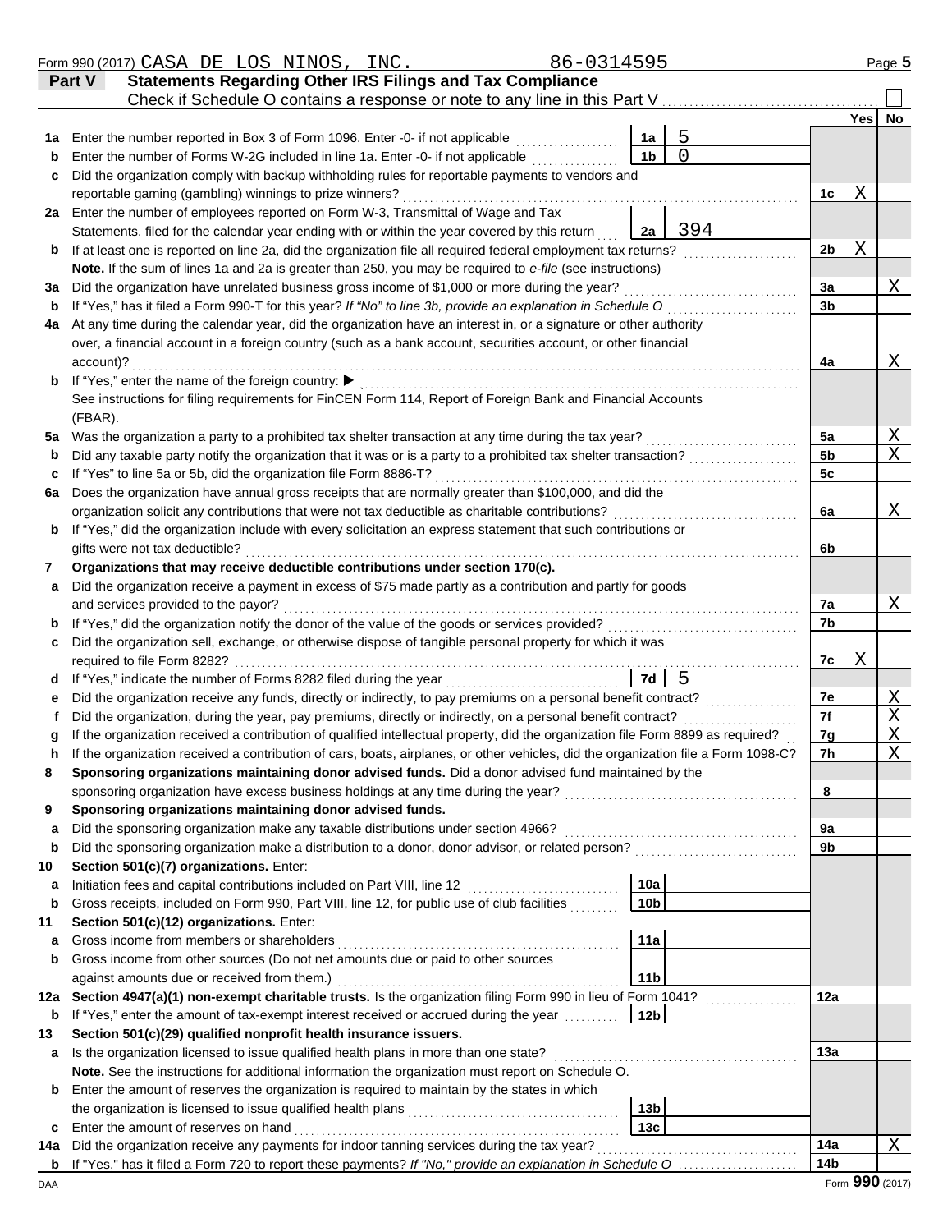Form 990 (2017) CASA DE LOS NINOS, INC. 86-0314595

## Part V Statements Regarding Other IRS Filings and Tax Compliance

Check if Schedule O contains a response or note to any line in this Part V ☐

| | | | | | Yes | No |
|---|---|---|---|---|---|---|
| **1a** | Enter the number reported in Box 3 of Form 1096. Enter -0- if not applicable | 1a | 5 | | | |
| **b** | Enter the number of Forms W-2G included in line 1a. Enter -0- if not applicable | 1b | 0 | | | |
| **c** | Did the organization comply with backup withholding rules for reportable payments to vendors and reportable gaming (gambling) winnings to prize winners? | | | 1c | X | |
| **2a** | Enter the number of employees reported on Form W-3, Transmittal of Wage and Tax Statements, filed for the calendar year ending with or within the year covered by this return | 2a | 394 | | | |
| **b** | If at least one is reported on line 2a, did the organization file all required federal employment tax returns? | | | 2b | X | |
| | **Note.** If the sum of lines 1a and 2a is greater than 250, you may be required to *e-file* (see instructions) | | | | | |
| **3a** | Did the organization have unrelated business gross income of $1,000 or more during the year? | | | 3a | | X |
| **b** | If "Yes," has it filed a Form 990-T for this year? *If "No" to line 3b, provide an explanation in Schedule O* | | | 3b | | |
| **4a** | At any time during the calendar year, did the organization have an interest in, or a signature or other authority over, a financial account in a foreign country (such as a bank account, securities account, or other financial account)? | | | 4a | | X |
| **b** | If "Yes," enter the name of the foreign country: ▶ | | | | | |
| | See instructions for filing requirements for FinCEN Form 114, Report of Foreign Bank and Financial Accounts (FBAR). | | | | | |
| **5a** | Was the organization a party to a prohibited tax shelter transaction at any time during the tax year? | | | 5a | | X |
| **b** | Did any taxable party notify the organization that it was or is a party to a prohibited tax shelter transaction? | | | 5b | | X |
| **c** | If "Yes" to line 5a or 5b, did the organization file Form 8886-T? | | | 5c | | |
| **6a** | Does the organization have annual gross receipts that are normally greater than $100,000, and did the organization solicit any contributions that were not tax deductible as charitable contributions? | | | 6a | | X |
| **b** | If "Yes," did the organization include with every solicitation an express statement that such contributions or gifts were not tax deductible? | | | 6b | | |
| **7** | **Organizations that may receive deductible contributions under section 170(c).** | | | | | |
| **a** | Did the organization receive a payment in excess of $75 made partly as a contribution and partly for goods and services provided to the payor? | | | 7a | | X |
| **b** | If "Yes," did the organization notify the donor of the value of the goods or services provided? | | | 7b | | |
| **c** | Did the organization sell, exchange, or otherwise dispose of tangible personal property for which it was required to file Form 8282? | | | 7c | X | |
| **d** | If "Yes," indicate the number of Forms 8282 filed during the year | 7d | 5 | | | |
| **e** | Did the organization receive any funds, directly or indirectly, to pay premiums on a personal benefit contract? | | | 7e | | X |
| **f** | Did the organization, during the year, pay premiums, directly or indirectly, on a personal benefit contract? | | | 7f | | X |
| **g** | If the organization received a contribution of qualified intellectual property, did the organization file Form 8899 as required? | | | 7g | | X |
| **h** | If the organization received a contribution of cars, boats, airplanes, or other vehicles, did the organization file a Form 1098-C? | | | 7h | | X |
| **8** | **Sponsoring organizations maintaining donor advised funds.** Did a donor advised fund maintained by the sponsoring organization have excess business holdings at any time during the year? | | | 8 | | |
| **9** | **Sponsoring organizations maintaining donor advised funds.** | | | | | |
| **a** | Did the sponsoring organization make any taxable distributions under section 4966? | | | 9a | | |
| **b** | Did the sponsoring organization make a distribution to a donor, donor advisor, or related person? | | | 9b | | |
| **10** | **Section 501(c)(7) organizations.** Enter: | | | | | |
| **a** | Initiation fees and capital contributions included on Part VIII, line 12 | 10a | | | | |
| **b** | Gross receipts, included on Form 990, Part VIII, line 12, for public use of club facilities | 10b | | | | |
| **11** | **Section 501(c)(12) organizations.** Enter: | | | | | |
| **a** | Gross income from members or shareholders | 11a | | | | |
| **b** | Gross income from other sources (Do not net amounts due or paid to other sources against amounts due or received from them.) | 11b | | | | |
| **12a** | **Section 4947(a)(1) non-exempt charitable trusts.** Is the organization filing Form 990 in lieu of Form 1041? | | | 12a | | |
| **b** | If "Yes," enter the amount of tax-exempt interest received or accrued during the year | 12b | | | | |
| **13** | **Section 501(c)(29) qualified nonprofit health insurance issuers.** | | | | | |
| **a** | Is the organization licensed to issue qualified health plans in more than one state? | | | 13a | | |
| | **Note.** See the instructions for additional information the organization must report on Schedule O. | | | | | |
| **b** | Enter the amount of reserves the organization is required to maintain by the states in which the organization is licensed to issue qualified health plans | 13b | | | | |
| **c** | Enter the amount of reserves on hand | 13c | | | | |
| **14a** | Did the organization receive any payments for indoor tanning services during the tax year? | | | 14a | | X |
| **b** | If "Yes," has it filed a Form 720 to report these payments? *If "No," provide an explanation in Schedule O* | | | 14b | | |

Form **990** (2017)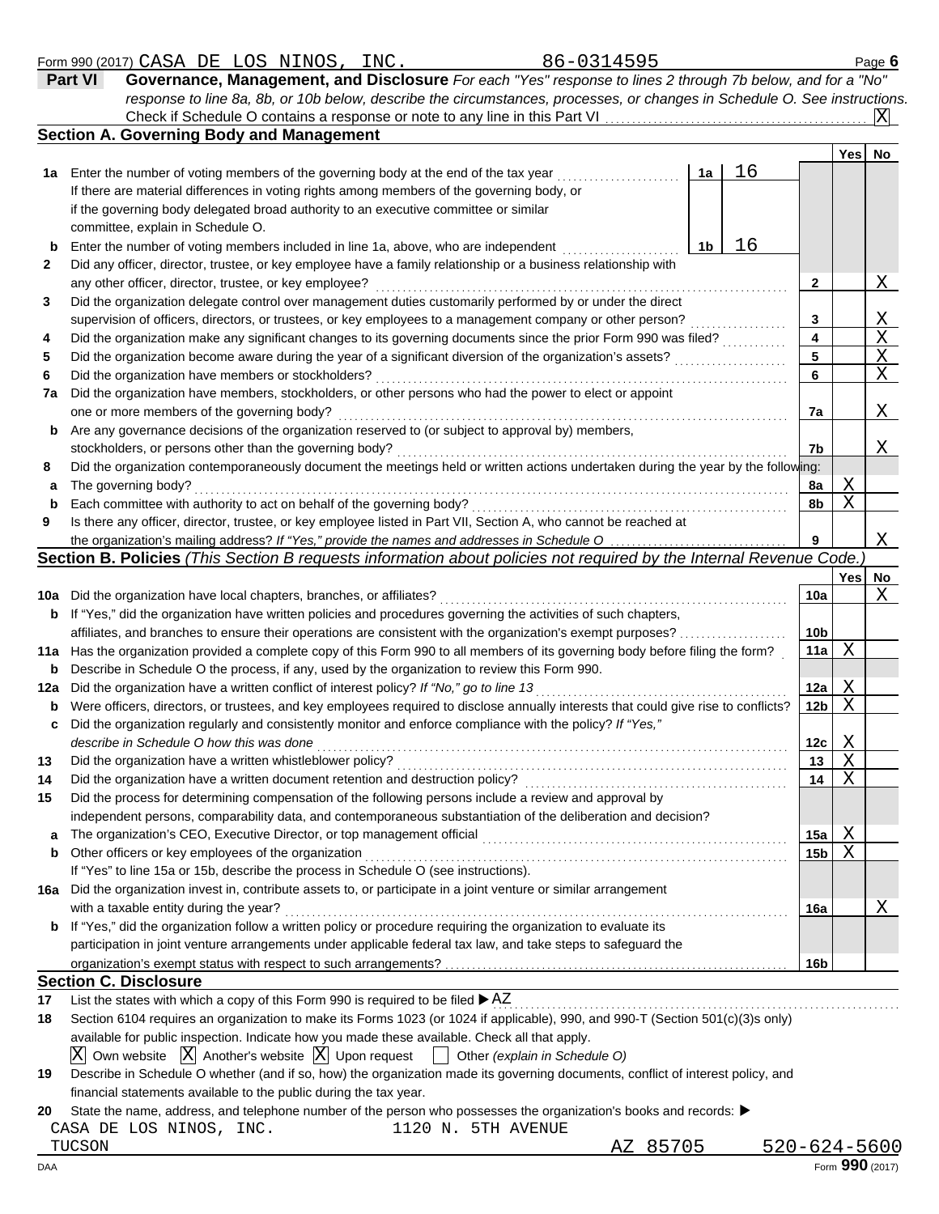Form 990 (2017) CASA DE LOS NINOS, INC. 86-0314595 Page **6**

## Part VI Governance, Management, and Disclosure

*For each "Yes" response to lines 2 through 7b below, and for a "No" response to line 8a, 8b, or 10b below, describe the circumstances, processes, or changes in Schedule O. See instructions.*

Check if Schedule O contains a response or note to any line in this Part VI ☒

### Section A. Governing Body and Management

| | | | Yes | No |
|---|---|---|---|---|
| **1a** | Enter the number of voting members of the governing body at the end of the tax year — **1a** 16<br>If there are material differences in voting rights among members of the governing body, or if the governing body delegated broad authority to an executive committee or similar committee, explain in Schedule O. | | | |
| **b** | Enter the number of voting members included in line 1a, above, who are independent — **1b** 16 | | | |
| **2** | Did any officer, director, trustee, or key employee have a family relationship or a business relationship with any other officer, director, trustee, or key employee? | 2 | | X |
| **3** | Did the organization delegate control over management duties customarily performed by or under the direct supervision of officers, directors, or trustees, or key employees to a management company or other person? | 3 | | X |
| **4** | Did the organization make any significant changes to its governing documents since the prior Form 990 was filed? | 4 | | X |
| **5** | Did the organization become aware during the year of a significant diversion of the organization's assets? | 5 | | X |
| **6** | Did the organization have members or stockholders? | 6 | | X |
| **7a** | Did the organization have members, stockholders, or other persons who had the power to elect or appoint one or more members of the governing body? | 7a | | X |
| **b** | Are any governance decisions of the organization reserved to (or subject to approval by) members, stockholders, or persons other than the governing body? | 7b | | X |
| **8** | Did the organization contemporaneously document the meetings held or written actions undertaken during the year by the following: | | | |
| **a** | The governing body? | 8a | X | |
| **b** | Each committee with authority to act on behalf of the governing body? | 8b | X | |
| **9** | Is there any officer, director, trustee, or key employee listed in Part VII, Section A, who cannot be reached at the organization's mailing address? *If "Yes," provide the names and addresses in Schedule O* | 9 | | X |

### Section B. Policies *(This Section B requests information about policies not required by the Internal Revenue Code.)*

| | | | Yes | No |
|---|---|---|---|---|
| **10a** | Did the organization have local chapters, branches, or affiliates? | 10a | | X |
| **b** | If "Yes," did the organization have written policies and procedures governing the activities of such chapters, affiliates, and branches to ensure their operations are consistent with the organization's exempt purposes? | 10b | | |
| **11a** | Has the organization provided a complete copy of this Form 990 to all members of its governing body before filing the form? | 11a | X | |
| **b** | Describe in Schedule O the process, if any, used by the organization to review this Form 990. | | | |
| **12a** | Did the organization have a written conflict of interest policy? *If "No," go to line 13* | 12a | X | |
| **b** | Were officers, directors, or trustees, and key employees required to disclose annually interests that could give rise to conflicts? | 12b | X | |
| **c** | Did the organization regularly and consistently monitor and enforce compliance with the policy? *If "Yes," describe in Schedule O how this was done* | 12c | X | |
| **13** | Did the organization have a written whistleblower policy? | 13 | X | |
| **14** | Did the organization have a written document retention and destruction policy? | 14 | X | |
| **15** | Did the process for determining compensation of the following persons include a review and approval by independent persons, comparability data, and contemporaneous substantiation of the deliberation and decision? | | | |
| **a** | The organization's CEO, Executive Director, or top management official | 15a | X | |
| **b** | Other officers or key employees of the organization | 15b | X | |
| | If "Yes" to line 15a or 15b, describe the process in Schedule O (see instructions). | | | |
| **16a** | Did the organization invest in, contribute assets to, or participate in a joint venture or similar arrangement with a taxable entity during the year? | 16a | | X |
| **b** | If "Yes," did the organization follow a written policy or procedure requiring the organization to evaluate its participation in joint venture arrangements under applicable federal tax law, and take steps to safeguard the organization's exempt status with respect to such arrangements? | 16b | | |

### Section C. Disclosure

**17** List the states with which a copy of this Form 990 is required to be filed ▶ AZ

**18** Section 6104 requires an organization to make its Forms 1023 (or 1024 if applicable), 990, and 990-T (Section 501(c)(3)s only) available for public inspection. Indicate how you made these available. Check all that apply.

☒ Own website ☒ Another's website ☒ Upon request ☐ Other *(explain in Schedule O)*

**19** Describe in Schedule O whether (and if so, how) the organization made its governing documents, conflict of interest policy, and financial statements available to the public during the tax year.

**20** State the name, address, and telephone number of the person who possesses the organization's books and records: ▶

CASA DE LOS NINOS, INC. 1120 N. 5TH AVENUE
TUCSON AZ 85705 520-624-5600

DAA Form **990** (2017)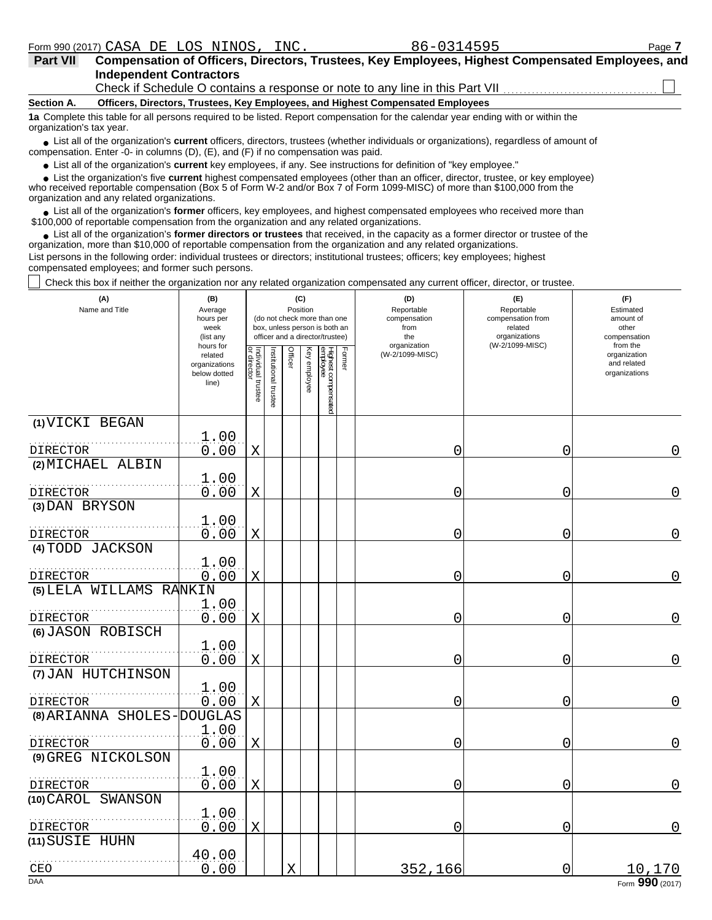Form 990 (2017) CASA DE LOS NINOS, INC. 86-0314595

**Part VII Compensation of Officers, Directors, Trustees, Key Employees, Highest Compensated Employees, and Independent Contractors**

Check if Schedule O contains a response or note to any line in this Part VII ☐

**Section A. Officers, Directors, Trustees, Key Employees, and Highest Compensated Employees**

**1a** Complete this table for all persons required to be listed. Report compensation for the calendar year ending with or within the organization's tax year.

- List all of the organization's **current** officers, directors, trustees (whether individuals or organizations), regardless of amount of compensation. Enter -0- in columns (D), (E), and (F) if no compensation was paid.
- List all of the organization's **current** key employees, if any. See instructions for definition of "key employee."
- List the organization's five **current** highest compensated employees (other than an officer, director, trustee, or key employee) who received reportable compensation (Box 5 of Form W-2 and/or Box 7 of Form 1099-MISC) of more than $100,000 from the organization and any related organizations.
- List all of the organization's **former** officers, key employees, and highest compensated employees who received more than $100,000 of reportable compensation from the organization and any related organizations.
- List all of the organization's **former directors or trustees** that received, in the capacity as a former director or trustee of the organization, more than $10,000 of reportable compensation from the organization and any related organizations.

List persons in the following order: individual trustees or directors; institutional trustees; officers; key employees; highest compensated employees; and former such persons.

☐ Check this box if neither the organization nor any related organization compensated any current officer, director, or trustee.

| (A) Name and Title | (B) Average hours per week (list any hours for related organizations below dotted line) | (C) Position (do not check more than one box, unless person is both an officer and a director/trustee): Individual trustee or director | Institutional trustee | Officer | Key employee | Highest compensated employee | Former | (D) Reportable compensation from the organization (W-2/1099-MISC) | (E) Reportable compensation from related organizations (W-2/1099-MISC) | (F) Estimated amount of other compensation from the organization and related organizations |
|---|---|---|---|---|---|---|---|---|---|---|
| (1) VICKI BEGAN<br>DIRECTOR | 1.00<br>0.00 | X | | | | | | 0 | 0 | 0 |
| (2) MICHAEL ALBIN<br>DIRECTOR | 1.00<br>0.00 | X | | | | | | 0 | 0 | 0 |
| (3) DAN BRYSON<br>DIRECTOR | 1.00<br>0.00 | X | | | | | | 0 | 0 | 0 |
| (4) TODD JACKSON<br>DIRECTOR | 1.00<br>0.00 | X | | | | | | 0 | 0 | 0 |
| (5) LELA WILLAMS RANKIN<br>DIRECTOR | 1.00<br>0.00 | X | | | | | | 0 | 0 | 0 |
| (6) JASON ROBISCH<br>DIRECTOR | 1.00<br>0.00 | X | | | | | | 0 | 0 | 0 |
| (7) JAN HUTCHINSON<br>DIRECTOR | 1.00<br>0.00 | X | | | | | | 0 | 0 | 0 |
| (8) ARIANNA SHOLES-DOUGLAS<br>DIRECTOR | 1.00<br>0.00 | X | | | | | | 0 | 0 | 0 |
| (9) GREG NICKOLSON<br>DIRECTOR | 1.00<br>0.00 | X | | | | | | 0 | 0 | 0 |
| (10) CAROL SWANSON<br>DIRECTOR | 1.00<br>0.00 | X | | | | | | 0 | 0 | 0 |
| (11) SUSIE HUHN<br>CEO | 40.00<br>0.00 | | | X | | | | 352,166 | 0 | 10,170 |

DAA Form 990 (2017)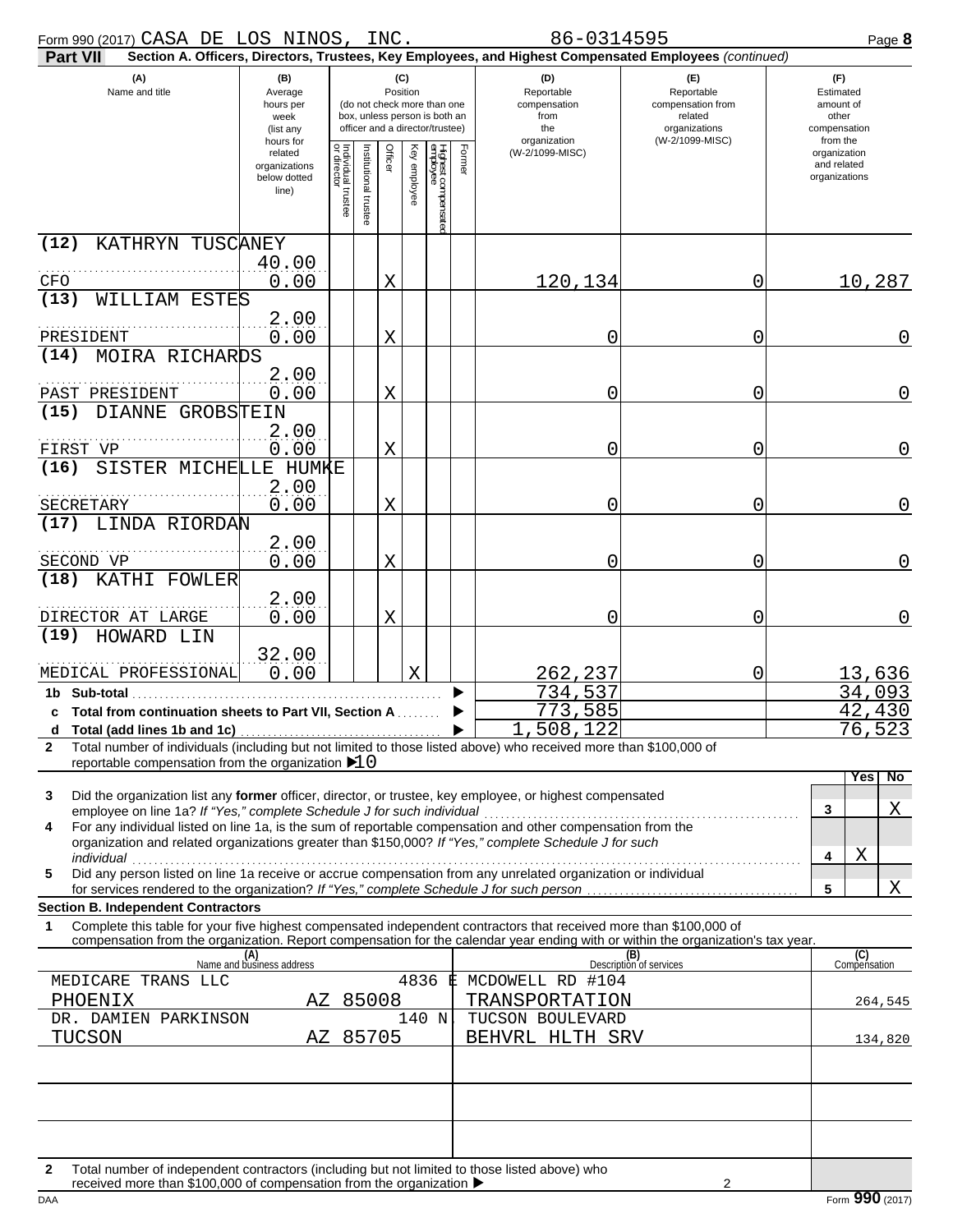Form 990 (2017) CASA DE LOS NINOS, INC. 86-0314595 Page **8**

**Part VII Section A. Officers, Directors, Trustees, Key Employees, and Highest Compensated Employees** *(continued)*

| (A) Name and title | (B) Average hours per week (list any hours for related organizations below dotted line) | (C) Position: Individual trustee or director | Institutional trustee | Officer | Key employee | Highest compensated employee | Former | (D) Reportable compensation from the organization (W-2/1099-MISC) | (E) Reportable compensation from related organizations (W-2/1099-MISC) | (F) Estimated amount of other compensation from the organization and related organizations |
|---|---|---|---|---|---|---|---|---|---|---|
| (12) KATHRYN TUSCANEY<br>CFO | 40.00<br>0.00 | | | X | | | | 120,134 | 0 | 10,287 |
| (13) WILLIAM ESTES<br>PRESIDENT | 2.00<br>0.00 | | | X | | | | 0 | 0 | 0 |
| (14) MOIRA RICHARDS<br>PAST PRESIDENT | 2.00<br>0.00 | | | X | | | | 0 | 0 | 0 |
| (15) DIANNE GROBSTEIN<br>FIRST VP | 2.00<br>0.00 | | | X | | | | 0 | 0 | 0 |
| (16) SISTER MICHELLE HUMKE<br>SECRETARY | 2.00<br>0.00 | | | X | | | | 0 | 0 | 0 |
| (17) LINDA RIORDAN<br>SECOND VP | 2.00<br>0.00 | | | X | | | | 0 | 0 | 0 |
| (18) KATHI FOWLER<br>DIRECTOR AT LARGE | 2.00<br>0.00 | | | X | | | | 0 | 0 | 0 |
| (19) HOWARD LIN<br>MEDICAL PROFESSIONAL | 32.00<br>0.00 | | | | X | | | 262,237 | 0 | 13,636 |
| **1b Sub-total** | | | | | | | | 734,537 | | 34,093 |
| **c Total from continuation sheets to Part VII, Section A** | | | | | | | | 773,585 | | 42,430 |
| **d Total (add lines 1b and 1c)** | | | | | | | | 1,508,122 | | 76,523 |

**2** Total number of individuals (including but not limited to those listed above) who received more than $100,000 of reportable compensation from the organization ▶ 10

| | | Yes | No |
|---|---|---|---|
| **3** Did the organization list any **former** officer, director, or trustee, key employee, or highest compensated employee on line 1a? *If "Yes," complete Schedule J for such individual* | 3 | | X |
| **4** For any individual listed on line 1a, is the sum of reportable compensation and other compensation from the organization and related organizations greater than $150,000? *If "Yes," complete Schedule J for such individual* | 4 | X | |
| **5** Did any person listed on line 1a receive or accrue compensation from any unrelated organization or individual for services rendered to the organization? *If "Yes," complete Schedule J for such person* | 5 | | X |

**Section B. Independent Contractors**

**1** Complete this table for your five highest compensated independent contractors that received more than $100,000 of compensation from the organization. Report compensation for the calendar year ending with or within the organization's tax year.

| (A) Name and business address | (B) Description of services | (C) Compensation |
|---|---|---|
| MEDICARE TRANS LLC 4836 E MCDOWELL RD #104 PHOENIX AZ 85008 | TRANSPORTATION | 264,545 |
| DR. DAMIEN PARKINSON 140 N. TUCSON BOULEVARD TUCSON AZ 85705 | BEHVRL HLTH SRV | 134,820 |
| | | |
| | | |
| | | |

**2** Total number of independent contractors (including but not limited to those listed above) who received more than $100,000 of compensation from the organization ▶ 2

DAA Form **990** (2017)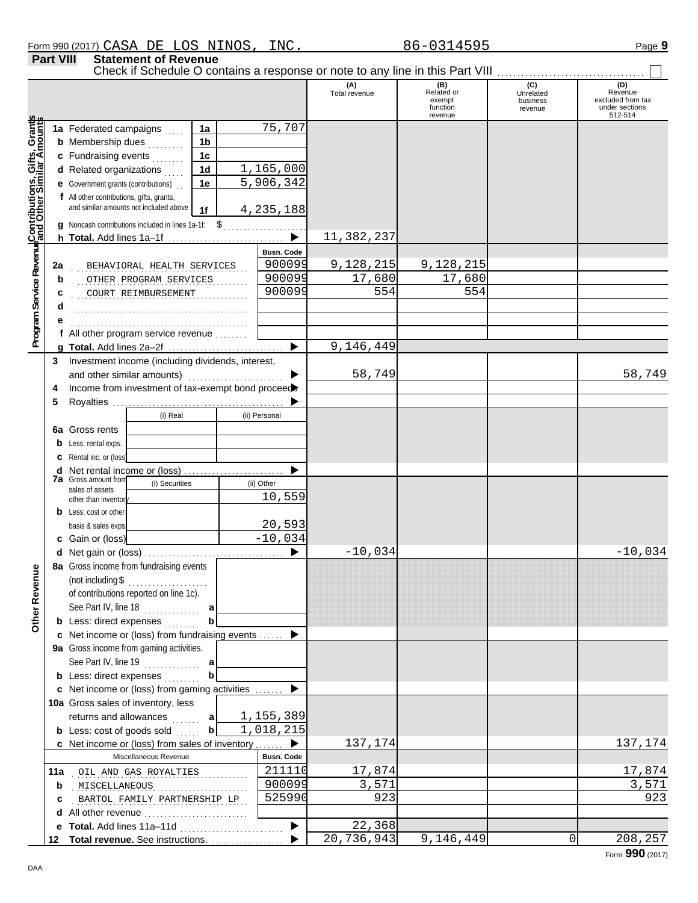Form 990 (2017) CASA DE LOS NINOS, INC. 86-0314595 Page 9

**Part VIII Statement of Revenue**

Check if Schedule O contains a response or note to any line in this Part VIII ☐

| | | | (A) Total revenue | (B) Related or exempt function revenue | (C) Unrelated business revenue | (D) Revenue excluded from tax under sections 512-514 |
|---|---|---|---|---|---|---|
| **Contributions, Gifts, Grants and Other Similar Amounts** | 1a Federated campaigns | 1a | 75,707 | | | |
| | b Membership dues | 1b | | | | |
| | c Fundraising events | 1c | | | | |
| | d Related organizations | 1d | 1,165,000 | | | |
| | e Government grants (contributions) | 1e | 5,906,342 | | | |
| | f All other contributions, gifts, grants, and similar amounts not included above | 1f | 4,235,188 | | | |
| | g Noncash contributions included in lines 1a-1f: $ | | | | | |
| | h **Total.** Add lines 1a–1f | ▶ | 11,382,237 | | | |
| **Program Service Revenue** | | Busn. Code | | | | |
| | 2a BEHAVIORAL HEALTH SERVICES | 900099 | 9,128,215 | 9,128,215 | | |
| | b OTHER PROGRAM SERVICES | 900099 | 17,680 | 17,680 | | |
| | c COURT REIMBURSEMENT | 900099 | 554 | 554 | | |
| | d | | | | | |
| | e | | | | | |
| | f All other program service revenue | | | | | |
| | g **Total.** Add lines 2a–2f | ▶ | 9,146,449 | | | |
| **Other Revenue** | 3 Investment income (including dividends, interest, and other similar amounts) | ▶ | 58,749 | | | 58,749 |
| | 4 Income from investment of tax-exempt bond proceeds | ▶ | | | | |
| | 5 Royalties | ▶ | | | | |
| | | (i) Real / (ii) Personal | | | | |
| | 6a Gross rents | | | | | |
| | b Less: rental exps. | | | | | |
| | c Rental inc. or (loss) | | | | | |
| | d Net rental income or (loss) | ▶ | | | | |
| | 7a Gross amount from sales of assets other than inventory | (i) Securities: / (ii) Other: 10,559 | | | | |
| | b Less: cost or other basis & sales exps. | (i) Securities: / (ii) Other: 20,593 | | | | |
| | c Gain or (loss) | (i) Securities: / (ii) Other: -10,034 | | | | |
| | d Net gain or (loss) | ▶ | -10,034 | | | -10,034 |
| | 8a Gross income from fundraising events (not including $ of contributions reported on line 1c). See Part IV, line 18 | a | | | | |
| | b Less: direct expenses | b | | | | |
| | c Net income or (loss) from fundraising events | ▶ | | | | |
| | 9a Gross income from gaming activities. See Part IV, line 19 | a | | | | |
| | b Less: direct expenses | b | | | | |
| | c Net income or (loss) from gaming activities | ▶ | | | | |
| | 10a Gross sales of inventory, less returns and allowances | a 1,155,389 | | | | |
| | b Less: cost of goods sold | b 1,018,215 | | | | |
| | c Net income or (loss) from sales of inventory | ▶ | 137,174 | | | 137,174 |
| | Miscellaneous Revenue | Busn. Code | | | | |
| | 11a OIL AND GAS ROYALTIES | 211110 | 17,874 | | | 17,874 |
| | b MISCELLANEOUS | 900099 | 3,571 | | | 3,571 |
| | c BARTOL FAMILY PARTNERSHIP LP | 525990 | 923 | | | 923 |
| | d All other revenue | | | | | |
| | e **Total.** Add lines 11a–11d | ▶ | 22,368 | | | |
| | 12 **Total revenue.** See instructions. | ▶ | 20,736,943 | 9,146,449 | 0 | 208,257 |

DAA Form **990** (2017)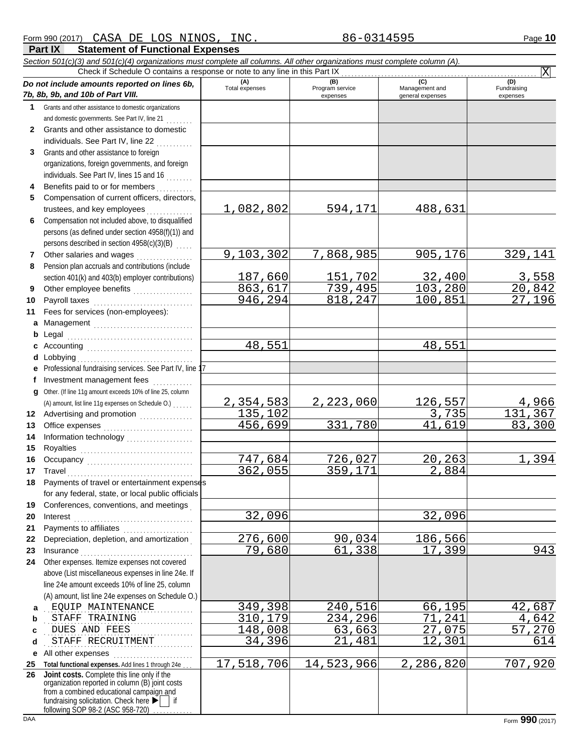Form 990 (2017) CASA DE LOS NINOS, INC. 86-0314595

## Part IX Statement of Functional Expenses

*Section 501(c)(3) and 501(c)(4) organizations must complete all columns. All other organizations must complete column (A).*

Check if Schedule O contains a response or note to any line in this Part IX ....... [X]

| *Do not include amounts reported on lines 6b, 7b, 8b, 9b, and 10b of Part VIII.* | (A) Total expenses | (B) Program service expenses | (C) Management and general expenses | (D) Fundraising expenses |
|---|---|---|---|---|
| **1** Grants and other assistance to domestic organizations and domestic governments. See Part IV, line 21 | | | | |
| **2** Grants and other assistance to domestic individuals. See Part IV, line 22 | | | | |
| **3** Grants and other assistance to foreign organizations, foreign governments, and foreign individuals. See Part IV, lines 15 and 16 | | | | |
| **4** Benefits paid to or for members | | | | |
| **5** Compensation of current officers, directors, trustees, and key employees | 1,082,802 | 594,171 | 488,631 | |
| **6** Compensation not included above, to disqualified persons (as defined under section 4958(f)(1)) and persons described in section 4958(c)(3)(B) | | | | |
| **7** Other salaries and wages | 9,103,302 | 7,868,985 | 905,176 | 329,141 |
| **8** Pension plan accruals and contributions (include section 401(k) and 403(b) employer contributions) | 187,660 | 151,702 | 32,400 | 3,558 |
| **9** Other employee benefits | 863,617 | 739,495 | 103,280 | 20,842 |
| **10** Payroll taxes | 946,294 | 818,247 | 100,851 | 27,196 |
| **11** Fees for services (non-employees): | | | | |
| **a** Management | | | | |
| **b** Legal | | | | |
| **c** Accounting | 48,551 | | 48,551 | |
| **d** Lobbying | | | | |
| **e** Professional fundraising services. See Part IV, line 17 | | | | |
| **f** Investment management fees | | | | |
| **g** Other. (If line 11g amount exceeds 10% of line 25, column (A) amount, list line 11g expenses on Schedule O.) | 2,354,583 | 2,223,060 | 126,557 | 4,966 |
| **12** Advertising and promotion | 135,102 | | 3,735 | 131,367 |
| **13** Office expenses | 456,699 | 331,780 | 41,619 | 83,300 |
| **14** Information technology | | | | |
| **15** Royalties | | | | |
| **16** Occupancy | 747,684 | 726,027 | 20,263 | 1,394 |
| **17** Travel | 362,055 | 359,171 | 2,884 | |
| **18** Payments of travel or entertainment expenses for any federal, state, or local public officials | | | | |
| **19** Conferences, conventions, and meetings | | | | |
| **20** Interest | 32,096 | | 32,096 | |
| **21** Payments to affiliates | | | | |
| **22** Depreciation, depletion, and amortization | 276,600 | 90,034 | 186,566 | |
| **23** Insurance | 79,680 | 61,338 | 17,399 | 943 |
| **24** Other expenses. Itemize expenses not covered above (List miscellaneous expenses in line 24e. If line 24e amount exceeds 10% of line 25, column (A) amount, list line 24e expenses on Schedule O.) | | | | |
| **a** EQUIP MAINTENANCE | 349,398 | 240,516 | 66,195 | 42,687 |
| **b** STAFF TRAINING | 310,179 | 234,296 | 71,241 | 4,642 |
| **c** DUES AND FEES | 148,008 | 63,663 | 27,075 | 57,270 |
| **d** STAFF RECRUITMENT | 34,396 | 21,481 | 12,301 | 614 |
| **e** All other expenses | | | | |
| **25** **Total functional expenses.** Add lines 1 through 24e | 17,518,706 | 14,523,966 | 2,286,820 | 707,920 |
| **26** **Joint costs.** Complete this line only if the organization reported in column (B) joint costs from a combined educational campaign and fundraising solicitation. Check here ▶ [ ] if following SOP 98-2 (ASC 958-720) | | | | |

DAA Form **990** (2017)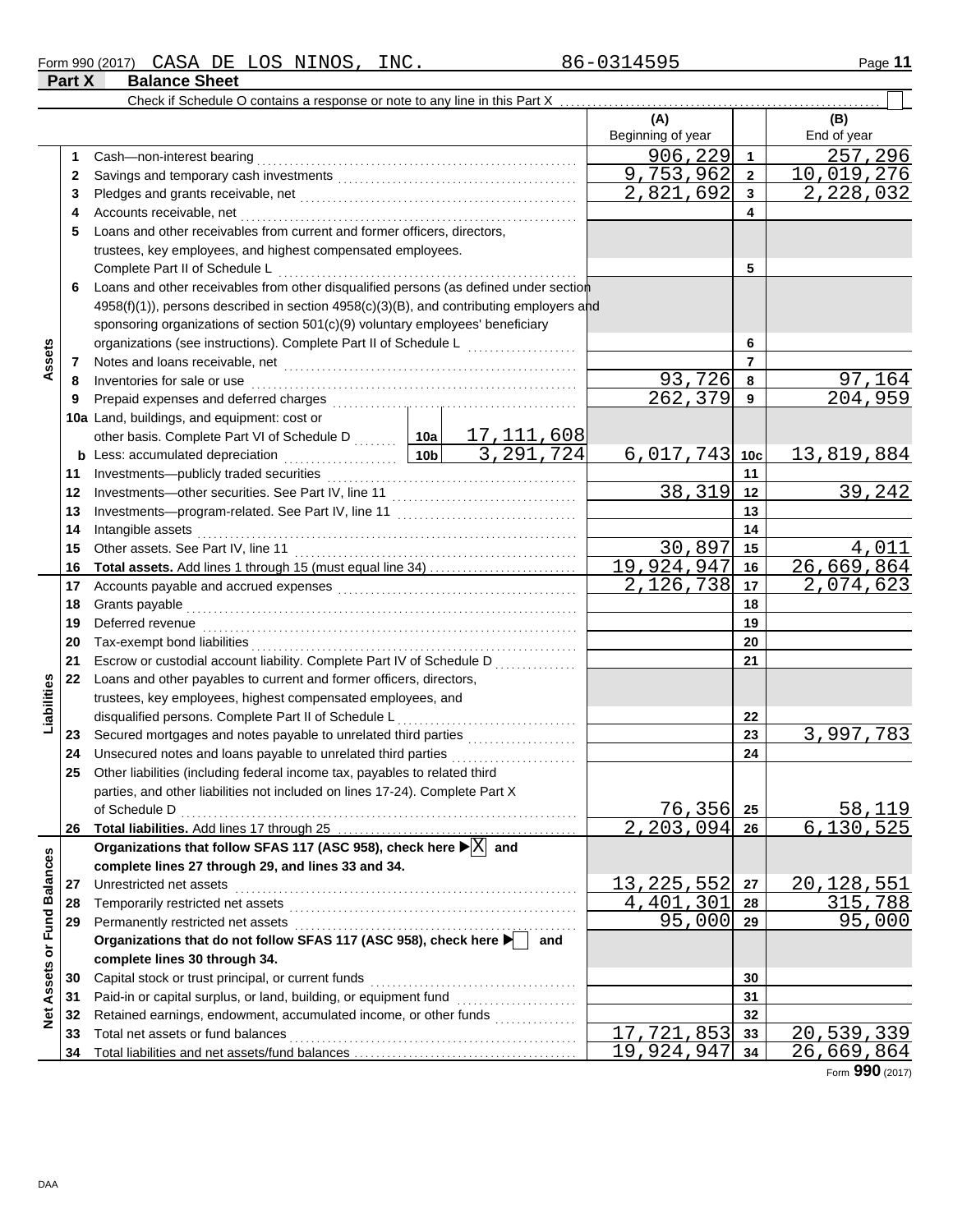Form 990 (2017) CASA DE LOS NINOS, INC. 86-0314595 Page **11**

## Part X Balance Sheet

Check if Schedule O contains a response or note to any line in this Part X . . . . . . . . . . . . . . . . . . . . . . . . . . . . . . . ☐

| | | | | (A) Beginning of year | | (B) End of year |
|---|---|---|---|---|---|---|
| **Assets** | 1 | Cash—non-interest bearing | | 906,229 | 1 | 257,296 |
| | 2 | Savings and temporary cash investments | | 9,753,962 | 2 | 10,019,276 |
| | 3 | Pledges and grants receivable, net | | 2,821,692 | 3 | 2,228,032 |
| | 4 | Accounts receivable, net | | | 4 | |
| | 5 | Loans and other receivables from current and former officers, directors, trustees, key employees, and highest compensated employees. Complete Part II of Schedule L | | | 5 | |
| | 6 | Loans and other receivables from other disqualified persons (as defined under section 4958(f)(1)), persons described in section 4958(c)(3)(B), and contributing employers and sponsoring organizations of section 501(c)(9) voluntary employees' beneficiary organizations (see instructions). Complete Part II of Schedule L | | | 6 | |
| | 7 | Notes and loans receivable, net | | | 7 | |
| | 8 | Inventories for sale or use | | 93,726 | 8 | 97,164 |
| | 9 | Prepaid expenses and deferred charges | | 262,379 | 9 | 204,959 |
| | 10a | Land, buildings, and equipment: cost or other basis. Complete Part VI of Schedule D | 10a 17,111,608 | | | |
| | b | Less: accumulated depreciation | 10b 3,291,724 | 6,017,743 | 10c | 13,819,884 |
| | 11 | Investments—publicly traded securities | | | 11 | |
| | 12 | Investments—other securities. See Part IV, line 11 | | 38,319 | 12 | 39,242 |
| | 13 | Investments—program-related. See Part IV, line 11 | | | 13 | |
| | 14 | Intangible assets | | | 14 | |
| | 15 | Other assets. See Part IV, line 11 | | 30,897 | 15 | 4,011 |
| | 16 | **Total assets.** Add lines 1 through 15 (must equal line 34) | | 19,924,947 | 16 | 26,669,864 |
| **Liabilities** | 17 | Accounts payable and accrued expenses | | 2,126,738 | 17 | 2,074,623 |
| | 18 | Grants payable | | | 18 | |
| | 19 | Deferred revenue | | | 19 | |
| | 20 | Tax-exempt bond liabilities | | | 20 | |
| | 21 | Escrow or custodial account liability. Complete Part IV of Schedule D | | | 21 | |
| | 22 | Loans and other payables to current and former officers, directors, trustees, key employees, highest compensated employees, and disqualified persons. Complete Part II of Schedule L | | | 22 | |
| | 23 | Secured mortgages and notes payable to unrelated third parties | | | 23 | 3,997,783 |
| | 24 | Unsecured notes and loans payable to unrelated third parties | | | 24 | |
| | 25 | Other liabilities (including federal income tax, payables to related third parties, and other liabilities not included on lines 17-24). Complete Part X of Schedule D | | 76,356 | 25 | 58,119 |
| | 26 | **Total liabilities.** Add lines 17 through 25 | | 2,203,094 | 26 | 6,130,525 |
| **Net Assets or Fund Balances** | | **Organizations that follow SFAS 117 (ASC 958), check here ▶ ☒ and complete lines 27 through 29, and lines 33 and 34.** | | | | |
| | 27 | Unrestricted net assets | | 13,225,552 | 27 | 20,128,551 |
| | 28 | Temporarily restricted net assets | | 4,401,301 | 28 | 315,788 |
| | 29 | Permanently restricted net assets | | 95,000 | 29 | 95,000 |
| | | **Organizations that do not follow SFAS 117 (ASC 958), check here ▶ ☐ and complete lines 30 through 34.** | | | | |
| | 30 | Capital stock or trust principal, or current funds | | | 30 | |
| | 31 | Paid-in or capital surplus, or land, building, or equipment fund | | | 31 | |
| | 32 | Retained earnings, endowment, accumulated income, or other funds | | | 32 | |
| | 33 | Total net assets or fund balances | | 17,721,853 | 33 | 20,539,339 |
| | 34 | Total liabilities and net assets/fund balances | | 19,924,947 | 34 | 26,669,864 |

Form **990** (2017)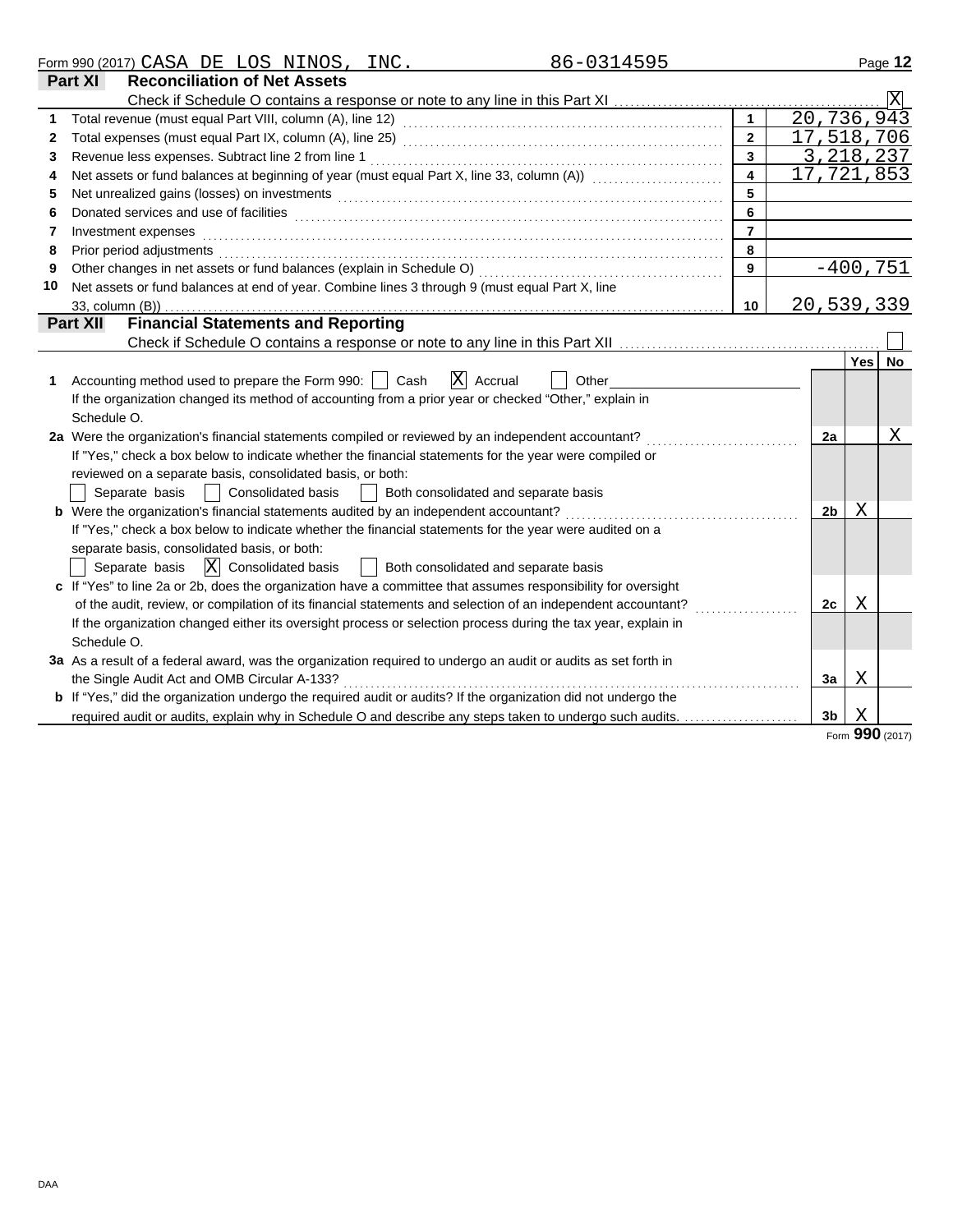Form 990 (2017) CASA DE LOS NINOS, INC. 86-0314595

## Part XI Reconciliation of Net Assets

Check if Schedule O contains a response or note to any line in this Part XI ........ [X]

| | | | |
|---|---|---|---|
| 1 | Total revenue (must equal Part VIII, column (A), line 12) | 1 | 20,736,943 |
| 2 | Total expenses (must equal Part IX, column (A), line 25) | 2 | 17,518,706 |
| 3 | Revenue less expenses. Subtract line 2 from line 1 | 3 | 3,218,237 |
| 4 | Net assets or fund balances at beginning of year (must equal Part X, line 33, column (A)) | 4 | 17,721,853 |
| 5 | Net unrealized gains (losses) on investments | 5 | |
| 6 | Donated services and use of facilities | 6 | |
| 7 | Investment expenses | 7 | |
| 8 | Prior period adjustments | 8 | |
| 9 | Other changes in net assets or fund balances (explain in Schedule O) | 9 | -400,751 |
| 10 | Net assets or fund balances at end of year. Combine lines 3 through 9 (must equal Part X, line 33, column (B)) | 10 | 20,539,339 |

## Part XII Financial Statements and Reporting

Check if Schedule O contains a response or note to any line in this Part XII ........ [ ]

| | | | Yes | No |
|---|---|---|---|---|
| 1 | Accounting method used to prepare the Form 990: [ ] Cash [X] Accrual [ ] Other<br>If the organization changed its method of accounting from a prior year or checked "Other," explain in Schedule O. | | | |
| 2a | Were the organization's financial statements compiled or reviewed by an independent accountant?<br>If "Yes," check a box below to indicate whether the financial statements for the year were compiled or reviewed on a separate basis, consolidated basis, or both:<br>[ ] Separate basis [ ] Consolidated basis [ ] Both consolidated and separate basis | 2a | | X |
| b | Were the organization's financial statements audited by an independent accountant?<br>If "Yes," check a box below to indicate whether the financial statements for the year were audited on a separate basis, consolidated basis, or both:<br>[ ] Separate basis [X] Consolidated basis [ ] Both consolidated and separate basis | 2b | X | |
| c | If "Yes" to line 2a or 2b, does the organization have a committee that assumes responsibility for oversight of the audit, review, or compilation of its financial statements and selection of an independent accountant?<br>If the organization changed either its oversight process or selection process during the tax year, explain in Schedule O. | 2c | X | |
| 3a | As a result of a federal award, was the organization required to undergo an audit or audits as set forth in the Single Audit Act and OMB Circular A-133? | 3a | X | |
| b | If "Yes," did the organization undergo the required audit or audits? If the organization did not undergo the required audit or audits, explain why in Schedule O and describe any steps taken to undergo such audits. | 3b | X | |

Form **990** (2017)

DAA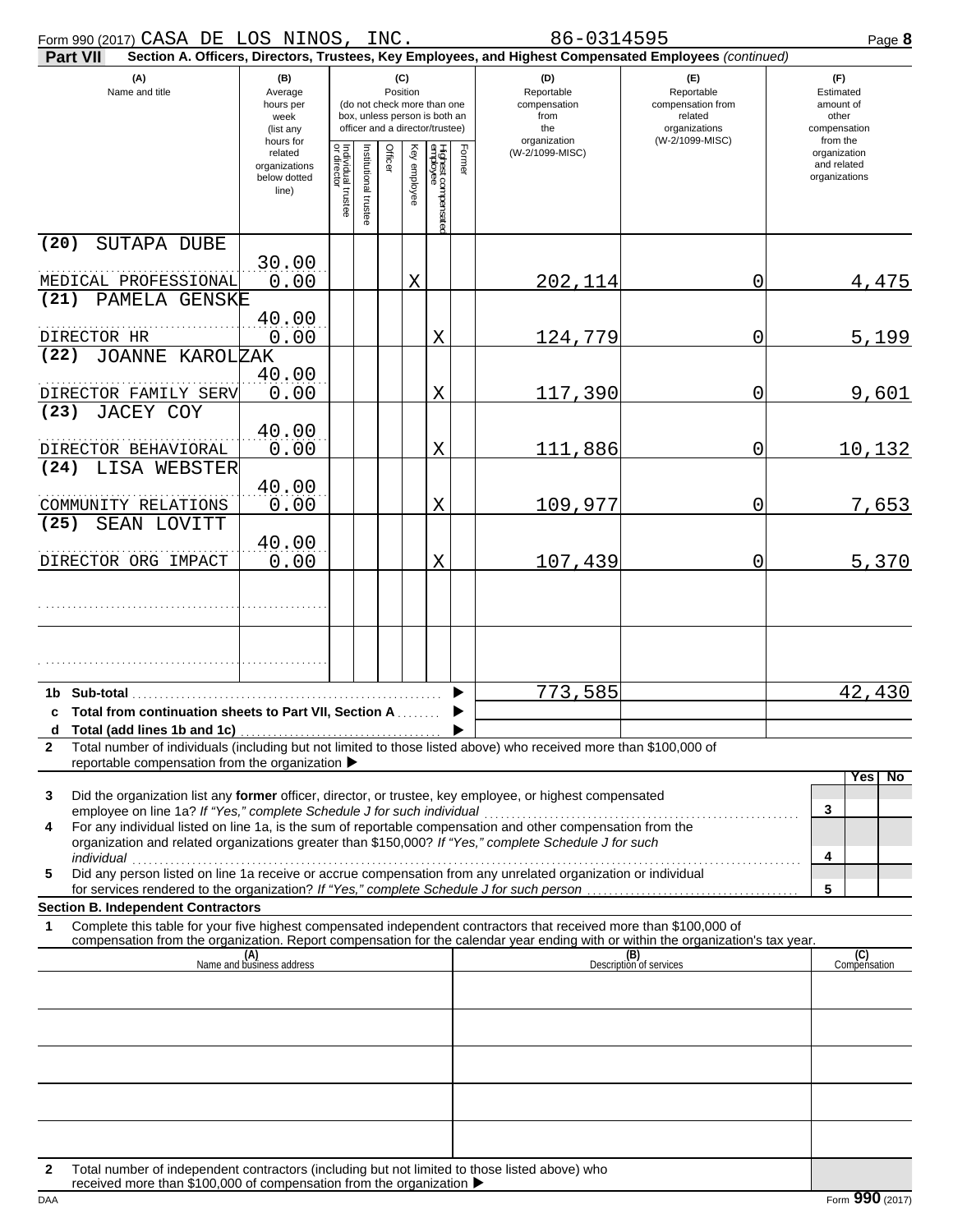Form 990 (2017) CASA DE LOS NINOS, INC. 86-0314595 Page **8**

**Part VII** **Section A. Officers, Directors, Trustees, Key Employees, and Highest Compensated Employees** *(continued)*

| (A) Name and title | (B) Average hours per week (list any hours for related organizations below dotted line) | (C) Position: Individual trustee or director | Institutional trustee | Officer | Key employee | Highest compensated employee | Former | (D) Reportable compensation from the organization (W-2/1099-MISC) | (E) Reportable compensation from related organizations (W-2/1099-MISC) | (F) Estimated amount of other compensation from the organization and related organizations |
|---|---|---|---|---|---|---|---|---|---|---|
| (20) SUTAPA DUBE<br>MEDICAL PROFESSIONAL | 30.00<br>0.00 | | | | X | | | 202,114 | 0 | 4,475 |
| (21) PAMELA GENSKE<br>DIRECTOR HR | 40.00<br>0.00 | | | | | X | | 124,779 | 0 | 5,199 |
| (22) JOANNE KAROLZAK<br>DIRECTOR FAMILY SERV | 40.00<br>0.00 | | | | | X | | 117,390 | 0 | 9,601 |
| (23) JACEY COY<br>DIRECTOR BEHAVIORAL | 40.00<br>0.00 | | | | | X | | 111,886 | 0 | 10,132 |
| (24) LISA WEBSTER<br>COMMUNITY RELATIONS | 40.00<br>0.00 | | | | | X | | 109,977 | 0 | 7,653 |
| (25) SEAN LOVITT<br>DIRECTOR ORG IMPACT | 40.00<br>0.00 | | | | | X | | 107,439 | 0 | 5,370 |
| | | | | | | | | | | |
| | | | | | | | | | | |
| **1b Sub-total** | | | | | | | | 773,585 | | 42,430 |
| **c Total from continuation sheets to Part VII, Section A** | | | | | | | | | | |
| **d Total (add lines 1b and 1c)** | | | | | | | | | | |

**2** Total number of individuals (including but not limited to those listed above) who received more than $100,000 of reportable compensation from the organization ▶

| | | Yes | No |
|---|---|---|---|
| **3** Did the organization list any **former** officer, director, or trustee, key employee, or highest compensated employee on line 1a? *If "Yes," complete Schedule J for such individual* | 3 | | |
| **4** For any individual listed on line 1a, is the sum of reportable compensation and other compensation from the organization and related organizations greater than $150,000? *If "Yes," complete Schedule J for such individual* | 4 | | |
| **5** Did any person listed on line 1a receive or accrue compensation from any unrelated organization or individual for services rendered to the organization? *If "Yes," complete Schedule J for such person* | 5 | | |

**Section B. Independent Contractors**

**1** Complete this table for your five highest compensated independent contractors that received more than $100,000 of compensation from the organization. Report compensation for the calendar year ending with or within the organization's tax year.

| (A) Name and business address | (B) Description of services | (C) Compensation |
|---|---|---|
| | | |
| | | |
| | | |
| | | |
| | | |

**2** Total number of independent contractors (including but not limited to those listed above) who received more than $100,000 of compensation from the organization ▶

DAA Form **990** (2017)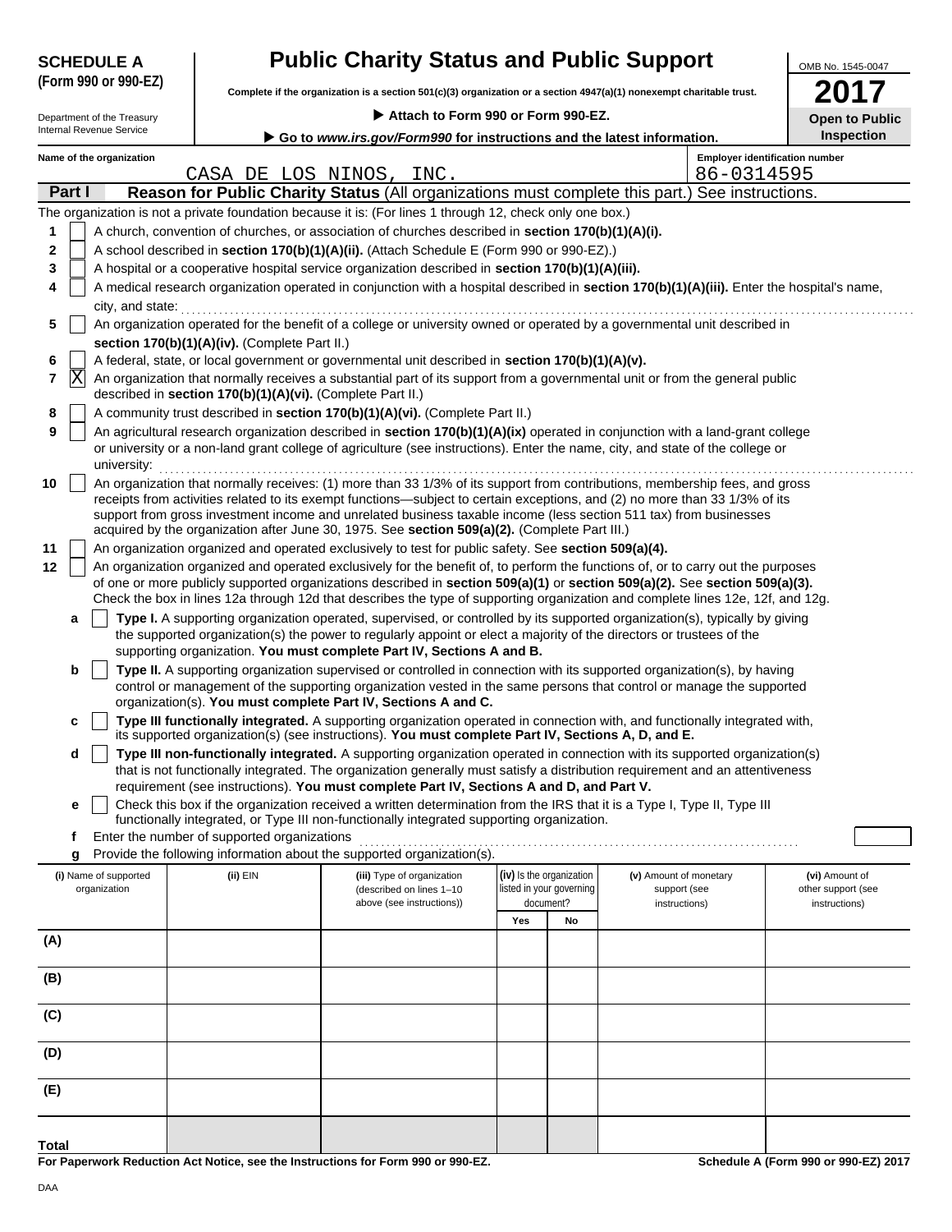**SCHEDULE A (Form 990 or 990-EZ)**

Department of the Treasury
Internal Revenue Service

# Public Charity Status and Public Support

**Complete if the organization is a section 501(c)(3) organization or a section 4947(a)(1) nonexempt charitable trust.**

▶ **Attach to Form 990 or Form 990-EZ.**

▶ **Go to *www.irs.gov/Form990* for instructions and the latest information.**

OMB No. 1545-0047

**2017**

**Open to Public Inspection**

**Name of the organization:** CASA DE LOS NINOS, INC.

**Employer identification number:** 86-0314595

## Part I — Reason for Public Charity Status (All organizations must complete this part.) See instructions.

The organization is not a private foundation because it is: (For lines 1 through 12, check only one box.)

1. [ ] A church, convention of churches, or association of churches described in **section 170(b)(1)(A)(i).**
2. [ ] A school described in **section 170(b)(1)(A)(ii).** (Attach Schedule E (Form 990 or 990-EZ).)
3. [ ] A hospital or a cooperative hospital service organization described in **section 170(b)(1)(A)(iii).**
4. [ ] A medical research organization operated in conjunction with a hospital described in **section 170(b)(1)(A)(iii).** Enter the hospital's name, city, and state:
5. [ ] An organization operated for the benefit of a college or university owned or operated by a governmental unit described in **section 170(b)(1)(A)(iv).** (Complete Part II.)
6. [ ] A federal, state, or local government or governmental unit described in **section 170(b)(1)(A)(v).**
7. [X] An organization that normally receives a substantial part of its support from a governmental unit or from the general public described in **section 170(b)(1)(A)(vi).** (Complete Part II.)
8. [ ] A community trust described in **section 170(b)(1)(A)(vi).** (Complete Part II.)
9. [ ] An agricultural research organization described in **section 170(b)(1)(A)(ix)** operated in conjunction with a land-grant college or university or a non-land grant college of agriculture (see instructions). Enter the name, city, and state of the college or university:
10. [ ] An organization that normally receives: (1) more than 33 1/3% of its support from contributions, membership fees, and gross receipts from activities related to its exempt functions—subject to certain exceptions, and (2) no more than 33 1/3% of its support from gross investment income and unrelated business taxable income (less section 511 tax) from businesses acquired by the organization after June 30, 1975. See **section 509(a)(2).** (Complete Part III.)
11. [ ] An organization organized and operated exclusively to test for public safety. See **section 509(a)(4).**
12. [ ] An organization organized and operated exclusively for the benefit of, to perform the functions of, or to carry out the purposes of one or more publicly supported organizations described in **section 509(a)(1)** or **section 509(a)(2).** See **section 509(a)(3).** Check the box in lines 12a through 12d that describes the type of supporting organization and complete lines 12e, 12f, and 12g.
   - **a** [ ] **Type I.** A supporting organization operated, supervised, or controlled by its supported organization(s), typically by giving the supported organization(s) the power to regularly appoint or elect a majority of the directors or trustees of the supporting organization. **You must complete Part IV, Sections A and B.**
   - **b** [ ] **Type II.** A supporting organization supervised or controlled in connection with its supported organization(s), by having control or management of the supporting organization vested in the same persons that control or manage the supported organization(s). **You must complete Part IV, Sections A and C.**
   - **c** [ ] **Type III functionally integrated.** A supporting organization operated in connection with, and functionally integrated with, its supported organization(s) (see instructions). **You must complete Part IV, Sections A, D, and E.**
   - **d** [ ] **Type III non-functionally integrated.** A supporting organization operated in connection with its supported organization(s) that is not functionally integrated. The organization generally must satisfy a distribution requirement and an attentiveness requirement (see instructions). **You must complete Part IV, Sections A and D, and Part V.**
   - **e** [ ] Check this box if the organization received a written determination from the IRS that it is a Type I, Type II, Type III functionally integrated, or Type III non-functionally integrated supporting organization.
   - **f** Enter the number of supported organizations
   - **g** Provide the following information about the supported organization(s).

| (i) Name of supported organization | (ii) EIN | (iii) Type of organization (described on lines 1–10 above (see instructions)) | (iv) Is the organization listed in your governing document? Yes | No | (v) Amount of monetary support (see instructions) | (vi) Amount of other support (see instructions) |
|---|---|---|---|---|---|---|
| (A) | | | | | | |
| (B) | | | | | | |
| (C) | | | | | | |
| (D) | | | | | | |
| (E) | | | | | | |
| **Total** | | | | | | |

**For Paperwork Reduction Act Notice, see the Instructions for Form 990 or 990-EZ.** **Schedule A (Form 990 or 990-EZ) 2017**

DAA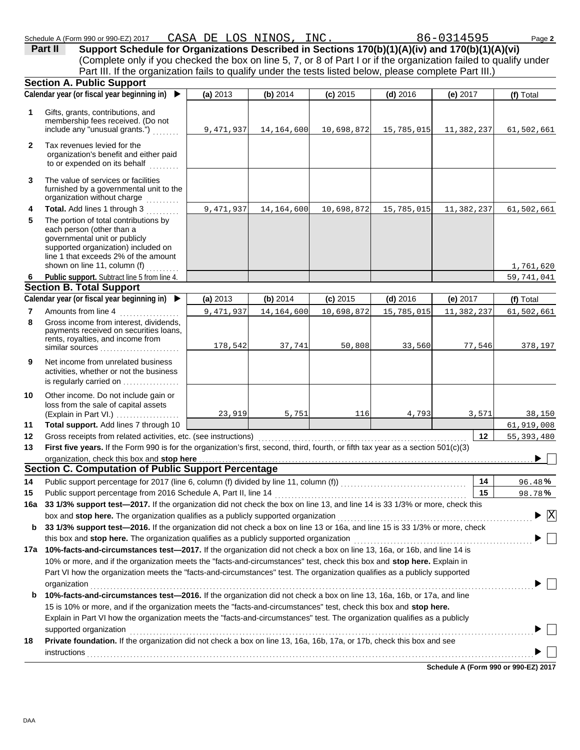Schedule A (Form 990 or 990-EZ) 2017 CASA DE LOS NINOS, INC. 86-0314595

**Part II** **Support Schedule for Organizations Described in Sections 170(b)(1)(A)(iv) and 170(b)(1)(A)(vi)**
(Complete only if you checked the box on line 5, 7, or 8 of Part I or if the organization failed to qualify under Part III. If the organization fails to qualify under the tests listed below, please complete Part III.)

## Section A. Public Support

| | Calendar year (or fiscal year beginning in) ▶ | (a) 2013 | (b) 2014 | (c) 2015 | (d) 2016 | (e) 2017 | (f) Total |
|---|---|---|---|---|---|---|---|
| 1 | Gifts, grants, contributions, and membership fees received. (Do not include any "unusual grants.") | 9,471,937 | 14,164,600 | 10,698,872 | 15,785,015 | 11,382,237 | 61,502,661 |
| 2 | Tax revenues levied for the organization's benefit and either paid to or expended on its behalf | | | | | | |
| 3 | The value of services or facilities furnished by a governmental unit to the organization without charge | | | | | | |
| 4 | **Total.** Add lines 1 through 3 | 9,471,937 | 14,164,600 | 10,698,872 | 15,785,015 | 11,382,237 | 61,502,661 |
| 5 | The portion of total contributions by each person (other than a governmental unit or publicly supported organization) included on line 1 that exceeds 2% of the amount shown on line 11, column (f) | | | | | | 1,761,620 |
| 6 | **Public support.** Subtract line 5 from line 4. | | | | | | 59,741,041 |

## Section B. Total Support

| | Calendar year (or fiscal year beginning in) ▶ | (a) 2013 | (b) 2014 | (c) 2015 | (d) 2016 | (e) 2017 | (f) Total |
|---|---|---|---|---|---|---|---|
| 7 | Amounts from line 4 | 9,471,937 | 14,164,600 | 10,698,872 | 15,785,015 | 11,382,237 | 61,502,661 |
| 8 | Gross income from interest, dividends, payments received on securities loans, rents, royalties, and income from similar sources | 178,542 | 37,741 | 50,808 | 33,560 | 77,546 | 378,197 |
| 9 | Net income from unrelated business activities, whether or not the business is regularly carried on | | | | | | |
| 10 | Other income. Do not include gain or loss from the sale of capital assets (Explain in Part VI.) | 23,919 | 5,751 | 116 | 4,793 | 3,571 | 38,150 |
| 11 | **Total support.** Add lines 7 through 10 | | | | | | 61,919,008 |
| 12 | Gross receipts from related activities, etc. (see instructions) | | | | | 12 | 55,393,480 |

**13** **First five years.** If the Form 990 is for the organization's first, second, third, fourth, or fifth tax year as a section 501(c)(3) organization, check this box and **stop here** ▶ ☐

## Section C. Computation of Public Support Percentage

**14** Public support percentage for 2017 (line 6, column (f) divided by line 11, column (f)) — **14** — 96.48 **%**

**15** Public support percentage from 2016 Schedule A, Part II, line 14 — **15** — 98.78 **%**

**16a** **33 1/3% support test—2017.** If the organization did not check the box on line 13, and line 14 is 33 1/3% or more, check this box and **stop here.** The organization qualifies as a publicly supported organization ▶ ☒

**b** **33 1/3% support test—2016.** If the organization did not check a box on line 13 or 16a, and line 15 is 33 1/3% or more, check this box and **stop here.** The organization qualifies as a publicly supported organization ▶ ☐

**17a** **10%-facts-and-circumstances test—2017.** If the organization did not check a box on line 13, 16a, or 16b, and line 14 is 10% or more, and if the organization meets the "facts-and-circumstances" test, check this box and **stop here.** Explain in Part VI how the organization meets the "facts-and-circumstances" test. The organization qualifies as a publicly supported organization ▶ ☐

**b** **10%-facts-and-circumstances test—2016.** If the organization did not check a box on line 13, 16a, 16b, or 17a, and line 15 is 10% or more, and if the organization meets the "facts-and-circumstances" test, check this box and **stop here.** Explain in Part VI how the organization meets the "facts-and-circumstances" test. The organization qualifies as a publicly supported organization ▶ ☐

**18** **Private foundation.** If the organization did not check a box on line 13, 16a, 16b, 17a, or 17b, check this box and see instructions ▶ ☐

**Schedule A (Form 990 or 990-EZ) 2017**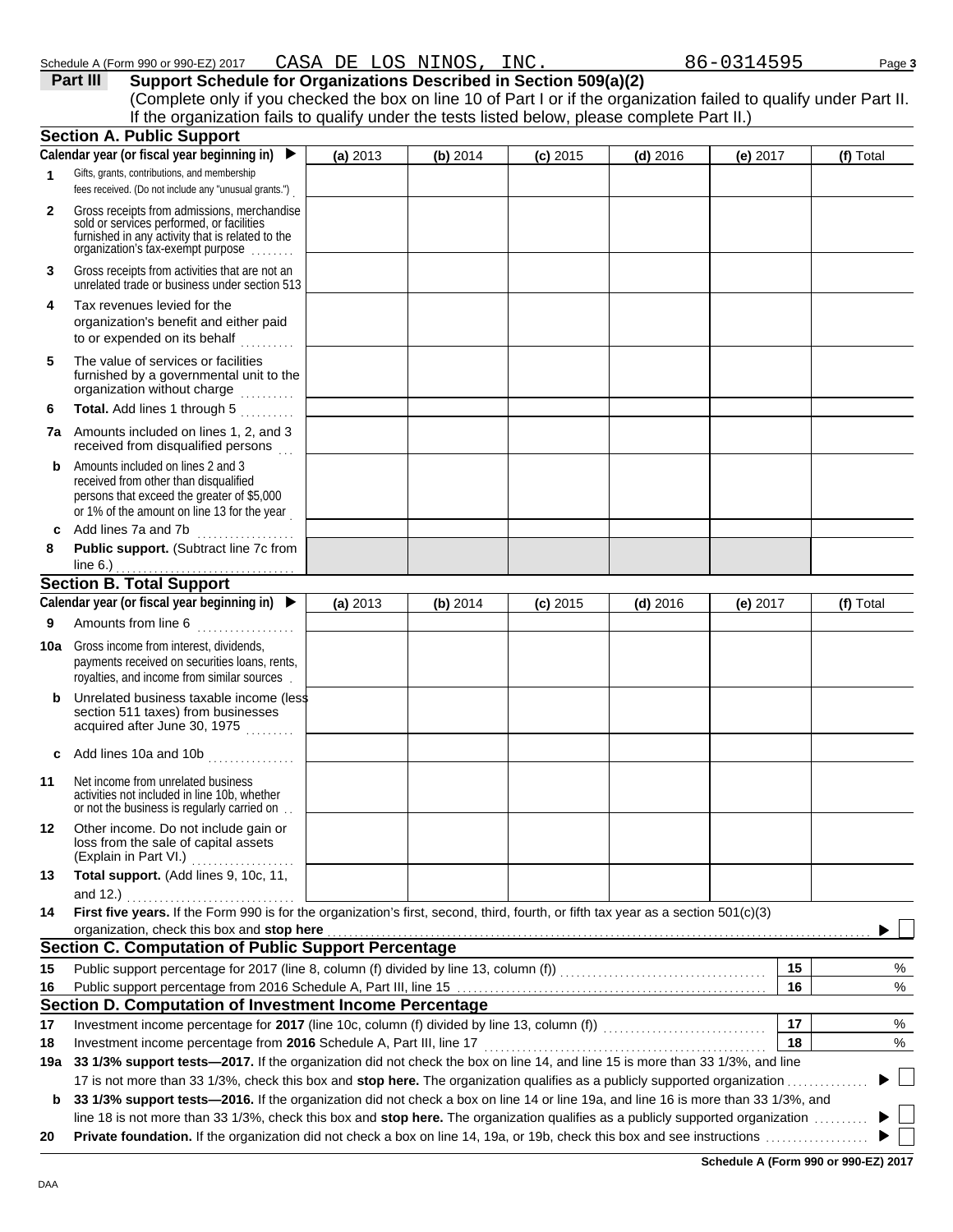Schedule A (Form 990 or 990-EZ) 2017 CASA DE LOS NINOS, INC. 86-0314595

**Part III** **Support Schedule for Organizations Described in Section 509(a)(2)**

(Complete only if you checked the box on line 10 of Part I or if the organization failed to qualify under Part II. If the organization fails to qualify under the tests listed below, please complete Part II.)

## Section A. Public Support

| Calendar year (or fiscal year beginning in) ▶ | (a) 2013 | (b) 2014 | (c) 2015 | (d) 2016 | (e) 2017 | (f) Total |
|---|---|---|---|---|---|---|
| **1** Gifts, grants, contributions, and membership fees received. (Do not include any "unusual grants.") | | | | | | |
| **2** Gross receipts from admissions, merchandise sold or services performed, or facilities furnished in any activity that is related to the organization's tax-exempt purpose | | | | | | |
| **3** Gross receipts from activities that are not an unrelated trade or business under section 513 | | | | | | |
| **4** Tax revenues levied for the organization's benefit and either paid to or expended on its behalf | | | | | | |
| **5** The value of services or facilities furnished by a governmental unit to the organization without charge | | | | | | |
| **6** **Total.** Add lines 1 through 5 | | | | | | |
| **7a** Amounts included on lines 1, 2, and 3 received from disqualified persons | | | | | | |
| **b** Amounts included on lines 2 and 3 received from other than disqualified persons that exceed the greater of $5,000 or 1% of the amount on line 13 for the year | | | | | | |
| **c** Add lines 7a and 7b | | | | | | |
| **8** **Public support.** (Subtract line 7c from line 6.) | | | | | | |

## Section B. Total Support

| Calendar year (or fiscal year beginning in) ▶ | (a) 2013 | (b) 2014 | (c) 2015 | (d) 2016 | (e) 2017 | (f) Total |
|---|---|---|---|---|---|---|
| **9** Amounts from line 6 | | | | | | |
| **10a** Gross income from interest, dividends, payments received on securities loans, rents, royalties, and income from similar sources | | | | | | |
| **b** Unrelated business taxable income (less section 511 taxes) from businesses acquired after June 30, 1975 | | | | | | |
| **c** Add lines 10a and 10b | | | | | | |
| **11** Net income from unrelated business activities not included in line 10b, whether or not the business is regularly carried on | | | | | | |
| **12** Other income. Do not include gain or loss from the sale of capital assets (Explain in Part VI.) | | | | | | |
| **13** **Total support.** (Add lines 9, 10c, 11, and 12.) | | | | | | |

**14** **First five years.** If the Form 990 is for the organization's first, second, third, fourth, or fifth tax year as a section 501(c)(3) organization, check this box and **stop here** ▶ ☐

## Section C. Computation of Public Support Percentage

| | | | |
|---|---|---|---|
| **15** | Public support percentage for 2017 (line 8, column (f) divided by line 13, column (f)) | **15** | % |
| **16** | Public support percentage from 2016 Schedule A, Part III, line 15 | **16** | % |

## Section D. Computation of Investment Income Percentage

| | | | |
|---|---|---|---|
| **17** | Investment income percentage for **2017** (line 10c, column (f) divided by line 13, column (f)) | **17** | % |
| **18** | Investment income percentage from **2016** Schedule A, Part III, line 17 | **18** | % |

**19a** **33 1/3% support tests—2017.** If the organization did not check the box on line 14, and line 15 is more than 33 1/3%, and line 17 is not more than 33 1/3%, check this box and **stop here.** The organization qualifies as a publicly supported organization ▶ ☐

**b** **33 1/3% support tests—2016.** If the organization did not check a box on line 14 or line 19a, and line 16 is more than 33 1/3%, and line 18 is not more than 33 1/3%, check this box and **stop here.** The organization qualifies as a publicly supported organization ▶ ☐

**20** **Private foundation.** If the organization did not check a box on line 14, 19a, or 19b, check this box and see instructions ▶ ☐

**Schedule A (Form 990 or 990-EZ) 2017**

DAA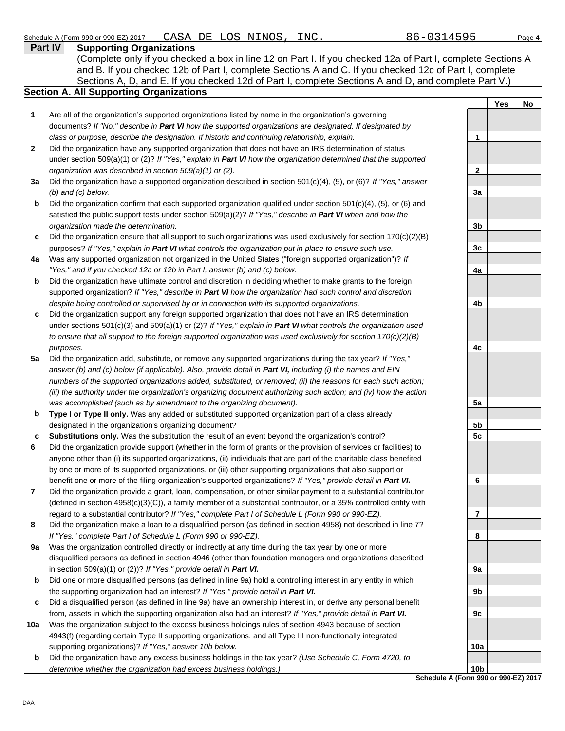Schedule A (Form 990 or 990-EZ) 2017 CASA DE LOS NINOS, INC. 86-0314595

## Part IV Supporting Organizations

(Complete only if you checked a box in line 12 on Part I. If you checked 12a of Part I, complete Sections A and B. If you checked 12b of Part I, complete Sections A and C. If you checked 12c of Part I, complete Sections A, D, and E. If you checked 12d of Part I, complete Sections A and D, and complete Part V.)

### Section A. All Supporting Organizations

| | | | Yes | No |
|---|---|---|---|---|
| **1** | Are all of the organization's supported organizations listed by name in the organization's governing documents? *If "No," describe in **Part VI** how the supported organizations are designated. If designated by class or purpose, describe the designation. If historic and continuing relationship, explain.* | **1** | | |
| **2** | Did the organization have any supported organization that does not have an IRS determination of status under section 509(a)(1) or (2)? *If "Yes," explain in **Part VI** how the organization determined that the supported organization was described in section 509(a)(1) or (2).* | **2** | | |
| **3a** | Did the organization have a supported organization described in section 501(c)(4), (5), or (6)? *If "Yes," answer (b) and (c) below.* | **3a** | | |
| **b** | Did the organization confirm that each supported organization qualified under section 501(c)(4), (5), or (6) and satisfied the public support tests under section 509(a)(2)? *If "Yes," describe in **Part VI** when and how the organization made the determination.* | **3b** | | |
| **c** | Did the organization ensure that all support to such organizations was used exclusively for section 170(c)(2)(B) purposes? *If "Yes," explain in **Part VI** what controls the organization put in place to ensure such use.* | **3c** | | |
| **4a** | Was any supported organization not organized in the United States ("foreign supported organization")? *If "Yes," and if you checked 12a or 12b in Part I, answer (b) and (c) below.* | **4a** | | |
| **b** | Did the organization have ultimate control and discretion in deciding whether to make grants to the foreign supported organization? *If "Yes," describe in **Part VI** how the organization had such control and discretion despite being controlled or supervised by or in connection with its supported organizations.* | **4b** | | |
| **c** | Did the organization support any foreign supported organization that does not have an IRS determination under sections 501(c)(3) and 509(a)(1) or (2)? *If "Yes," explain in **Part VI** what controls the organization used to ensure that all support to the foreign supported organization was used exclusively for section 170(c)(2)(B) purposes.* | **4c** | | |
| **5a** | Did the organization add, substitute, or remove any supported organizations during the tax year? *If "Yes," answer (b) and (c) below (if applicable). Also, provide detail in **Part VI,** including (i) the names and EIN numbers of the supported organizations added, substituted, or removed; (ii) the reasons for each such action; (iii) the authority under the organization's organizing document authorizing such action; and (iv) how the action was accomplished (such as by amendment to the organizing document).* | **5a** | | |
| **b** | **Type I or Type II only.** Was any added or substituted supported organization part of a class already designated in the organization's organizing document? | **5b** | | |
| **c** | **Substitutions only.** Was the substitution the result of an event beyond the organization's control? | **5c** | | |
| **6** | Did the organization provide support (whether in the form of grants or the provision of services or facilities) to anyone other than (i) its supported organizations, (ii) individuals that are part of the charitable class benefited by one or more of its supported organizations, or (iii) other supporting organizations that also support or benefit one or more of the filing organization's supported organizations? *If "Yes," provide detail in **Part VI.*** | **6** | | |
| **7** | Did the organization provide a grant, loan, compensation, or other similar payment to a substantial contributor (defined in section 4958(c)(3)(C)), a family member of a substantial contributor, or a 35% controlled entity with regard to a substantial contributor? *If "Yes," complete Part I of Schedule L (Form 990 or 990-EZ).* | **7** | | |
| **8** | Did the organization make a loan to a disqualified person (as defined in section 4958) not described in line 7? *If "Yes," complete Part I of Schedule L (Form 990 or 990-EZ).* | **8** | | |
| **9a** | Was the organization controlled directly or indirectly at any time during the tax year by one or more disqualified persons as defined in section 4946 (other than foundation managers and organizations described in section 509(a)(1) or (2))? *If "Yes," provide detail in **Part VI.*** | **9a** | | |
| **b** | Did one or more disqualified persons (as defined in line 9a) hold a controlling interest in any entity in which the supporting organization had an interest? *If "Yes," provide detail in **Part VI.*** | **9b** | | |
| **c** | Did a disqualified person (as defined in line 9a) have an ownership interest in, or derive any personal benefit from, assets in which the supporting organization also had an interest? *If "Yes," provide detail in **Part VI.*** | **9c** | | |
| **10a** | Was the organization subject to the excess business holdings rules of section 4943 because of section 4943(f) (regarding certain Type II supporting organizations, and all Type III non-functionally integrated supporting organizations)? *If "Yes," answer 10b below.* | **10a** | | |
| **b** | Did the organization have any excess business holdings in the tax year? *(Use Schedule C, Form 4720, to determine whether the organization had excess business holdings.)* | **10b** | | |

**Schedule A (Form 990 or 990-EZ) 2017**

DAA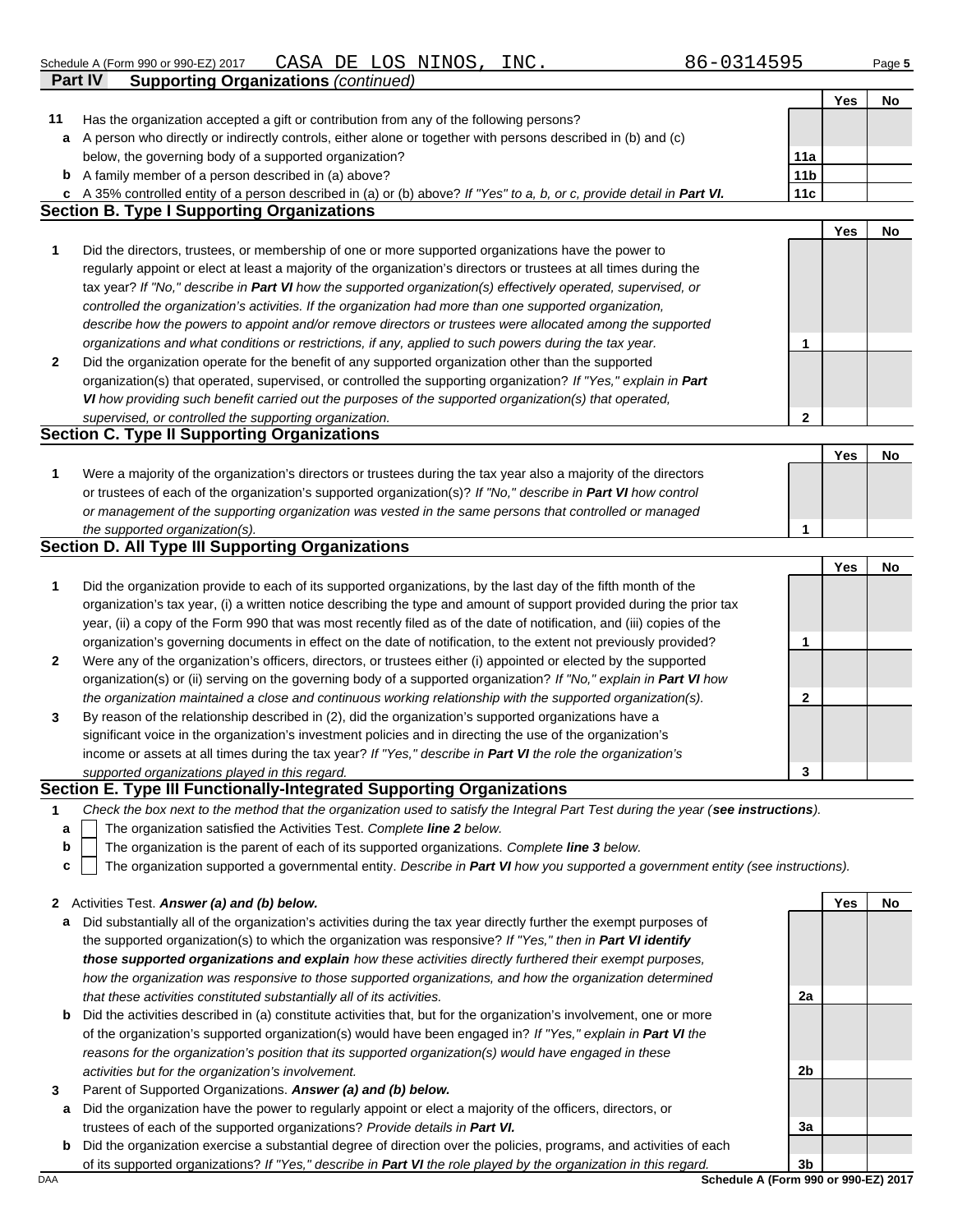Schedule A (Form 990 or 990-EZ) 2017 CASA DE LOS NINOS, INC. 86-0314595 Page 5

**Part IV Supporting Organizations** *(continued)*

| | | | Yes | No |
|---|---|---|---|---|
| **11** | Has the organization accepted a gift or contribution from any of the following persons? | | | |
| **a** | A person who directly or indirectly controls, either alone or together with persons described in (b) and (c) below, the governing body of a supported organization? | **11a** | | |
| **b** | A family member of a person described in (a) above? | **11b** | | |
| **c** | A 35% controlled entity of a person described in (a) or (b) above? *If "Yes" to a, b, or c, provide detail in* ***Part VI.*** | **11c** | | |

**Section B. Type I Supporting Organizations**

| | | | Yes | No |
|---|---|---|---|---|
| **1** | Did the directors, trustees, or membership of one or more supported organizations have the power to regularly appoint or elect at least a majority of the organization's directors or trustees at all times during the tax year? *If "No," describe in* ***Part VI*** *how the supported organization(s) effectively operated, supervised, or controlled the organization's activities. If the organization had more than one supported organization, describe how the powers to appoint and/or remove directors or trustees were allocated among the supported organizations and what conditions or restrictions, if any, applied to such powers during the tax year.* | **1** | | |
| **2** | Did the organization operate for the benefit of any supported organization other than the supported organization(s) that operated, supervised, or controlled the supporting organization? *If "Yes," explain in* ***Part VI*** *how providing such benefit carried out the purposes of the supported organization(s) that operated, supervised, or controlled the supporting organization.* | **2** | | |

**Section C. Type II Supporting Organizations**

| | | | Yes | No |
|---|---|---|---|---|
| **1** | Were a majority of the organization's directors or trustees during the tax year also a majority of the directors or trustees of each of the organization's supported organization(s)? *If "No," describe in* ***Part VI*** *how control or management of the supporting organization was vested in the same persons that controlled or managed the supported organization(s).* | **1** | | |

**Section D. All Type III Supporting Organizations**

| | | | Yes | No |
|---|---|---|---|---|
| **1** | Did the organization provide to each of its supported organizations, by the last day of the fifth month of the organization's tax year, (i) a written notice describing the type and amount of support provided during the prior tax year, (ii) a copy of the Form 990 that was most recently filed as of the date of notification, and (iii) copies of the organization's governing documents in effect on the date of notification, to the extent not previously provided? | **1** | | |
| **2** | Were any of the organization's officers, directors, or trustees either (i) appointed or elected by the supported organization(s) or (ii) serving on the governing body of a supported organization? *If "No," explain in* ***Part VI*** *how the organization maintained a close and continuous working relationship with the supported organization(s).* | **2** | | |
| **3** | By reason of the relationship described in (2), did the organization's supported organizations have a significant voice in the organization's investment policies and in directing the use of the organization's income or assets at all times during the tax year? *If "Yes," describe in* ***Part VI*** *the role the organization's supported organizations played in this regard.* | **3** | | |

**Section E. Type III Functionally-Integrated Supporting Organizations**

**1** *Check the box next to the method that the organization used to satisfy the Integral Part Test during the year (****see instructions****).*

- **a** ☐ The organization satisfied the Activities Test. *Complete* ***line 2*** *below.*
- **b** ☐ The organization is the parent of each of its supported organizations. *Complete* ***line 3*** *below.*
- **c** ☐ The organization supported a governmental entity. *Describe in* ***Part VI*** *how you supported a government entity (see instructions).*

| | | | Yes | No |
|---|---|---|---|---|
| **2** | Activities Test. ***Answer (a) and (b) below.*** | | | |
| **a** | Did substantially all of the organization's activities during the tax year directly further the exempt purposes of the supported organization(s) to which the organization was responsive? *If "Yes," then in* ***Part VI identify those supported organizations and explain*** *how these activities directly furthered their exempt purposes, how the organization was responsive to those supported organizations, and how the organization determined that these activities constituted substantially all of its activities.* | **2a** | | |
| **b** | Did the activities described in (a) constitute activities that, but for the organization's involvement, one or more of the organization's supported organization(s) would have been engaged in? *If "Yes," explain in* ***Part VI*** *the reasons for the organization's position that its supported organization(s) would have engaged in these activities but for the organization's involvement.* | **2b** | | |
| **3** | Parent of Supported Organizations. ***Answer (a) and (b) below.*** | | | |
| **a** | Did the organization have the power to regularly appoint or elect a majority of the officers, directors, or trustees of each of the supported organizations? *Provide details in* ***Part VI.*** | **3a** | | |
| **b** | Did the organization exercise a substantial degree of direction over the policies, programs, and activities of each of its supported organizations? *If "Yes," describe in* ***Part VI*** *the role played by the organization in this regard.* | **3b** | | |

DAA **Schedule A (Form 990 or 990-EZ) 2017**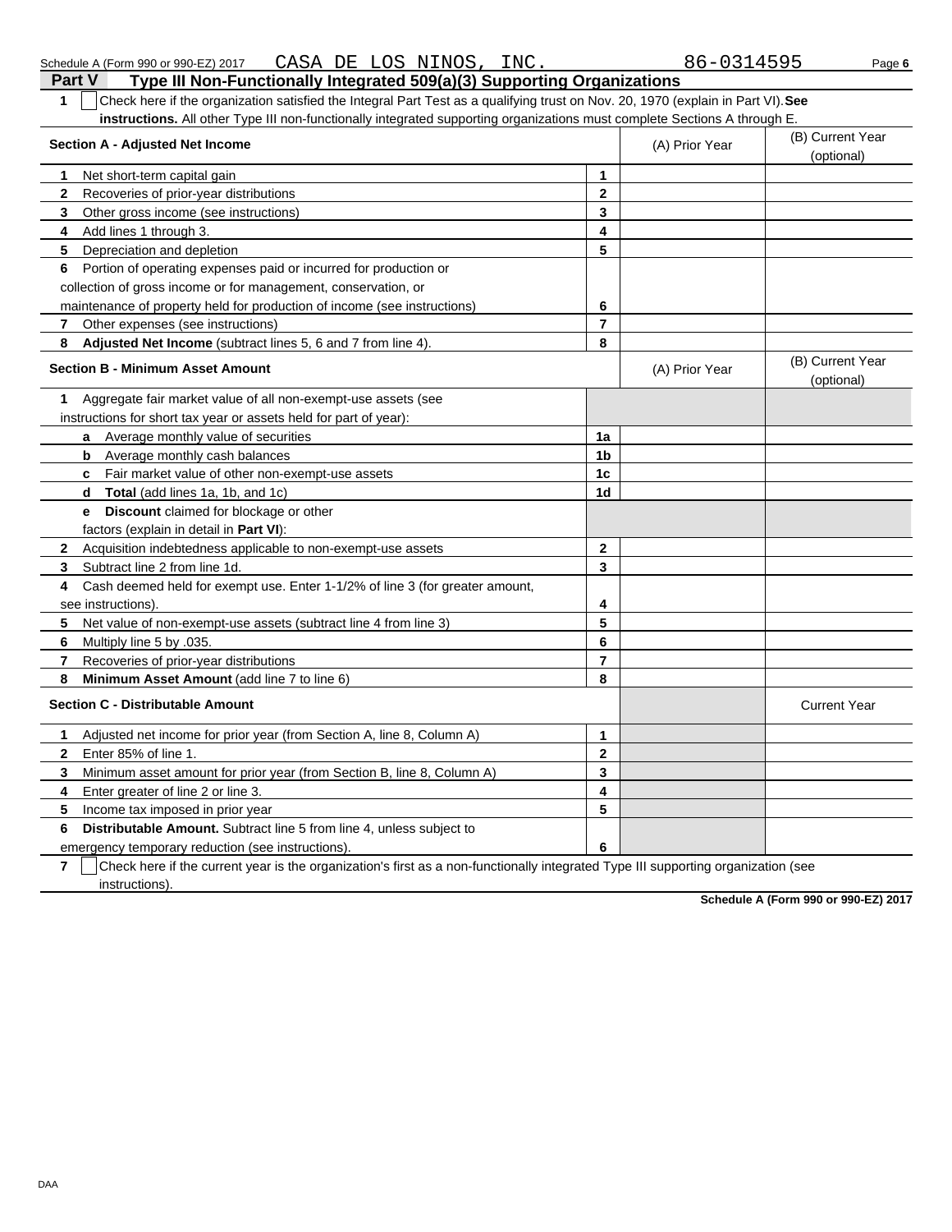Schedule A (Form 990 or 990-EZ) 2017 CASA DE LOS NINOS, INC. 86-0314595

## Part V Type III Non-Functionally Integrated 509(a)(3) Supporting Organizations

**1** ☐ Check here if the organization satisfied the Integral Part Test as a qualifying trust on Nov. 20, 1970 (explain in Part VI). **See instructions.** All other Type III non-functionally integrated supporting organizations must complete Sections A through E.

| Section A - Adjusted Net Income | | (A) Prior Year | (B) Current Year (optional) |
|---|---|---|---|
| **1** Net short-term capital gain | 1 | | |
| **2** Recoveries of prior-year distributions | 2 | | |
| **3** Other gross income (see instructions) | 3 | | |
| **4** Add lines 1 through 3. | 4 | | |
| **5** Depreciation and depletion | 5 | | |
| **6** Portion of operating expenses paid or incurred for production or collection of gross income or for management, conservation, or maintenance of property held for production of income (see instructions) | 6 | | |
| **7** Other expenses (see instructions) | 7 | | |
| **8** **Adjusted Net Income** (subtract lines 5, 6 and 7 from line 4). | 8 | | |

| Section B - Minimum Asset Amount | | (A) Prior Year | (B) Current Year (optional) |
|---|---|---|---|
| **1** Aggregate fair market value of all non-exempt-use assets (see instructions for short tax year or assets held for part of year): | | | |
| **a** Average monthly value of securities | 1a | | |
| **b** Average monthly cash balances | 1b | | |
| **c** Fair market value of other non-exempt-use assets | 1c | | |
| **d** **Total** (add lines 1a, 1b, and 1c) | 1d | | |
| **e** **Discount** claimed for blockage or other factors (explain in detail in **Part VI**): | | | |
| **2** Acquisition indebtedness applicable to non-exempt-use assets | 2 | | |
| **3** Subtract line 2 from line 1d. | 3 | | |
| **4** Cash deemed held for exempt use. Enter 1-1/2% of line 3 (for greater amount, see instructions). | 4 | | |
| **5** Net value of non-exempt-use assets (subtract line 4 from line 3) | 5 | | |
| **6** Multiply line 5 by .035. | 6 | | |
| **7** Recoveries of prior-year distributions | 7 | | |
| **8** **Minimum Asset Amount** (add line 7 to line 6) | 8 | | |

| Section C - Distributable Amount | | | Current Year |
|---|---|---|---|
| **1** Adjusted net income for prior year (from Section A, line 8, Column A) | 1 | | |
| **2** Enter 85% of line 1. | 2 | | |
| **3** Minimum asset amount for prior year (from Section B, line 8, Column A) | 3 | | |
| **4** Enter greater of line 2 or line 3. | 4 | | |
| **5** Income tax imposed in prior year | 5 | | |
| **6** **Distributable Amount.** Subtract line 5 from line 4, unless subject to emergency temporary reduction (see instructions). | 6 | | |

**7** ☐ Check here if the current year is the organization's first as a non-functionally integrated Type III supporting organization (see instructions).

**Schedule A (Form 990 or 990-EZ) 2017**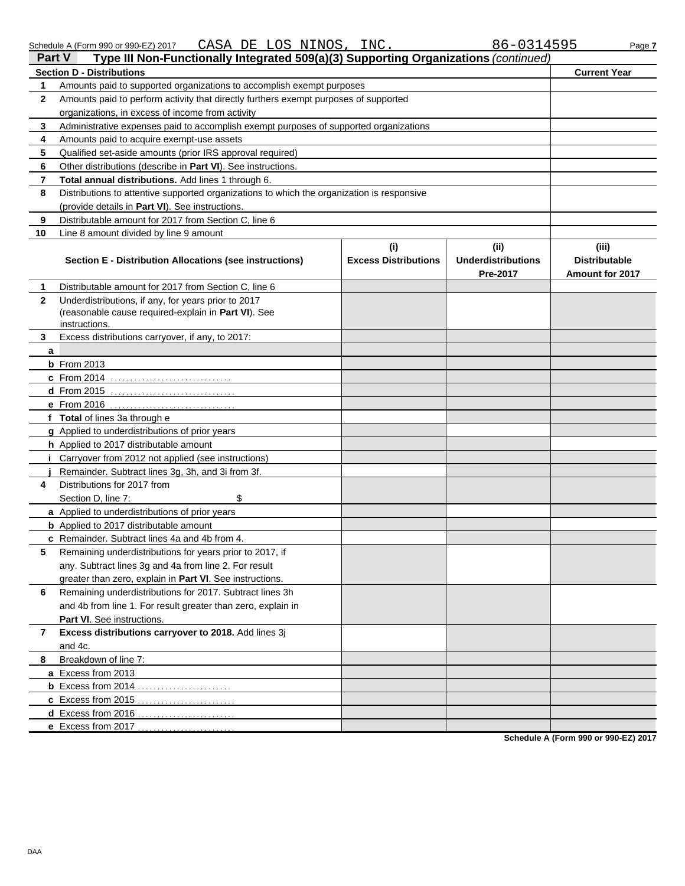Schedule A (Form 990 or 990-EZ) 2017 CASA DE LOS NINOS, INC. 86-0314595

## Part V Type III Non-Functionally Integrated 509(a)(3) Supporting Organizations *(continued)*

| Section D - Distributions | | Current Year |
|---|---|---|
| 1 | Amounts paid to supported organizations to accomplish exempt purposes | |
| 2 | Amounts paid to perform activity that directly furthers exempt purposes of supported organizations, in excess of income from activity | |
| 3 | Administrative expenses paid to accomplish exempt purposes of supported organizations | |
| 4 | Amounts paid to acquire exempt-use assets | |
| 5 | Qualified set-aside amounts (prior IRS approval required) | |
| 6 | Other distributions (describe in **Part VI**). See instructions. | |
| 7 | **Total annual distributions.** Add lines 1 through 6. | |
| 8 | Distributions to attentive supported organizations to which the organization is responsive (provide details in **Part VI**). See instructions. | |
| 9 | Distributable amount for 2017 from Section C, line 6 | |
| 10 | Line 8 amount divided by line 9 amount | |

| | Section E - Distribution Allocations (see instructions) | (i) Excess Distributions | (ii) Underdistributions Pre-2017 | (iii) Distributable Amount for 2017 |
|---|---|---|---|---|
| 1 | Distributable amount for 2017 from Section C, line 6 | | | |
| 2 | Underdistributions, if any, for years prior to 2017 (reasonable cause required-explain in **Part VI**). See instructions. | | | |
| 3 | Excess distributions carryover, if any, to 2017: | | | |
| a | | | | |
| b | From 2013 | | | |
| c | From 2014 | | | |
| d | From 2015 | | | |
| e | From 2016 | | | |
| f | **Total** of lines 3a through e | | | |
| g | Applied to underdistributions of prior years | | | |
| h | Applied to 2017 distributable amount | | | |
| i | Carryover from 2012 not applied (see instructions) | | | |
| j | Remainder. Subtract lines 3g, 3h, and 3i from 3f. | | | |
| 4 | Distributions for 2017 from Section D, line 7: $ | | | |
| a | Applied to underdistributions of prior years | | | |
| b | Applied to 2017 distributable amount | | | |
| c | Remainder. Subtract lines 4a and 4b from 4. | | | |
| 5 | Remaining underdistributions for years prior to 2017, if any. Subtract lines 3g and 4a from line 2. For result greater than zero, explain in **Part VI**. See instructions. | | | |
| 6 | Remaining underdistributions for 2017. Subtract lines 3h and 4b from line 1. For result greater than zero, explain in **Part VI**. See instructions. | | | |
| 7 | **Excess distributions carryover to 2018.** Add lines 3j and 4c. | | | |
| 8 | Breakdown of line 7: | | | |
| a | Excess from 2013 | | | |
| b | Excess from 2014 | | | |
| c | Excess from 2015 | | | |
| d | Excess from 2016 | | | |
| e | Excess from 2017 | | | |

Schedule A (Form 990 or 990-EZ) 2017

DAA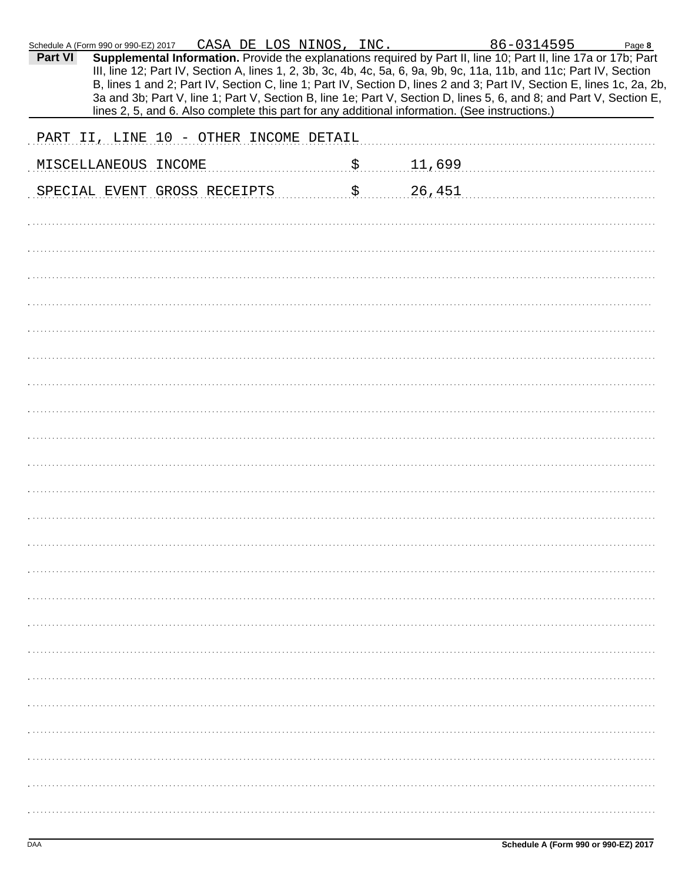Schedule A (Form 990 or 990-EZ) 2017 CASA DE LOS NINOS, INC. 86-0314595

**Part VI** **Supplemental Information.** Provide the explanations required by Part II, line 10; Part II, line 17a or 17b; Part III, line 12; Part IV, Section A, lines 1, 2, 3b, 3c, 4b, 4c, 5a, 6, 9a, 9b, 9c, 11a, 11b, and 11c; Part IV, Section B, lines 1 and 2; Part IV, Section C, line 1; Part IV, Section D, lines 2 and 3; Part IV, Section E, lines 1c, 2a, 2b, 3a and 3b; Part V, line 1; Part V, Section B, line 1e; Part V, Section D, lines 5, 6, and 8; and Part V, Section E, lines 2, 5, and 6. Also complete this part for any additional information. (See instructions.)

PART II, LINE 10 - OTHER INCOME DETAIL

| | |
|---|---|
| MISCELLANEOUS INCOME | $ 11,699 |
| SPECIAL EVENT GROSS RECEIPTS | $ 26,451 |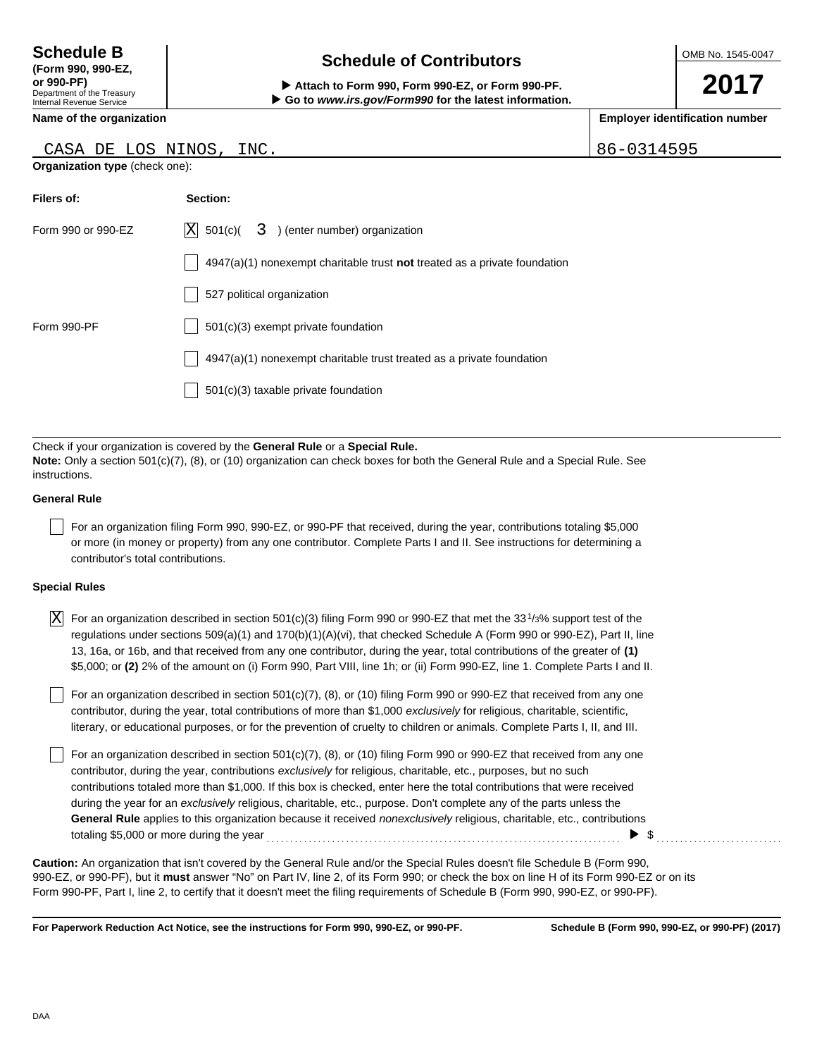**Schedule B**
**(Form 990, 990-EZ, or 990-PF)**
Department of the Treasury
Internal Revenue Service

# Schedule of Contributors

▶ **Attach to Form 990, Form 990-EZ, or Form 990-PF.**
▶ **Go to *www.irs.gov/Form990* for the latest information.**

OMB No. 1545-0047

**2017**

**Name of the organization**

CASA DE LOS NINOS, INC.

**Employer identification number**

86-0314595

**Organization type** (check one):

| **Filers of:** | **Section:** |
|---|---|
| Form 990 or 990-EZ | [X] 501(c)( 3 ) (enter number) organization |
| | [ ] 4947(a)(1) nonexempt charitable trust **not** treated as a private foundation |
| | [ ] 527 political organization |
| Form 990-PF | [ ] 501(c)(3) exempt private foundation |
| | [ ] 4947(a)(1) nonexempt charitable trust treated as a private foundation |
| | [ ] 501(c)(3) taxable private foundation |

Check if your organization is covered by the **General Rule** or a **Special Rule.**
**Note:** Only a section 501(c)(7), (8), or (10) organization can check boxes for both the General Rule and a Special Rule. See instructions.

**General Rule**

[ ] For an organization filing Form 990, 990-EZ, or 990-PF that received, during the year, contributions totaling $5,000 or more (in money or property) from any one contributor. Complete Parts I and II. See instructions for determining a contributor's total contributions.

**Special Rules**

[X] For an organization described in section 501(c)(3) filing Form 990 or 990-EZ that met the 33 1/3% support test of the regulations under sections 509(a)(1) and 170(b)(1)(A)(vi), that checked Schedule A (Form 990 or 990-EZ), Part II, line 13, 16a, or 16b, and that received from any one contributor, during the year, total contributions of the greater of **(1)** $5,000; or **(2)** 2% of the amount on (i) Form 990, Part VIII, line 1h; or (ii) Form 990-EZ, line 1. Complete Parts I and II.

[ ] For an organization described in section 501(c)(7), (8), or (10) filing Form 990 or 990-EZ that received from any one contributor, during the year, total contributions of more than $1,000 *exclusively* for religious, charitable, scientific, literary, or educational purposes, or for the prevention of cruelty to children or animals. Complete Parts I, II, and III.

[ ] For an organization described in section 501(c)(7), (8), or (10) filing Form 990 or 990-EZ that received from any one contributor, during the year, contributions *exclusively* for religious, charitable, etc., purposes, but no such contributions totaled more than $1,000. If this box is checked, enter here the total contributions that were received during the year for an *exclusively* religious, charitable, etc., purpose. Don't complete any of the parts unless the **General Rule** applies to this organization because it received *nonexclusively* religious, charitable, etc., contributions totaling $5,000 or more during the year ▶ $

**Caution:** An organization that isn't covered by the General Rule and/or the Special Rules doesn't file Schedule B (Form 990, 990-EZ, or 990-PF), but it **must** answer "No" on Part IV, line 2, of its Form 990; or check the box on line H of its Form 990-EZ or on its Form 990-PF, Part I, line 2, to certify that it doesn't meet the filing requirements of Schedule B (Form 990, 990-EZ, or 990-PF).

**For Paperwork Reduction Act Notice, see the instructions for Form 990, 990-EZ, or 990-PF.** **Schedule B (Form 990, 990-EZ, or 990-PF) (2017)**

DAA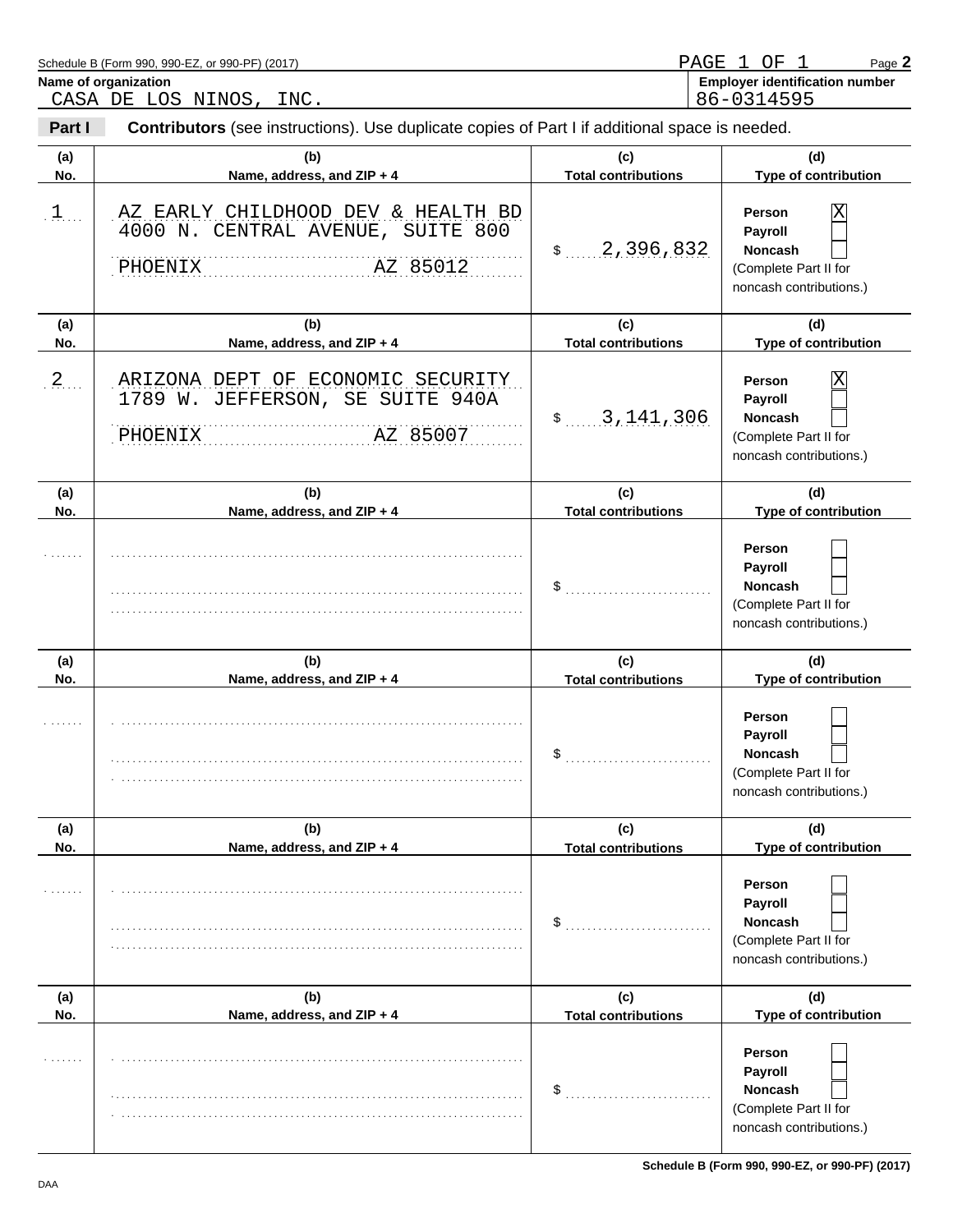Schedule B (Form 990, 990-EZ, or 990-PF) (2017)

PAGE 1 OF 1

**Name of organization**
CASA DE LOS NINOS, INC.

**Employer identification number**
86-0314595

**Part I** **Contributors** (see instructions). Use duplicate copies of Part I if additional space is needed.

| (a) No. | (b) Name, address, and ZIP + 4 | (c) Total contributions | (d) Type of contribution |
|---|---|---|---|
| 1 | AZ EARLY CHILDHOOD DEV & HEALTH BD<br>4000 N. CENTRAL AVENUE, SUITE 800<br>PHOENIX AZ 85012 | $ 2,396,832 | Person [X]<br>Payroll [ ]<br>Noncash [ ]<br>(Complete Part II for noncash contributions.) |
| 2 | ARIZONA DEPT OF ECONOMIC SECURITY<br>1789 W. JEFFERSON, SE SUITE 940A<br>PHOENIX AZ 85007 | $ 3,141,306 | Person [X]<br>Payroll [ ]<br>Noncash [ ]<br>(Complete Part II for noncash contributions.) |
| | | $ | Person [ ]<br>Payroll [ ]<br>Noncash [ ]<br>(Complete Part II for noncash contributions.) |
| | | $ | Person [ ]<br>Payroll [ ]<br>Noncash [ ]<br>(Complete Part II for noncash contributions.) |
| | | $ | Person [ ]<br>Payroll [ ]<br>Noncash [ ]<br>(Complete Part II for noncash contributions.) |
| | | $ | Person [ ]<br>Payroll [ ]<br>Noncash [ ]<br>(Complete Part II for noncash contributions.) |

DAA

**Schedule B (Form 990, 990-EZ, or 990-PF) (2017)**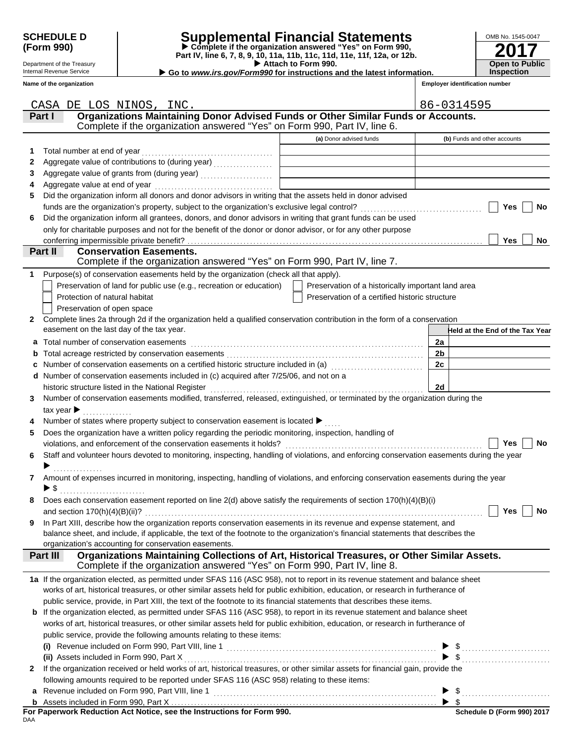**SCHEDULE D (Form 990)**

Department of the Treasury
Internal Revenue Service

# Supplemental Financial Statements

▶ Complete if the organization answered "Yes" on Form 990, Part IV, line 6, 7, 8, 9, 10, 11a, 11b, 11c, 11d, 11e, 11f, 12a, or 12b.
▶ Attach to Form 990.
▶ Go to *www.irs.gov/Form990* for instructions and the latest information.

OMB No. 1545-0047

**2017**

**Open to Public Inspection**

**Name of the organization**: CASA DE LOS NINOS, INC.

**Employer identification number**: 86-0314595

## Part I — Organizations Maintaining Donor Advised Funds or Other Similar Funds or Accounts.
Complete if the organization answered "Yes" on Form 990, Part IV, line 6.

| | | (a) Donor advised funds | (b) Funds and other accounts |
|---|---|---|---|
| 1 | Total number at end of year | | |
| 2 | Aggregate value of contributions to (during year) | | |
| 3 | Aggregate value of grants from (during year) | | |
| 4 | Aggregate value at end of year | | |

5 Did the organization inform all donors and donor advisors in writing that the assets held in donor advised funds are the organization's property, subject to the organization's exclusive legal control? ☐ Yes ☐ No

6 Did the organization inform all grantees, donors, and donor advisors in writing that grant funds can be used only for charitable purposes and not for the benefit of the donor or donor advisor, or for any other purpose conferring impermissible private benefit? ☐ Yes ☐ No

## Part II — Conservation Easements.
Complete if the organization answered "Yes" on Form 990, Part IV, line 7.

1 Purpose(s) of conservation easements held by the organization (check all that apply).
- ☐ Preservation of land for public use (e.g., recreation or education)
- ☐ Preservation of a historically important land area
- ☐ Protection of natural habitat
- ☐ Preservation of a certified historic structure
- ☐ Preservation of open space

2 Complete lines 2a through 2d if the organization held a qualified conservation contribution in the form of a conservation easement on the last day of the tax year.

| | | | Held at the End of the Tax Year |
|---|---|---|---|
| a | Total number of conservation easements | 2a | |
| b | Total acreage restricted by conservation easements | 2b | |
| c | Number of conservation easements on a certified historic structure included in (a) | 2c | |
| d | Number of conservation easements included in (c) acquired after 7/25/06, and not on a historic structure listed in the National Register | 2d | |

3 Number of conservation easements modified, transferred, released, extinguished, or terminated by the organization during the tax year ▶

4 Number of states where property subject to conservation easement is located ▶

5 Does the organization have a written policy regarding the periodic monitoring, inspection, handling of violations, and enforcement of the conservation easements it holds? ☐ Yes ☐ No

6 Staff and volunteer hours devoted to monitoring, inspecting, handling of violations, and enforcing conservation easements during the year ▶

7 Amount of expenses incurred in monitoring, inspecting, handling of violations, and enforcing conservation easements during the year ▶ $

8 Does each conservation easement reported on line 2(d) above satisfy the requirements of section 170(h)(4)(B)(i) and section 170(h)(4)(B)(ii)? ☐ Yes ☐ No

9 In Part XIII, describe how the organization reports conservation easements in its revenue and expense statement, and balance sheet, and include, if applicable, the text of the footnote to the organization's financial statements that describes the organization's accounting for conservation easements.

## Part III — Organizations Maintaining Collections of Art, Historical Treasures, or Other Similar Assets.
Complete if the organization answered "Yes" on Form 990, Part IV, line 8.

1a If the organization elected, as permitted under SFAS 116 (ASC 958), not to report in its revenue statement and balance sheet works of art, historical treasures, or other similar assets held for public exhibition, education, or research in furtherance of public service, provide, in Part XIII, the text of the footnote to its financial statements that describes these items.

b If the organization elected, as permitted under SFAS 116 (ASC 958), to report in its revenue statement and balance sheet works of art, historical treasures, or other similar assets held for public exhibition, education, or research in furtherance of public service, provide the following amounts relating to these items:

(i) Revenue included on Form 990, Part VIII, line 1 ▶ $

(ii) Assets included in Form 990, Part X ▶ $

2 If the organization received or held works of art, historical treasures, or other similar assets for financial gain, provide the following amounts required to be reported under SFAS 116 (ASC 958) relating to these items:

a Revenue included on Form 990, Part VIII, line 1 ▶ $

b Assets included in Form 990, Part X ▶ $

**For Paperwork Reduction Act Notice, see the Instructions for Form 990.** Schedule D (Form 990) 2017

DAA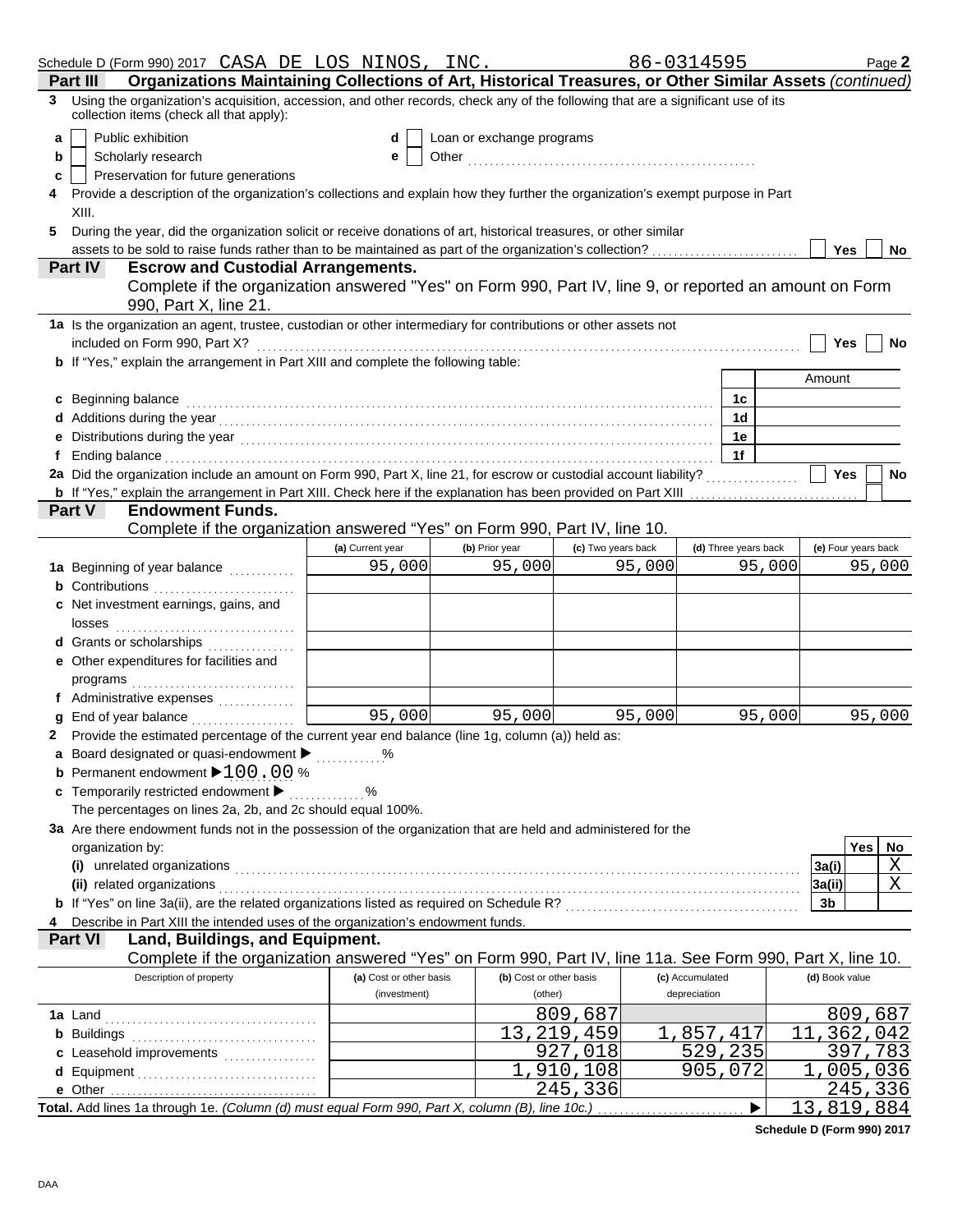Schedule D (Form 990) 2017 CASA DE LOS NINOS, INC. 86-0314595 Page **2**

**Part III** **Organizations Maintaining Collections of Art, Historical Treasures, or Other Similar Assets** *(continued)*

**3** Using the organization's acquisition, accession, and other records, check any of the following that are a significant use of its collection items (check all that apply):

- **a** ☐ Public exhibition
- **b** ☐ Scholarly research
- **c** ☐ Preservation for future generations
- **d** ☐ Loan or exchange programs
- **e** ☐ Other

**4** Provide a description of the organization's collections and explain how they further the organization's exempt purpose in Part XIII.

**5** During the year, did the organization solicit or receive donations of art, historical treasures, or other similar assets to be sold to raise funds rather than to be maintained as part of the organization's collection? ☐ Yes ☐ No

**Part IV** **Escrow and Custodial Arrangements.**
Complete if the organization answered "Yes" on Form 990, Part IV, line 9, or reported an amount on Form 990, Part X, line 21.

**1a** Is the organization an agent, trustee, custodian or other intermediary for contributions or other assets not included on Form 990, Part X? ☐ Yes ☐ No

**b** If "Yes," explain the arrangement in Part XIII and complete the following table:

| | | Amount |
|---|---|---|
| **c** Beginning balance | 1c | |
| **d** Additions during the year | 1d | |
| **e** Distributions during the year | 1e | |
| **f** Ending balance | 1f | |

**2a** Did the organization include an amount on Form 990, Part X, line 21, for escrow or custodial account liability? ☐ Yes ☐ No

**b** If "Yes," explain the arrangement in Part XIII. Check here if the explanation has been provided on Part XIII ☐

**Part V** **Endowment Funds.**
Complete if the organization answered "Yes" on Form 990, Part IV, line 10.

| | (a) Current year | (b) Prior year | (c) Two years back | (d) Three years back | (e) Four years back |
|---|---|---|---|---|---|
| **1a** Beginning of year balance | 95,000 | 95,000 | 95,000 | 95,000 | 95,000 |
| **b** Contributions | | | | | |
| **c** Net investment earnings, gains, and losses | | | | | |
| **d** Grants or scholarships | | | | | |
| **e** Other expenditures for facilities and programs | | | | | |
| **f** Administrative expenses | | | | | |
| **g** End of year balance | 95,000 | 95,000 | 95,000 | 95,000 | 95,000 |

**2** Provide the estimated percentage of the current year end balance (line 1g, column (a)) held as:

- **a** Board designated or quasi-endowment ▶ %
- **b** Permanent endowment ▶ 100.00 %
- **c** Temporarily restricted endowment ▶ %

The percentages on lines 2a, 2b, and 2c should equal 100%.

**3a** Are there endowment funds not in the possession of the organization that are held and administered for the organization by:

| | | Yes | No |
|---|---|---|---|
| **(i)** unrelated organizations | 3a(i) | | X |
| **(ii)** related organizations | 3a(ii) | | X |
| **b** If "Yes" on line 3a(ii), are the related organizations listed as required on Schedule R? | 3b | | |

**4** Describe in Part XIII the intended uses of the organization's endowment funds.

**Part VI** **Land, Buildings, and Equipment.**
Complete if the organization answered "Yes" on Form 990, Part IV, line 11a. See Form 990, Part X, line 10.

| Description of property | (a) Cost or other basis (investment) | (b) Cost or other basis (other) | (c) Accumulated depreciation | (d) Book value |
|---|---|---|---|---|
| **1a** Land | | 809,687 | | 809,687 |
| **b** Buildings | | 13,219,459 | 1,857,417 | 11,362,042 |
| **c** Leasehold improvements | | 927,018 | 529,235 | 397,783 |
| **d** Equipment | | 1,910,108 | 905,072 | 1,005,036 |
| **e** Other | | 245,336 | | 245,336 |
| **Total.** Add lines 1a through 1e. *(Column (d) must equal Form 990, Part X, column (B), line 10c.)* ▶ | | | | 13,819,884 |

**Schedule D (Form 990) 2017**

DAA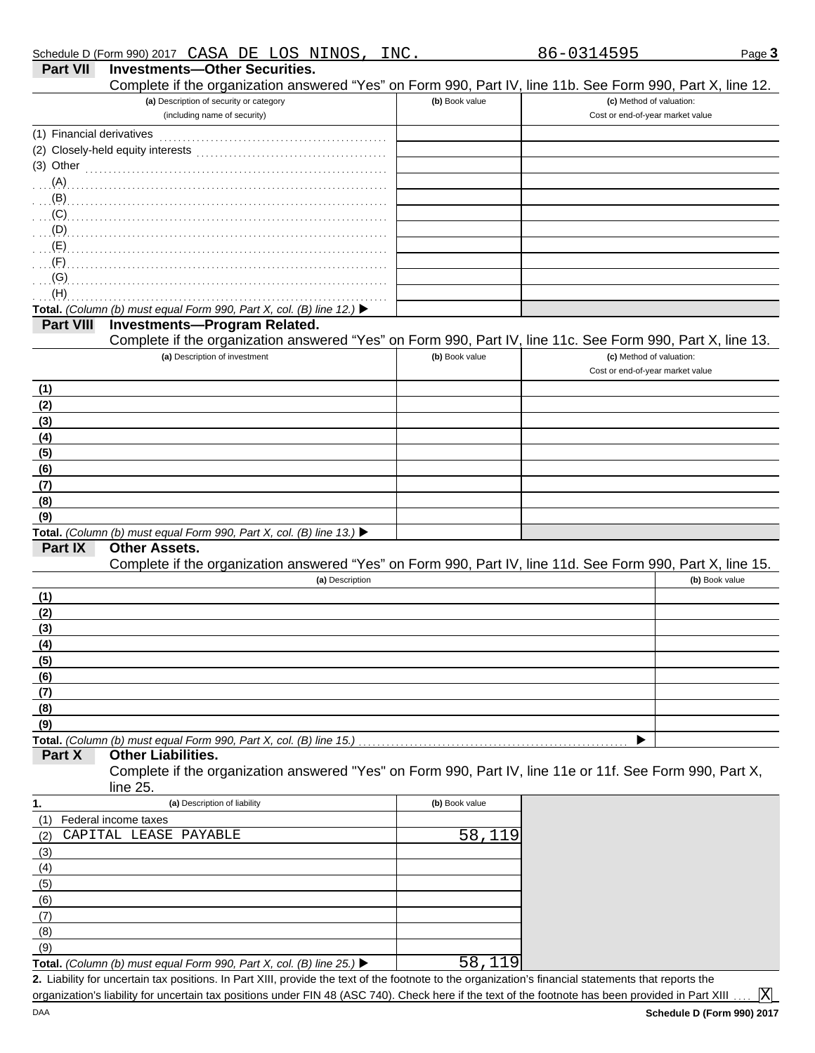Schedule D (Form 990) 2017 CASA DE LOS NINOS, INC. 86-0314595

## Part VII Investments—Other Securities.

Complete if the organization answered "Yes" on Form 990, Part IV, line 11b. See Form 990, Part X, line 12.

| (a) Description of security or category (including name of security) | (b) Book value | (c) Method of valuation: Cost or end-of-year market value |
|---|---|---|
| (1) Financial derivatives | | |
| (2) Closely-held equity interests | | |
| (3) Other | | |
| (A) | | |
| (B) | | |
| (C) | | |
| (D) | | |
| (E) | | |
| (F) | | |
| (G) | | |
| (H) | | |
| **Total.** *(Column (b) must equal Form 990, Part X, col. (B) line 12.)* ▶ | | |

## Part VIII Investments—Program Related.

Complete if the organization answered "Yes" on Form 990, Part IV, line 11c. See Form 990, Part X, line 13.

| (a) Description of investment | (b) Book value | (c) Method of valuation: Cost or end-of-year market value |
|---|---|---|
| (1) | | |
| (2) | | |
| (3) | | |
| (4) | | |
| (5) | | |
| (6) | | |
| (7) | | |
| (8) | | |
| (9) | | |
| **Total.** *(Column (b) must equal Form 990, Part X, col. (B) line 13.)* ▶ | | |

## Part IX Other Assets.

Complete if the organization answered "Yes" on Form 990, Part IV, line 11d. See Form 990, Part X, line 15.

| (a) Description | (b) Book value |
|---|---|
| (1) | |
| (2) | |
| (3) | |
| (4) | |
| (5) | |
| (6) | |
| (7) | |
| (8) | |
| (9) | |
| **Total.** *(Column (b) must equal Form 990, Part X, col. (B) line 15.)* ▶ | |

## Part X Other Liabilities.

Complete if the organization answered "Yes" on Form 990, Part IV, line 11e or 11f. See Form 990, Part X, line 25.

| 1. (a) Description of liability | (b) Book value |
|---|---|
| (1) Federal income taxes | |
| (2) CAPITAL LEASE PAYABLE | 58,119 |
| (3) | |
| (4) | |
| (5) | |
| (6) | |
| (7) | |
| (8) | |
| (9) | |
| **Total.** *(Column (b) must equal Form 990, Part X, col. (B) line 25.)* ▶ | 58,119 |

**2.** Liability for uncertain tax positions. In Part XIII, provide the text of the footnote to the organization's financial statements that reports the organization's liability for uncertain tax positions under FIN 48 (ASC 740). Check here if the text of the footnote has been provided in Part XIII .... [X]

Schedule D (Form 990) 2017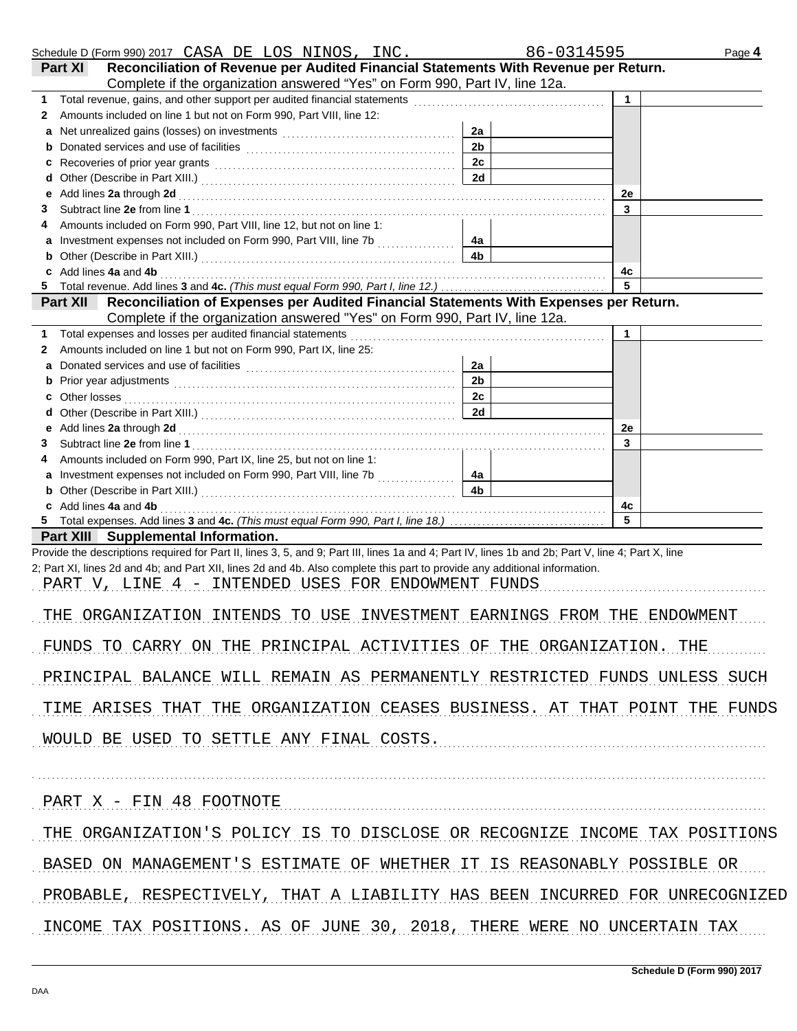Schedule D (Form 990) 2017 CASA DE LOS NINOS, INC. 86-0314595 Page **4**

## Part XI Reconciliation of Revenue per Audited Financial Statements With Revenue per Return.

Complete if the organization answered "Yes" on Form 990, Part IV, line 12a.

| | | | | | |
|---|---|---|---|---|---|
| **1** | Total revenue, gains, and other support per audited financial statements | | | 1 | |
| **2** | Amounts included on line 1 but not on Form 990, Part VIII, line 12: | | | | |
| **a** | Net unrealized gains (losses) on investments | 2a | | | |
| **b** | Donated services and use of facilities | 2b | | | |
| **c** | Recoveries of prior year grants | 2c | | | |
| **d** | Other (Describe in Part XIII.) | 2d | | | |
| **e** | Add lines **2a** through **2d** | | | 2e | |
| **3** | Subtract line **2e** from line **1** | | | 3 | |
| **4** | Amounts included on Form 990, Part VIII, line 12, but not on line 1: | | | | |
| **a** | Investment expenses not included on Form 990, Part VIII, line 7b | 4a | | | |
| **b** | Other (Describe in Part XIII.) | 4b | | | |
| **c** | Add lines **4a** and **4b** | | | 4c | |
| **5** | Total revenue. Add lines **3** and **4c.** *(This must equal Form 990, Part I, line 12.)* | | | 5 | |

## Part XII Reconciliation of Expenses per Audited Financial Statements With Expenses per Return.

Complete if the organization answered "Yes" on Form 990, Part IV, line 12a.

| | | | | | |
|---|---|---|---|---|---|
| **1** | Total expenses and losses per audited financial statements | | | 1 | |
| **2** | Amounts included on line 1 but not on Form 990, Part IX, line 25: | | | | |
| **a** | Donated services and use of facilities | 2a | | | |
| **b** | Prior year adjustments | 2b | | | |
| **c** | Other losses | 2c | | | |
| **d** | Other (Describe in Part XIII.) | 2d | | | |
| **e** | Add lines **2a** through **2d** | | | 2e | |
| **3** | Subtract line **2e** from line **1** | | | 3 | |
| **4** | Amounts included on Form 990, Part IX, line 25, but not on line 1: | | | | |
| **a** | Investment expenses not included on Form 990, Part VIII, line 7b | 4a | | | |
| **b** | Other (Describe in Part XIII.) | 4b | | | |
| **c** | Add lines **4a** and **4b** | | | 4c | |
| **5** | Total expenses. Add lines **3** and **4c.** *(This must equal Form 990, Part I, line 18.)* | | | 5 | |

## Part XIII Supplemental Information.

Provide the descriptions required for Part II, lines 3, 5, and 9; Part III, lines 1a and 4; Part IV, lines 1b and 2b; Part V, line 4; Part X, line 2; Part XI, lines 2d and 4b; and Part XII, lines 2d and 4b. Also complete this part to provide any additional information.

PART V, LINE 4 - INTENDED USES FOR ENDOWMENT FUNDS

THE ORGANIZATION INTENDS TO USE INVESTMENT EARNINGS FROM THE ENDOWMENT FUNDS TO CARRY ON THE PRINCIPAL ACTIVITIES OF THE ORGANIZATION. THE PRINCIPAL BALANCE WILL REMAIN AS PERMANENTLY RESTRICTED FUNDS UNLESS SUCH TIME ARISES THAT THE ORGANIZATION CEASES BUSINESS. AT THAT POINT THE FUNDS WOULD BE USED TO SETTLE ANY FINAL COSTS.

PART X - FIN 48 FOOTNOTE

THE ORGANIZATION'S POLICY IS TO DISCLOSE OR RECOGNIZE INCOME TAX POSITIONS BASED ON MANAGEMENT'S ESTIMATE OF WHETHER IT IS REASONABLY POSSIBLE OR PROBABLE, RESPECTIVELY, THAT A LIABILITY HAS BEEN INCURRED FOR UNRECOGNIZED INCOME TAX POSITIONS. AS OF JUNE 30, 2018, THERE WERE NO UNCERTAIN TAX

Schedule D (Form 990) 2017

DAA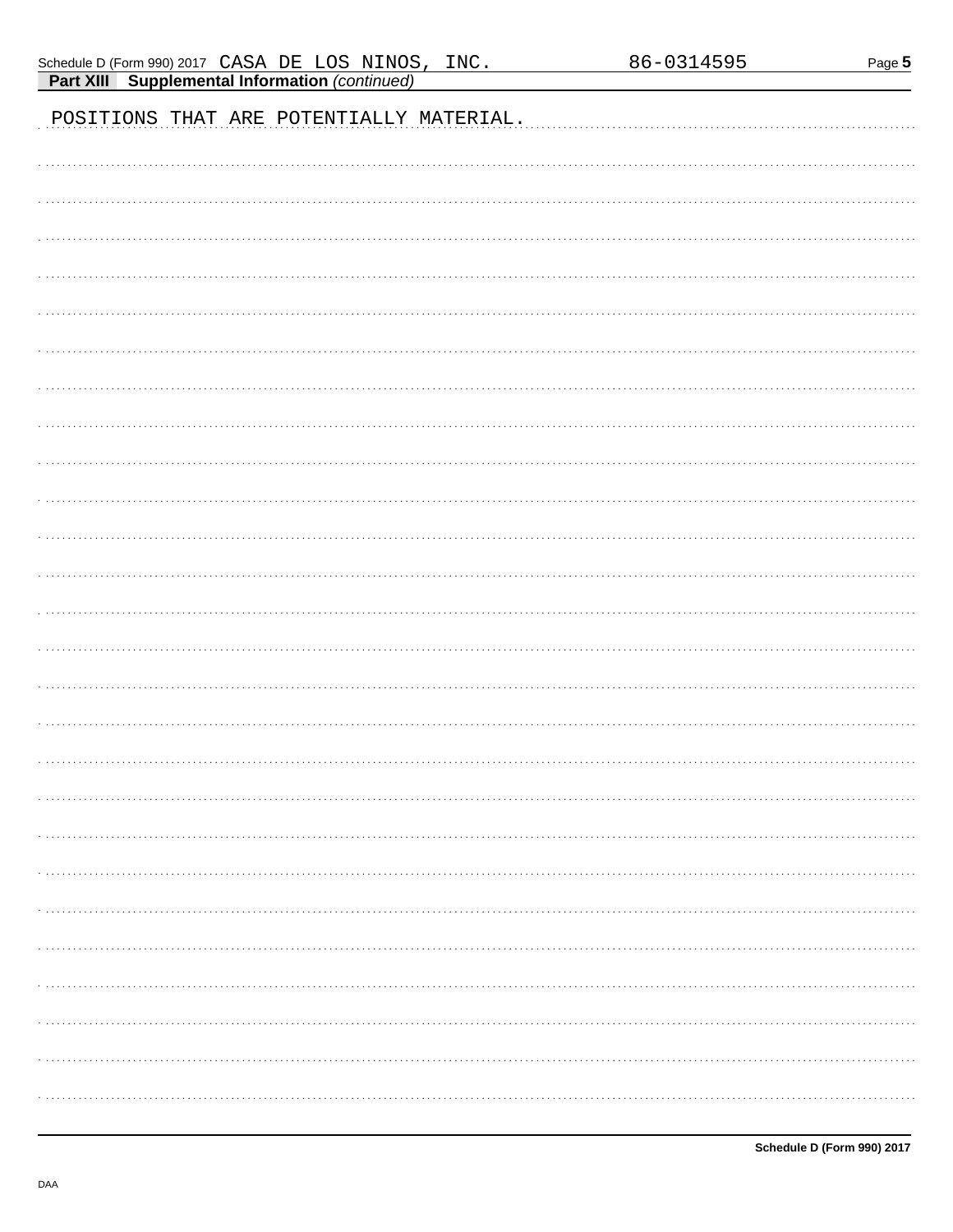**Part XIII Supplemental Information** *(continued)*

POSITIONS THAT ARE POTENTIALLY MATERIAL.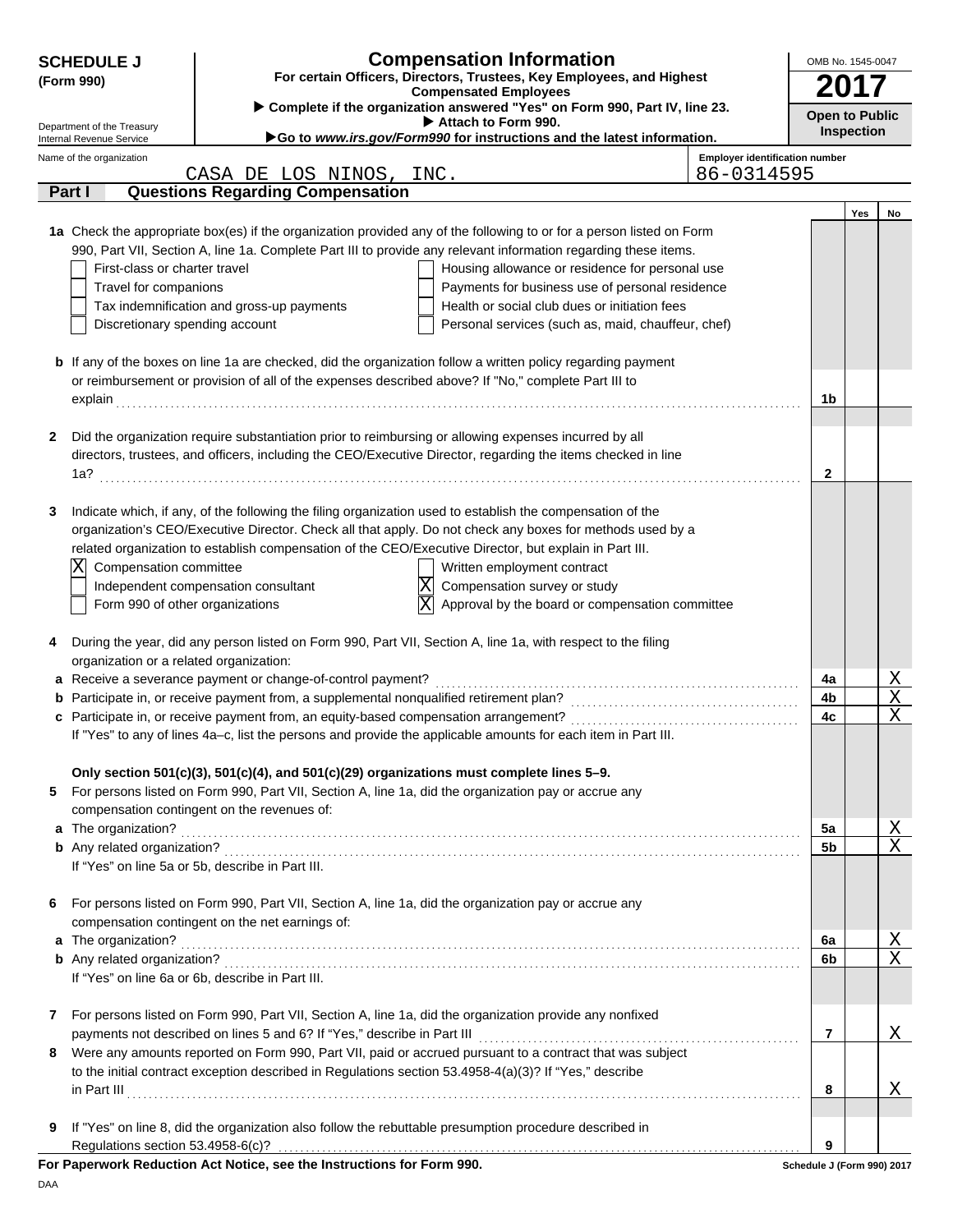**SCHEDULE J (Form 990)**

Department of the Treasury
Internal Revenue Service

# Compensation Information

**For certain Officers, Directors, Trustees, Key Employees, and Highest Compensated Employees**

▶ Complete if the organization answered "Yes" on Form 990, Part IV, line 23.
▶ Attach to Form 990.
▶Go to *www.irs.gov/Form990* for instructions and the latest information.

OMB No. 1545-0047

**2017**

**Open to Public Inspection**

Name of the organization: CASA DE LOS NINOS, INC.

Employer identification number: 86-0314595

## Part I — Questions Regarding Compensation

| | | | Yes | No |
|---|---|---|---|---|
| **1a** | Check the appropriate box(es) if the organization provided any of the following to or for a person listed on Form 990, Part VII, Section A, line 1a. Complete Part III to provide any relevant information regarding these items.<br>☐ First-class or charter travel ☐ Housing allowance or residence for personal use<br>☐ Travel for companions ☐ Payments for business use of personal residence<br>☐ Tax indemnification and gross-up payments ☐ Health or social club dues or initiation fees<br>☐ Discretionary spending account ☐ Personal services (such as, maid, chauffeur, chef) | | | |
| **b** | If any of the boxes on line 1a are checked, did the organization follow a written policy regarding payment or reimbursement or provision of all of the expenses described above? If "No," complete Part III to explain | 1b | | |
| **2** | Did the organization require substantiation prior to reimbursing or allowing expenses incurred by all directors, trustees, and officers, including the CEO/Executive Director, regarding the items checked in line 1a? | 2 | | |
| **3** | Indicate which, if any, of the following the filing organization used to establish the compensation of the organization's CEO/Executive Director. Check all that apply. Do not check any boxes for methods used by a related organization to establish compensation of the CEO/Executive Director, but explain in Part III.<br>☒ Compensation committee ☐ Written employment contract<br>☐ Independent compensation consultant ☒ Compensation survey or study<br>☐ Form 990 of other organizations ☒ Approval by the board or compensation committee | | | |
| **4** | During the year, did any person listed on Form 990, Part VII, Section A, line 1a, with respect to the filing organization or a related organization: | | | |
| **a** | Receive a severance payment or change-of-control payment? | 4a | | X |
| **b** | Participate in, or receive payment from, a supplemental nonqualified retirement plan? | 4b | | X |
| **c** | Participate in, or receive payment from, an equity-based compensation arrangement? | 4c | | X |
| | If "Yes" to any of lines 4a–c, list the persons and provide the applicable amounts for each item in Part III. | | | |
| | **Only section 501(c)(3), 501(c)(4), and 501(c)(29) organizations must complete lines 5–9.** | | | |
| **5** | For persons listed on Form 990, Part VII, Section A, line 1a, did the organization pay or accrue any compensation contingent on the revenues of: | | | |
| **a** | The organization? | 5a | | X |
| **b** | Any related organization? | 5b | | X |
| | If "Yes" on line 5a or 5b, describe in Part III. | | | |
| **6** | For persons listed on Form 990, Part VII, Section A, line 1a, did the organization pay or accrue any compensation contingent on the net earnings of: | | | |
| **a** | The organization? | 6a | | X |
| **b** | Any related organization? | 6b | | X |
| | If "Yes" on line 6a or 6b, describe in Part III. | | | |
| **7** | For persons listed on Form 990, Part VII, Section A, line 1a, did the organization provide any nonfixed payments not described on lines 5 and 6? If "Yes," describe in Part III | 7 | | X |
| **8** | Were any amounts reported on Form 990, Part VII, paid or accrued pursuant to a contract that was subject to the initial contract exception described in Regulations section 53.4958-4(a)(3)? If "Yes," describe in Part III | 8 | | X |
| **9** | If "Yes" on line 8, did the organization also follow the rebuttable presumption procedure described in Regulations section 53.4958-6(c)? | 9 | | |

**For Paperwork Reduction Act Notice, see the Instructions for Form 990.**

Schedule J (Form 990) 2017

DAA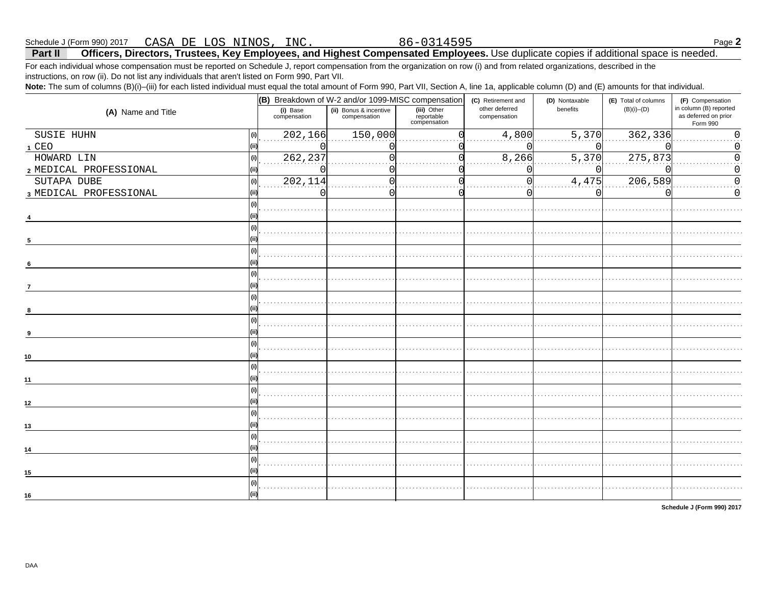Schedule J (Form 990) 2017 CASA DE LOS NINOS, INC. 86-0314595 Page **2**

## Part II Officers, Directors, Trustees, Key Employees, and Highest Compensated Employees. Use duplicate copies if additional space is needed.

For each individual whose compensation must be reported on Schedule J, report compensation from the organization on row (i) and from related organizations, described in the instructions, on row (ii). Do not list any individuals that aren't listed on Form 990, Part VII.

**Note:** The sum of columns (B)(i)–(iii) for each listed individual must equal the total amount of Form 990, Part VII, Section A, line 1a, applicable column (D) and (E) amounts for that individual.

| (A) Name and Title | | (B) Breakdown of W-2 and/or 1099-MISC compensation | | | (C) Retirement and other deferred compensation | (D) Nontaxable benefits | (E) Total of columns (B)(i)–(D) | (F) Compensation in column (B) reported as deferred on prior Form 990 |
|---|---|---|---|---|---|---|---|---|
| | | (i) Base compensation | (ii) Bonus & incentive compensation | (iii) Other reportable compensation | | | | |
| 1 SUSIE HUHN | (i) | 202,166 | 150,000 | 0 | 4,800 | 5,370 | 362,336 | 0 |
| CEO | (ii) | 0 | 0 | 0 | 0 | 0 | 0 | 0 |
| 2 HOWARD LIN | (i) | 262,237 | 0 | 0 | 8,266 | 5,370 | 275,873 | 0 |
| MEDICAL PROFESSIONAL | (ii) | 0 | 0 | 0 | 0 | 0 | 0 | 0 |
| 3 SUTAPA DUBE | (i) | 202,114 | 0 | 0 | 0 | 4,475 | 206,589 | 0 |
| MEDICAL PROFESSIONAL | (ii) | 0 | 0 | 0 | 0 | 0 | 0 | 0 |
| 4 | (i) | | | | | | | |
| | (ii) | | | | | | | |
| 5 | (i) | | | | | | | |
| | (ii) | | | | | | | |
| 6 | (i) | | | | | | | |
| | (ii) | | | | | | | |
| 7 | (i) | | | | | | | |
| | (ii) | | | | | | | |
| 8 | (i) | | | | | | | |
| | (ii) | | | | | | | |
| 9 | (i) | | | | | | | |
| | (ii) | | | | | | | |
| 10 | (i) | | | | | | | |
| | (ii) | | | | | | | |
| 11 | (i) | | | | | | | |
| | (ii) | | | | | | | |
| 12 | (i) | | | | | | | |
| | (ii) | | | | | | | |
| 13 | (i) | | | | | | | |
| | (ii) | | | | | | | |
| 14 | (i) | | | | | | | |
| | (ii) | | | | | | | |
| 15 | (i) | | | | | | | |
| | (ii) | | | | | | | |
| 16 | (i) | | | | | | | |
| | (ii) | | | | | | | |

**Schedule J (Form 990) 2017**

DAA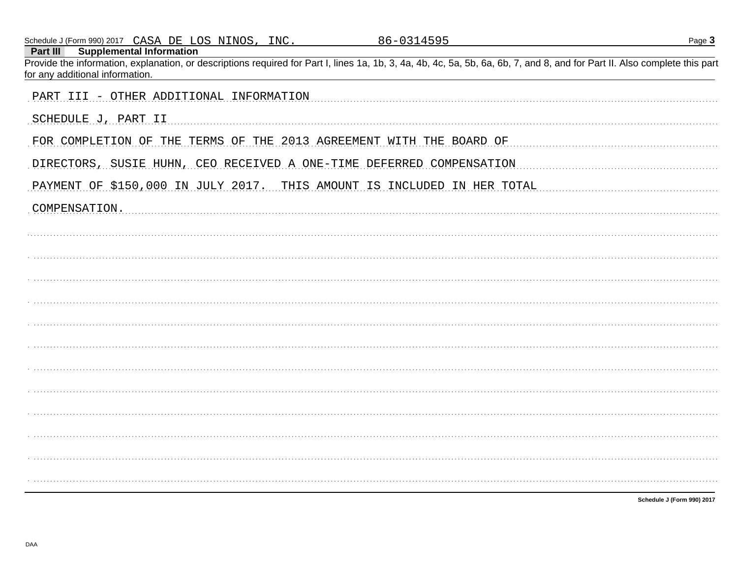Schedule J (Form 990) 2017 CASA DE LOS NINOS, INC. 86-0314595

## Part III Supplemental Information

Provide the information, explanation, or descriptions required for Part I, lines 1a, 1b, 3, 4a, 4b, 4c, 5a, 5b, 6a, 6b, 7, and 8, and for Part II. Also complete this part for any additional information.

PART III - OTHER ADDITIONAL INFORMATION

SCHEDULE J, PART II

FOR COMPLETION OF THE TERMS OF THE 2013 AGREEMENT WITH THE BOARD OF DIRECTORS, SUSIE HUHN, CEO RECEIVED A ONE-TIME DEFERRED COMPENSATION PAYMENT OF $150,000 IN JULY 2017. THIS AMOUNT IS INCLUDED IN HER TOTAL COMPENSATION.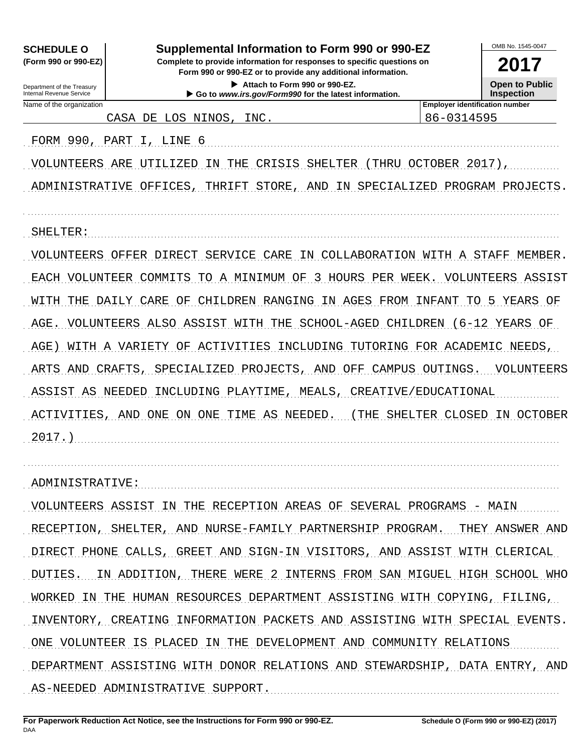**SCHEDULE O (Form 990 or 990-EZ)**

Department of the Treasury
Internal Revenue Service

# Supplemental Information to Form 990 or 990-EZ

**Complete to provide information for responses to specific questions on Form 990 or 990-EZ or to provide any additional information.**

▶ **Attach to Form 990 or 990-EZ.**

▶ **Go to *www.irs.gov/Form990* for the latest information.**

OMB No. 1545-0047

**2017**

**Open to Public Inspection**

| Name of the organization | Employer identification number |
| --- | --- |
| CASA DE LOS NINOS, INC. | 86-0314595 |

FORM 990, PART I, LINE 6

VOLUNTEERS ARE UTILIZED IN THE CRISIS SHELTER (THRU OCTOBER 2017), ADMINISTRATIVE OFFICES, THRIFT STORE, AND IN SPECIALIZED PROGRAM PROJECTS.

SHELTER:

VOLUNTEERS OFFER DIRECT SERVICE CARE IN COLLABORATION WITH A STAFF MEMBER. EACH VOLUNTEER COMMITS TO A MINIMUM OF 3 HOURS PER WEEK. VOLUNTEERS ASSIST WITH THE DAILY CARE OF CHILDREN RANGING IN AGES FROM INFANT TO 5 YEARS OF AGE. VOLUNTEERS ALSO ASSIST WITH THE SCHOOL-AGED CHILDREN (6-12 YEARS OF AGE) WITH A VARIETY OF ACTIVITIES INCLUDING TUTORING FOR ACADEMIC NEEDS, ARTS AND CRAFTS, SPECIALIZED PROJECTS, AND OFF CAMPUS OUTINGS. VOLUNTEERS ASSIST AS NEEDED INCLUDING PLAYTIME, MEALS, CREATIVE/EDUCATIONAL ACTIVITIES, AND ONE ON ONE TIME AS NEEDED. (THE SHELTER CLOSED IN OCTOBER 2017.)

ADMINISTRATIVE:

VOLUNTEERS ASSIST IN THE RECEPTION AREAS OF SEVERAL PROGRAMS - MAIN RECEPTION, SHELTER, AND NURSE-FAMILY PARTNERSHIP PROGRAM. THEY ANSWER AND DIRECT PHONE CALLS, GREET AND SIGN-IN VISITORS, AND ASSIST WITH CLERICAL DUTIES. IN ADDITION, THERE WERE 2 INTERNS FROM SAN MIGUEL HIGH SCHOOL WHO WORKED IN THE HUMAN RESOURCES DEPARTMENT ASSISTING WITH COPYING, FILING, INVENTORY, CREATING INFORMATION PACKETS AND ASSISTING WITH SPECIAL EVENTS. ONE VOLUNTEER IS PLACED IN THE DEVELOPMENT AND COMMUNITY RELATIONS DEPARTMENT ASSISTING WITH DONOR RELATIONS AND STEWARDSHIP, DATA ENTRY, AND AS-NEEDED ADMINISTRATIVE SUPPORT.

**For Paperwork Reduction Act Notice, see the Instructions for Form 990 or 990-EZ.** **Schedule O (Form 990 or 990-EZ) (2017)**

DAA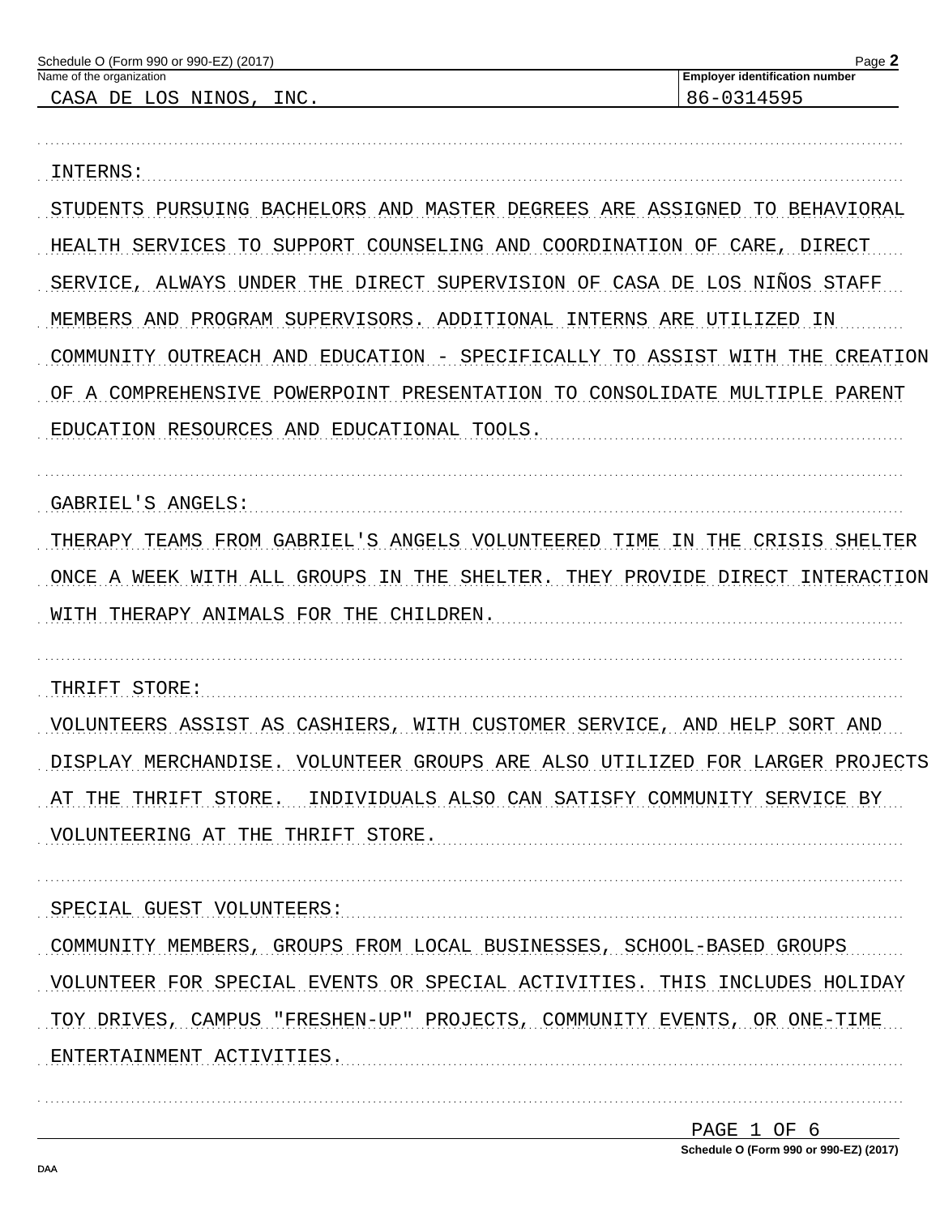Schedule O (Form 990 or 990-EZ) (2017)

Name of the organization: CASA DE LOS NINOS, INC.

Employer identification number: 86-0314595

INTERNS:

STUDENTS PURSUING BACHELORS AND MASTER DEGREES ARE ASSIGNED TO BEHAVIORAL HEALTH SERVICES TO SUPPORT COUNSELING AND COORDINATION OF CARE, DIRECT SERVICE, ALWAYS UNDER THE DIRECT SUPERVISION OF CASA DE LOS NIÑOS STAFF MEMBERS AND PROGRAM SUPERVISORS. ADDITIONAL INTERNS ARE UTILIZED IN COMMUNITY OUTREACH AND EDUCATION - SPECIFICALLY TO ASSIST WITH THE CREATION OF A COMPREHENSIVE POWERPOINT PRESENTATION TO CONSOLIDATE MULTIPLE PARENT EDUCATION RESOURCES AND EDUCATIONAL TOOLS.

GABRIEL'S ANGELS:

THERAPY TEAMS FROM GABRIEL'S ANGELS VOLUNTEERED TIME IN THE CRISIS SHELTER ONCE A WEEK WITH ALL GROUPS IN THE SHELTER. THEY PROVIDE DIRECT INTERACTION WITH THERAPY ANIMALS FOR THE CHILDREN.

THRIFT STORE:

VOLUNTEERS ASSIST AS CASHIERS, WITH CUSTOMER SERVICE, AND HELP SORT AND DISPLAY MERCHANDISE. VOLUNTEER GROUPS ARE ALSO UTILIZED FOR LARGER PROJECTS AT THE THRIFT STORE. INDIVIDUALS ALSO CAN SATISFY COMMUNITY SERVICE BY VOLUNTEERING AT THE THRIFT STORE.

SPECIAL GUEST VOLUNTEERS:

COMMUNITY MEMBERS, GROUPS FROM LOCAL BUSINESSES, SCHOOL-BASED GROUPS VOLUNTEER FOR SPECIAL EVENTS OR SPECIAL ACTIVITIES. THIS INCLUDES HOLIDAY TOY DRIVES, CAMPUS "FRESHEN-UP" PROJECTS, COMMUNITY EVENTS, OR ONE-TIME ENTERTAINMENT ACTIVITIES.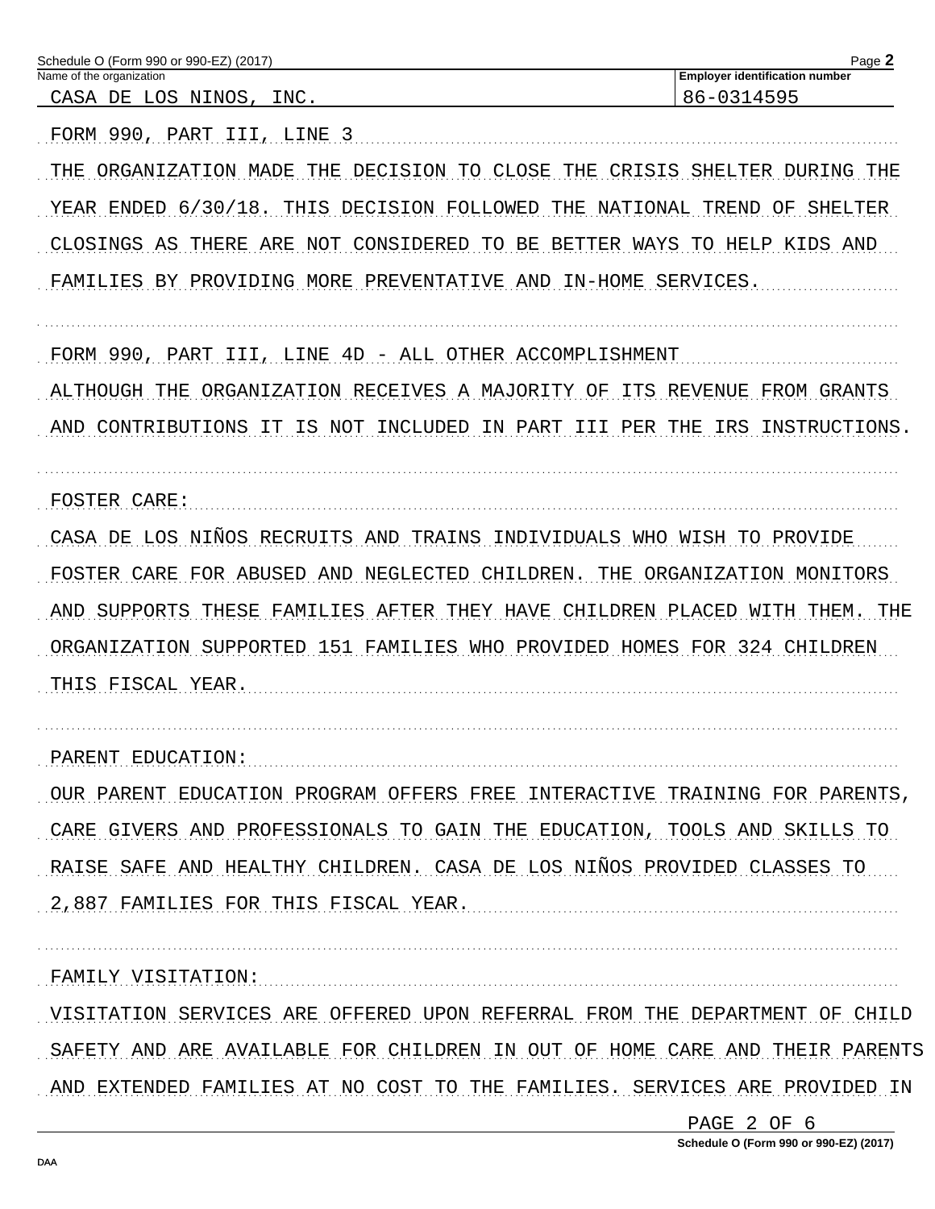Schedule O (Form 990 or 990-EZ) (2017)

Name of the organization: CASA DE LOS NINOS, INC.

Employer identification number: 86-0314595

FORM 990, PART III, LINE 3

THE ORGANIZATION MADE THE DECISION TO CLOSE THE CRISIS SHELTER DURING THE YEAR ENDED 6/30/18. THIS DECISION FOLLOWED THE NATIONAL TREND OF SHELTER CLOSINGS AS THERE ARE NOT CONSIDERED TO BE BETTER WAYS TO HELP KIDS AND FAMILIES BY PROVIDING MORE PREVENTATIVE AND IN-HOME SERVICES.

FORM 990, PART III, LINE 4D - ALL OTHER ACCOMPLISHMENT

ALTHOUGH THE ORGANIZATION RECEIVES A MAJORITY OF ITS REVENUE FROM GRANTS AND CONTRIBUTIONS IT IS NOT INCLUDED IN PART III PER THE IRS INSTRUCTIONS.

FOSTER CARE:

CASA DE LOS NIÑOS RECRUITS AND TRAINS INDIVIDUALS WHO WISH TO PROVIDE FOSTER CARE FOR ABUSED AND NEGLECTED CHILDREN. THE ORGANIZATION MONITORS AND SUPPORTS THESE FAMILIES AFTER THEY HAVE CHILDREN PLACED WITH THEM. THE ORGANIZATION SUPPORTED 151 FAMILIES WHO PROVIDED HOMES FOR 324 CHILDREN THIS FISCAL YEAR.

PARENT EDUCATION:

OUR PARENT EDUCATION PROGRAM OFFERS FREE INTERACTIVE TRAINING FOR PARENTS, CARE GIVERS AND PROFESSIONALS TO GAIN THE EDUCATION, TOOLS AND SKILLS TO RAISE SAFE AND HEALTHY CHILDREN. CASA DE LOS NIÑOS PROVIDED CLASSES TO 2,887 FAMILIES FOR THIS FISCAL YEAR.

FAMILY VISITATION:

VISITATION SERVICES ARE OFFERED UPON REFERRAL FROM THE DEPARTMENT OF CHILD SAFETY AND ARE AVAILABLE FOR CHILDREN IN OUT OF HOME CARE AND THEIR PARENTS AND EXTENDED FAMILIES AT NO COST TO THE FAMILIES. SERVICES ARE PROVIDED IN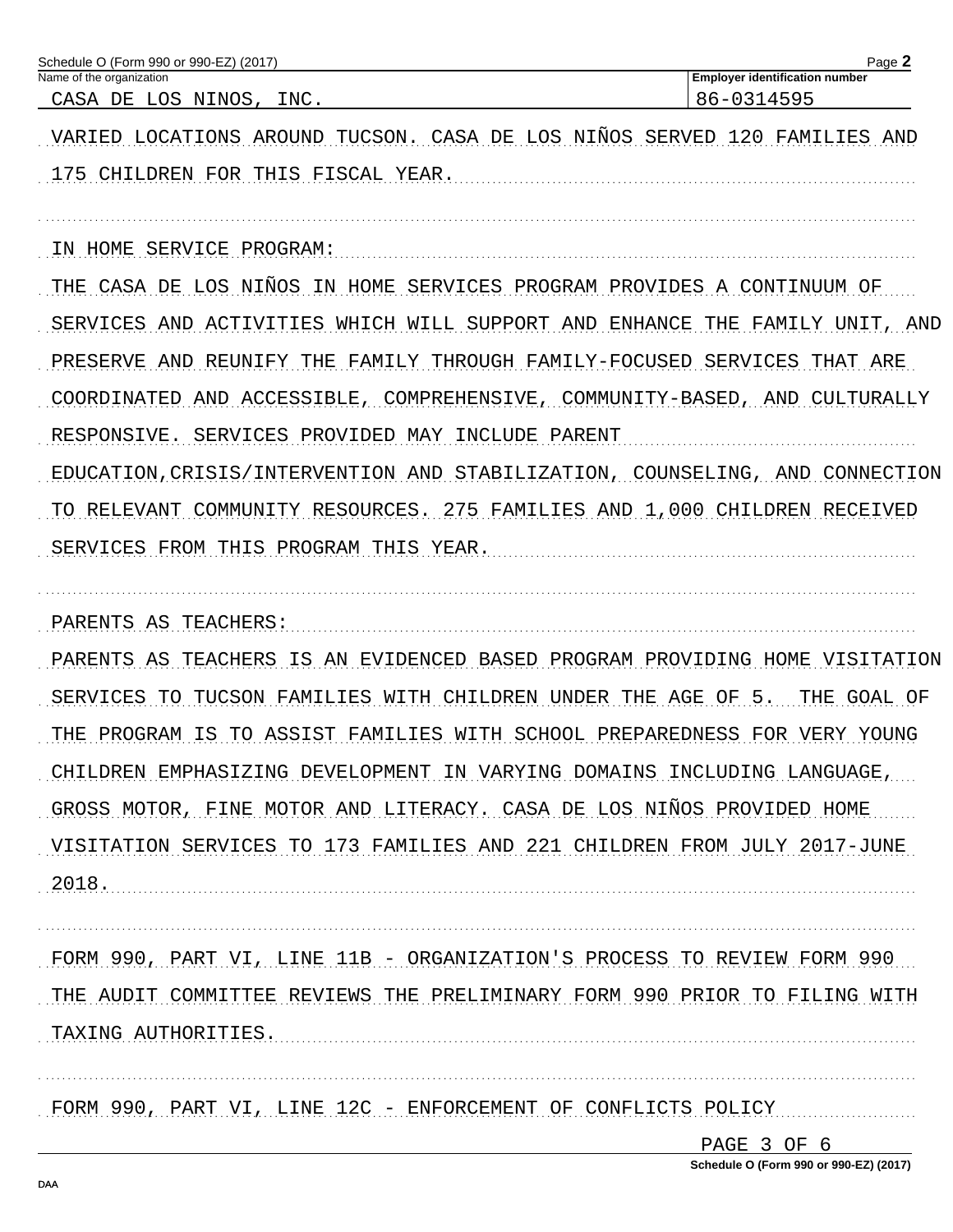Schedule O (Form 990 or 990-EZ) (2017)

| Name of the organization | Employer identification number |
| --- | --- |
| CASA DE LOS NINOS, INC. | 86-0314595 |

VARIED LOCATIONS AROUND TUCSON. CASA DE LOS NIÑOS SERVED 120 FAMILIES AND 175 CHILDREN FOR THIS FISCAL YEAR.

IN HOME SERVICE PROGRAM:

THE CASA DE LOS NIÑOS IN HOME SERVICES PROGRAM PROVIDES A CONTINUUM OF SERVICES AND ACTIVITIES WHICH WILL SUPPORT AND ENHANCE THE FAMILY UNIT, AND PRESERVE AND REUNIFY THE FAMILY THROUGH FAMILY-FOCUSED SERVICES THAT ARE COORDINATED AND ACCESSIBLE, COMPREHENSIVE, COMMUNITY-BASED, AND CULTURALLY RESPONSIVE. SERVICES PROVIDED MAY INCLUDE PARENT EDUCATION,CRISIS/INTERVENTION AND STABILIZATION, COUNSELING, AND CONNECTION TO RELEVANT COMMUNITY RESOURCES. 275 FAMILIES AND 1,000 CHILDREN RECEIVED SERVICES FROM THIS PROGRAM THIS YEAR.

PARENTS AS TEACHERS:

PARENTS AS TEACHERS IS AN EVIDENCED BASED PROGRAM PROVIDING HOME VISITATION SERVICES TO TUCSON FAMILIES WITH CHILDREN UNDER THE AGE OF 5. THE GOAL OF THE PROGRAM IS TO ASSIST FAMILIES WITH SCHOOL PREPAREDNESS FOR VERY YOUNG CHILDREN EMPHASIZING DEVELOPMENT IN VARYING DOMAINS INCLUDING LANGUAGE, GROSS MOTOR, FINE MOTOR AND LITERACY. CASA DE LOS NIÑOS PROVIDED HOME VISITATION SERVICES TO 173 FAMILIES AND 221 CHILDREN FROM JULY 2017-JUNE 2018.

FORM 990, PART VI, LINE 11B - ORGANIZATION'S PROCESS TO REVIEW FORM 990

THE AUDIT COMMITTEE REVIEWS THE PRELIMINARY FORM 990 PRIOR TO FILING WITH TAXING AUTHORITIES.

FORM 990, PART VI, LINE 12C - ENFORCEMENT OF CONFLICTS POLICY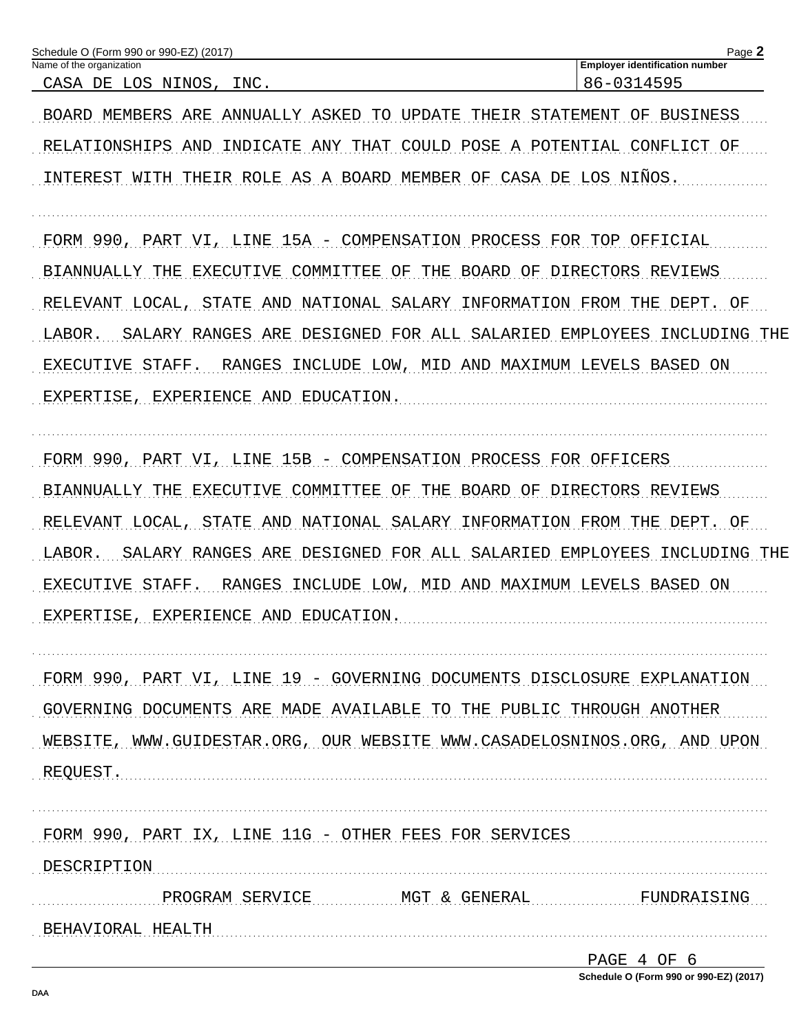Name of the organization: CASA DE LOS NINOS, INC.

Employer identification number: 86-0314595

BOARD MEMBERS ARE ANNUALLY ASKED TO UPDATE THEIR STATEMENT OF BUSINESS RELATIONSHIPS AND INDICATE ANY THAT COULD POSE A POTENTIAL CONFLICT OF INTEREST WITH THEIR ROLE AS A BOARD MEMBER OF CASA DE LOS NIÑOS.

FORM 990, PART VI, LINE 15A - COMPENSATION PROCESS FOR TOP OFFICIAL

BIANNUALLY THE EXECUTIVE COMMITTEE OF THE BOARD OF DIRECTORS REVIEWS RELEVANT LOCAL, STATE AND NATIONAL SALARY INFORMATION FROM THE DEPT. OF LABOR. SALARY RANGES ARE DESIGNED FOR ALL SALARIED EMPLOYEES INCLUDING THE EXECUTIVE STAFF. RANGES INCLUDE LOW, MID AND MAXIMUM LEVELS BASED ON EXPERTISE, EXPERIENCE AND EDUCATION.

FORM 990, PART VI, LINE 15B - COMPENSATION PROCESS FOR OFFICERS

BIANNUALLY THE EXECUTIVE COMMITTEE OF THE BOARD OF DIRECTORS REVIEWS RELEVANT LOCAL, STATE AND NATIONAL SALARY INFORMATION FROM THE DEPT. OF LABOR. SALARY RANGES ARE DESIGNED FOR ALL SALARIED EMPLOYEES INCLUDING THE EXECUTIVE STAFF. RANGES INCLUDE LOW, MID AND MAXIMUM LEVELS BASED ON EXPERTISE, EXPERIENCE AND EDUCATION.

FORM 990, PART VI, LINE 19 - GOVERNING DOCUMENTS DISCLOSURE EXPLANATION

GOVERNING DOCUMENTS ARE MADE AVAILABLE TO THE PUBLIC THROUGH ANOTHER WEBSITE, WWW.GUIDESTAR.ORG, OUR WEBSITE WWW.CASADELOSNINOS.ORG, AND UPON REQUEST.

FORM 990, PART IX, LINE 11G - OTHER FEES FOR SERVICES

| DESCRIPTION | PROGRAM SERVICE | MGT & GENERAL | FUNDRAISING |
|---|---|---|---|
| BEHAVIORAL HEALTH | | | |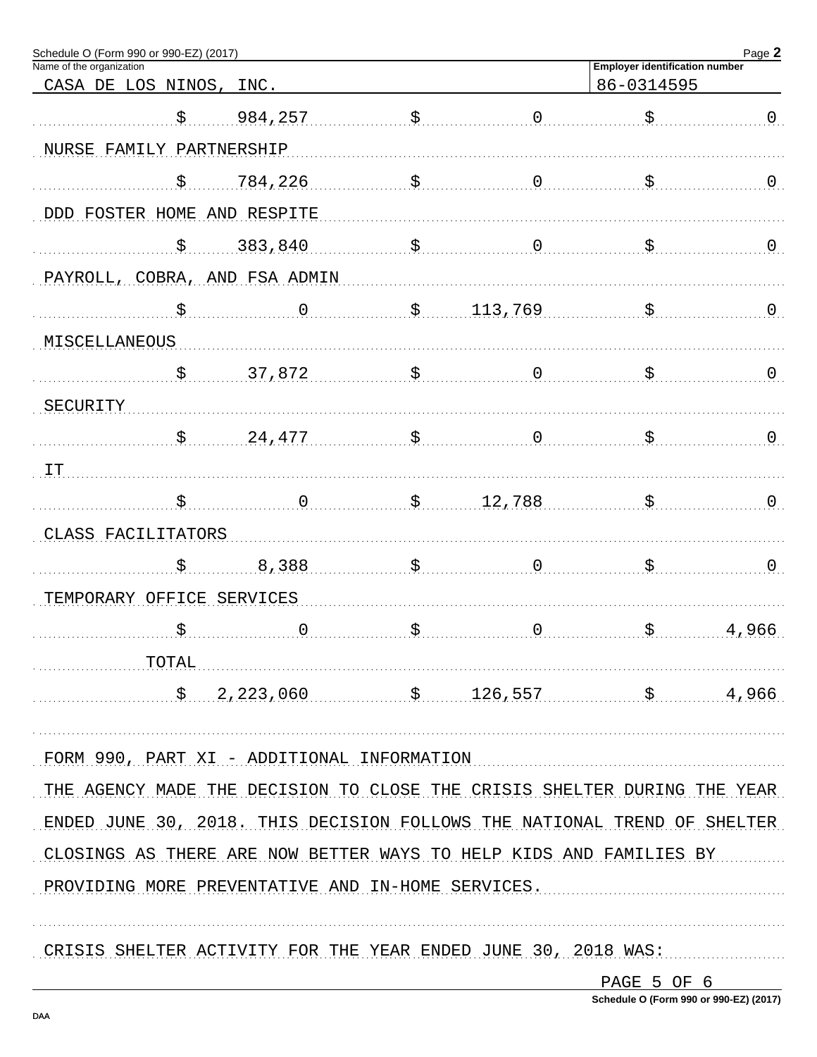Schedule O (Form 990 or 990-EZ) (2017)

Name of the organization: CASA DE LOS NINOS, INC.

Employer identification number: 86-0314595

| | | | |
|---|---|---|---|
| | $ 984,257 | $ 0 | $ 0 |
| NURSE FAMILY PARTNERSHIP | | | |
| | $ 784,226 | $ 0 | $ 0 |
| DDD FOSTER HOME AND RESPITE | | | |
| | $ 383,840 | $ 0 | $ 0 |
| PAYROLL, COBRA, AND FSA ADMIN | | | |
| | $ 0 | $ 113,769 | $ 0 |
| MISCELLANEOUS | | | |
| | $ 37,872 | $ 0 | $ 0 |
| SECURITY | | | |
| | $ 24,477 | $ 0 | $ 0 |
| IT | | | |
| | $ 0 | $ 12,788 | $ 0 |
| CLASS FACILITATORS | | | |
| | $ 8,388 | $ 0 | $ 0 |
| TEMPORARY OFFICE SERVICES | | | |
| | $ 0 | $ 0 | $ 4,966 |
| TOTAL | | | |
| | $ 2,223,060 | $ 126,557 | $ 4,966 |

FORM 990, PART XI - ADDITIONAL INFORMATION

THE AGENCY MADE THE DECISION TO CLOSE THE CRISIS SHELTER DURING THE YEAR ENDED JUNE 30, 2018. THIS DECISION FOLLOWS THE NATIONAL TREND OF SHELTER CLOSINGS AS THERE ARE NOW BETTER WAYS TO HELP KIDS AND FAMILIES BY PROVIDING MORE PREVENTATIVE AND IN-HOME SERVICES.

CRISIS SHELTER ACTIVITY FOR THE YEAR ENDED JUNE 30, 2018 WAS:

PAGE 5 OF 6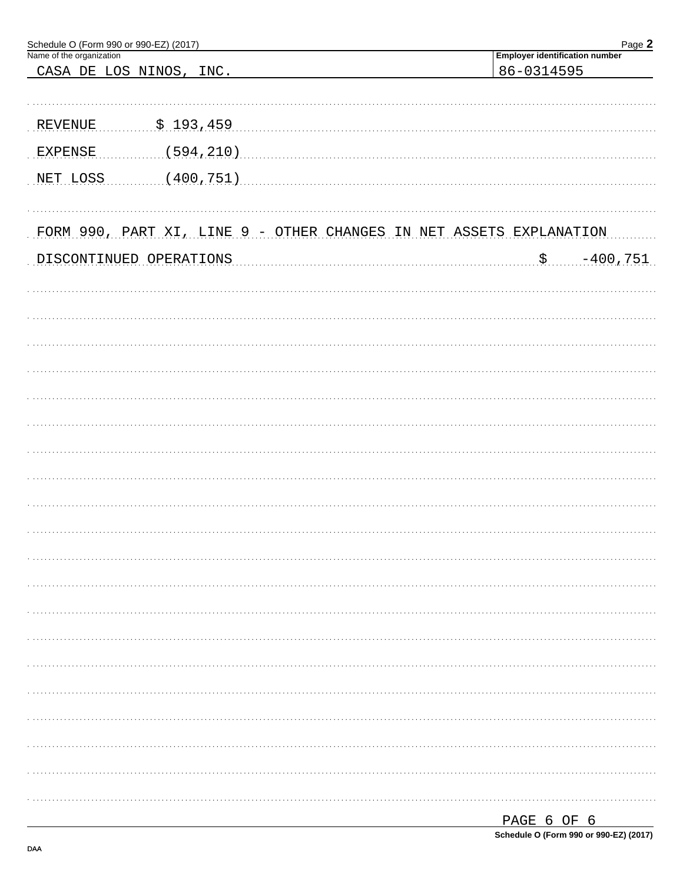Schedule O (Form 990 or 990-EZ) (2017)

| Name of the organization | Employer identification number |
| --- | --- |
| CASA DE LOS NINOS, INC. | 86-0314595 |

| | |
| --- | --- |
| REVENUE | $ 193,459 |
| EXPENSE | (594,210) |
| NET LOSS | (400,751) |

FORM 990, PART XI, LINE 9 - OTHER CHANGES IN NET ASSETS EXPLANATION

DISCONTINUED OPERATIONS $ -400,751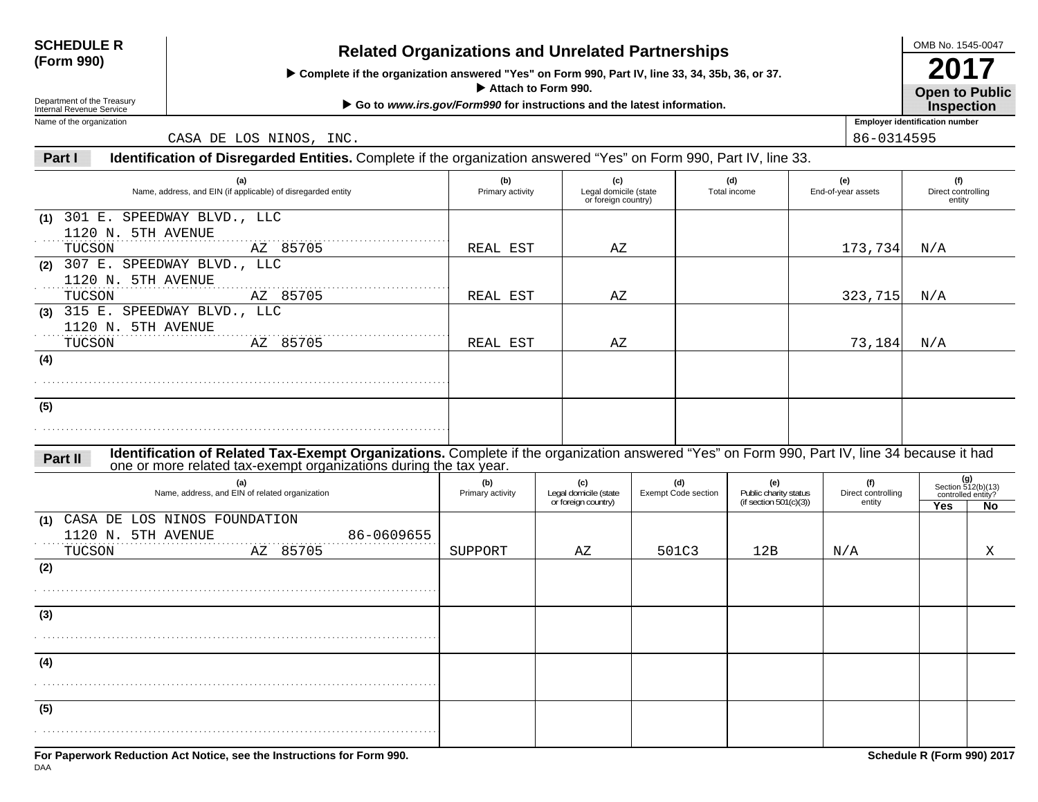**SCHEDULE R (Form 990)**

Department of the Treasury
Internal Revenue Service

# Related Organizations and Unrelated Partnerships

▶ Complete if the organization answered "Yes" on Form 990, Part IV, line 33, 34, 35b, 36, or 37.
▶ Attach to Form 990.
▶ Go to *www.irs.gov/Form990* for instructions and the latest information.

OMB No. 1545-0047

**2017**

**Open to Public Inspection**

Name of the organization: CASA DE LOS NINOS, INC.

Employer identification number: 86-0314595

**Part I** **Identification of Disregarded Entities.** Complete if the organization answered "Yes" on Form 990, Part IV, line 33.

| | (a) Name, address, and EIN (if applicable) of disregarded entity | (b) Primary activity | (c) Legal domicile (state or foreign country) | (d) Total income | (e) End-of-year assets | (f) Direct controlling entity |
|---|---|---|---|---|---|---|
| (1) | 301 E. SPEEDWAY BLVD., LLC<br>1120 N. 5TH AVENUE<br>TUCSON AZ 85705 | REAL EST | AZ | | 173,734 | N/A |
| (2) | 307 E. SPEEDWAY BLVD., LLC<br>1120 N. 5TH AVENUE<br>TUCSON AZ 85705 | REAL EST | AZ | | 323,715 | N/A |
| (3) | 315 E. SPEEDWAY BLVD., LLC<br>1120 N. 5TH AVENUE<br>TUCSON AZ 85705 | REAL EST | AZ | | 73,184 | N/A |
| (4) | | | | | | |
| (5) | | | | | | |

**Part II** **Identification of Related Tax-Exempt Organizations.** Complete if the organization answered "Yes" on Form 990, Part IV, line 34 because it had one or more related tax-exempt organizations during the tax year.

| | (a) Name, address, and EIN of related organization | (b) Primary activity | (c) Legal domicile (state or foreign country) | (d) Exempt Code section | (e) Public charity status (if section 501(c)(3)) | (f) Direct controlling entity | (g) Section 512(b)(13) controlled entity? Yes | No |
|---|---|---|---|---|---|---|---|---|
| (1) | CASA DE LOS NINOS FOUNDATION<br>1120 N. 5TH AVENUE 86-0609655<br>TUCSON AZ 85705 | SUPPORT | AZ | 501C3 | 12B | N/A | | X |
| (2) | | | | | | | | |
| (3) | | | | | | | | |
| (4) | | | | | | | | |
| (5) | | | | | | | | |

**For Paperwork Reduction Act Notice, see the Instructions for Form 990.** **Schedule R (Form 990) 2017**

DAA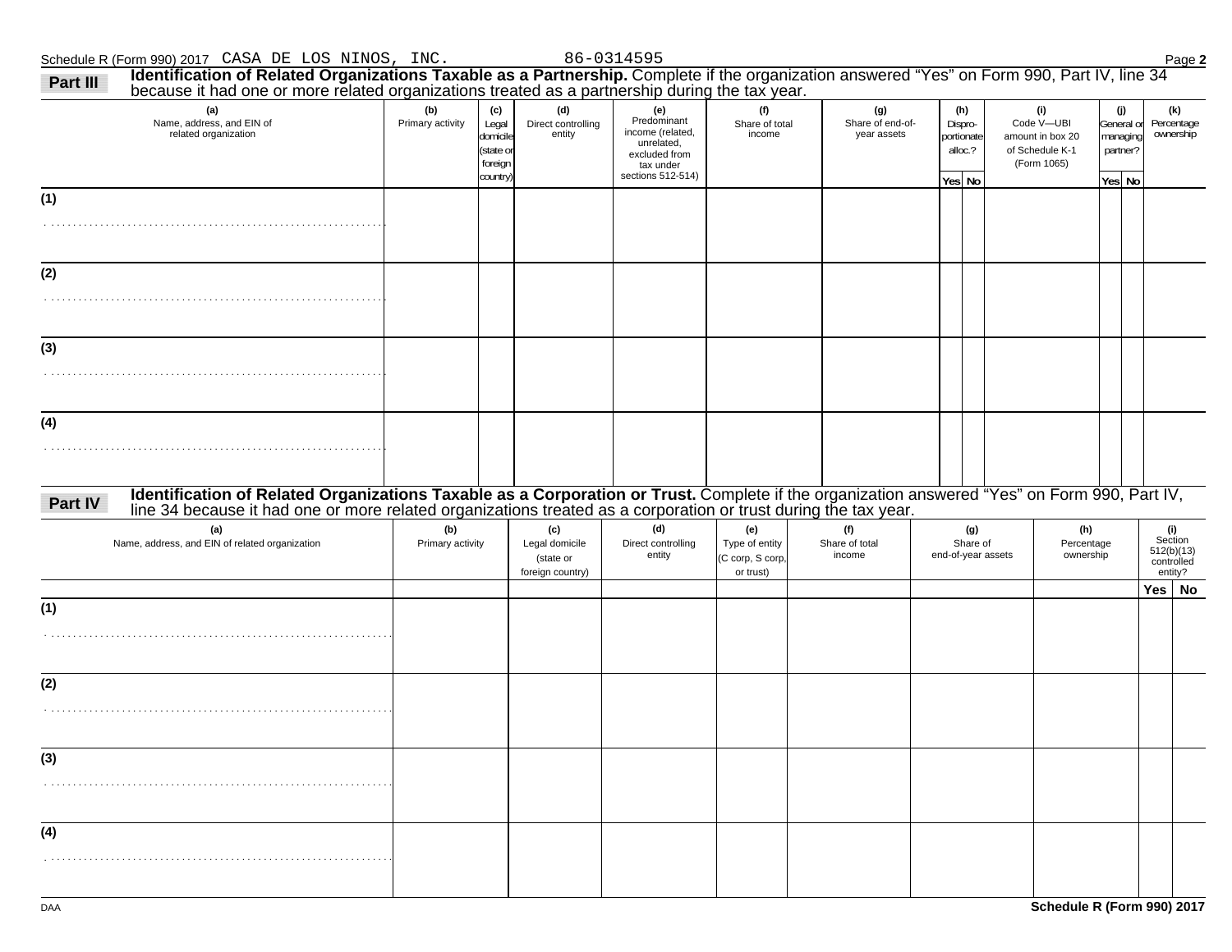Schedule R (Form 990) 2017 CASA DE LOS NINOS, INC. 86-0314595 Page **2**

**Part III** **Identification of Related Organizations Taxable as a Partnership.** Complete if the organization answered "Yes" on Form 990, Part IV, line 34 because it had one or more related organizations treated as a partnership during the tax year.

| (a) Name, address, and EIN of related organization | (b) Primary activity | (c) Legal domicile (state or foreign country) | (d) Direct controlling entity | (e) Predominant income (related, unrelated, excluded from tax under sections 512-514) | (f) Share of total income | (g) Share of end-of-year assets | (h) Dispro-portionate alloc.? Yes | (h) No | (i) Code V—UBI amount in box 20 of Schedule K-1 (Form 1065) | (j) General or managing partner? Yes | (j) No | (k) Percentage ownership |
|---|---|---|---|---|---|---|---|---|---|---|---|---|
| (1) | | | | | | | | | | | | |
| (2) | | | | | | | | | | | | |
| (3) | | | | | | | | | | | | |
| (4) | | | | | | | | | | | | |

**Part IV** **Identification of Related Organizations Taxable as a Corporation or Trust.** Complete if the organization answered "Yes" on Form 990, Part IV, line 34 because it had one or more related organizations treated as a corporation or trust during the tax year.

| (a) Name, address, and EIN of related organization | (b) Primary activity | (c) Legal domicile (state or foreign country) | (d) Direct controlling entity | (e) Type of entity (C corp, S corp, or trust) | (f) Share of total income | (g) Share of end-of-year assets | (h) Percentage ownership | (i) Section 512(b)(13) controlled entity? Yes | (i) No |
|---|---|---|---|---|---|---|---|---|---|
| (1) | | | | | | | | | |
| (2) | | | | | | | | | |
| (3) | | | | | | | | | |
| (4) | | | | | | | | | |

DAA **Schedule R (Form 990) 2017**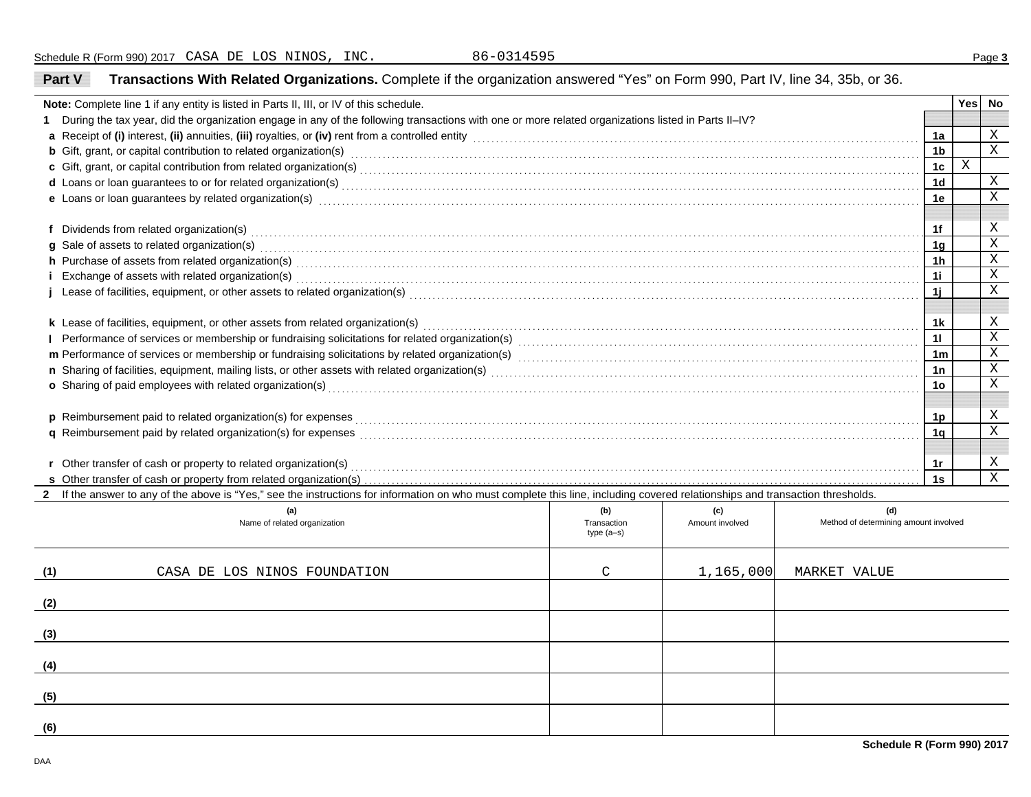Schedule R (Form 990) 2017 CASA DE LOS NINOS, INC. 86-0314595

## Part V Transactions With Related Organizations. Complete if the organization answered "Yes" on Form 990, Part IV, line 34, 35b, or 36.

| Note: Complete line 1 if any entity is listed in Parts II, III, or IV of this schedule. | | Yes | No |
|---|---|---|---|
| **1** During the tax year, did the organization engage in any of the following transactions with one or more related organizations listed in Parts II–IV? | | | |
| **a** Receipt of **(i)** interest, **(ii)** annuities, **(iii)** royalties, or **(iv)** rent from a controlled entity | 1a | | X |
| **b** Gift, grant, or capital contribution to related organization(s) | 1b | | X |
| **c** Gift, grant, or capital contribution from related organization(s) | 1c | X | |
| **d** Loans or loan guarantees to or for related organization(s) | 1d | | X |
| **e** Loans or loan guarantees by related organization(s) | 1e | | X |
| **f** Dividends from related organization(s) | 1f | | X |
| **g** Sale of assets to related organization(s) | 1g | | X |
| **h** Purchase of assets from related organization(s) | 1h | | X |
| **i** Exchange of assets with related organization(s) | 1i | | X |
| **j** Lease of facilities, equipment, or other assets to related organization(s) | 1j | | X |
| **k** Lease of facilities, equipment, or other assets from related organization(s) | 1k | | X |
| **l** Performance of services or membership or fundraising solicitations for related organization(s) | 1l | | X |
| **m** Performance of services or membership or fundraising solicitations by related organization(s) | 1m | | X |
| **n** Sharing of facilities, equipment, mailing lists, or other assets with related organization(s) | 1n | | X |
| **o** Sharing of paid employees with related organization(s) | 1o | | X |
| **p** Reimbursement paid to related organization(s) for expenses | 1p | | X |
| **q** Reimbursement paid by related organization(s) for expenses | 1q | | X |
| **r** Other transfer of cash or property to related organization(s) | 1r | | X |
| **s** Other transfer of cash or property from related organization(s) | 1s | | X |

**2** If the answer to any of the above is "Yes," see the instructions for information on who must complete this line, including covered relationships and transaction thresholds.

| | (a) Name of related organization | (b) Transaction type (a–s) | (c) Amount involved | (d) Method of determining amount involved |
|---|---|---|---|---|
| (1) | CASA DE LOS NINOS FOUNDATION | C | 1,165,000 | MARKET VALUE |
| (2) | | | | |
| (3) | | | | |
| (4) | | | | |
| (5) | | | | |
| (6) | | | | |

Schedule R (Form 990) 2017

DAA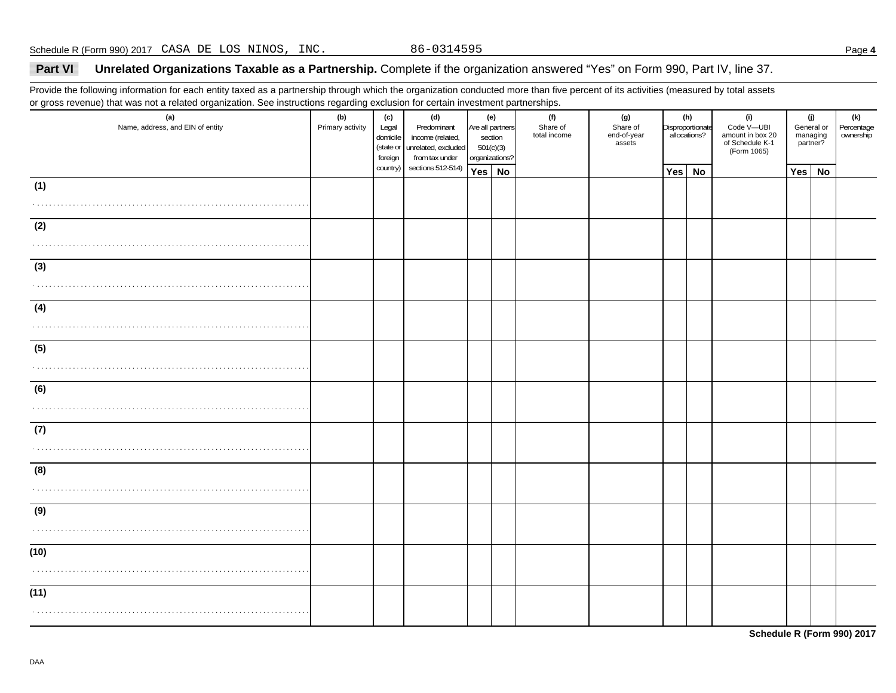Schedule R (Form 990) 2017 CASA DE LOS NINOS, INC. 86-0314595

## Part VI Unrelated Organizations Taxable as a Partnership. Complete if the organization answered "Yes" on Form 990, Part IV, line 37.

Provide the following information for each entity taxed as a partnership through which the organization conducted more than five percent of its activities (measured by total assets or gross revenue) that was not a related organization. See instructions regarding exclusion for certain investment partnerships.

| (a) Name, address, and EIN of entity | (b) Primary activity | (c) Legal domicile (state or foreign country) | (d) Predominant income (related, unrelated, excluded from tax under sections 512-514) | (e) Are all partners section 501(c)(3) organizations? | | (f) Share of total income | (g) Share of end-of-year assets | (h) Disproportionate allocations? | | (i) Code V—UBI amount in box 20 of Schedule K-1 (Form 1065) | (j) General or managing partner? | | (k) Percentage ownership |
|---|---|---|---|---|---|---|---|---|---|---|---|---|---|
| | | | | Yes | No | | | Yes | No | | Yes | No | |
| (1) | | | | | | | | | | | | | |
| (2) | | | | | | | | | | | | | |
| (3) | | | | | | | | | | | | | |
| (4) | | | | | | | | | | | | | |
| (5) | | | | | | | | | | | | | |
| (6) | | | | | | | | | | | | | |
| (7) | | | | | | | | | | | | | |
| (8) | | | | | | | | | | | | | |
| (9) | | | | | | | | | | | | | |
| (10) | | | | | | | | | | | | | |
| (11) | | | | | | | | | | | | | |

Schedule R (Form 990) 2017

DAA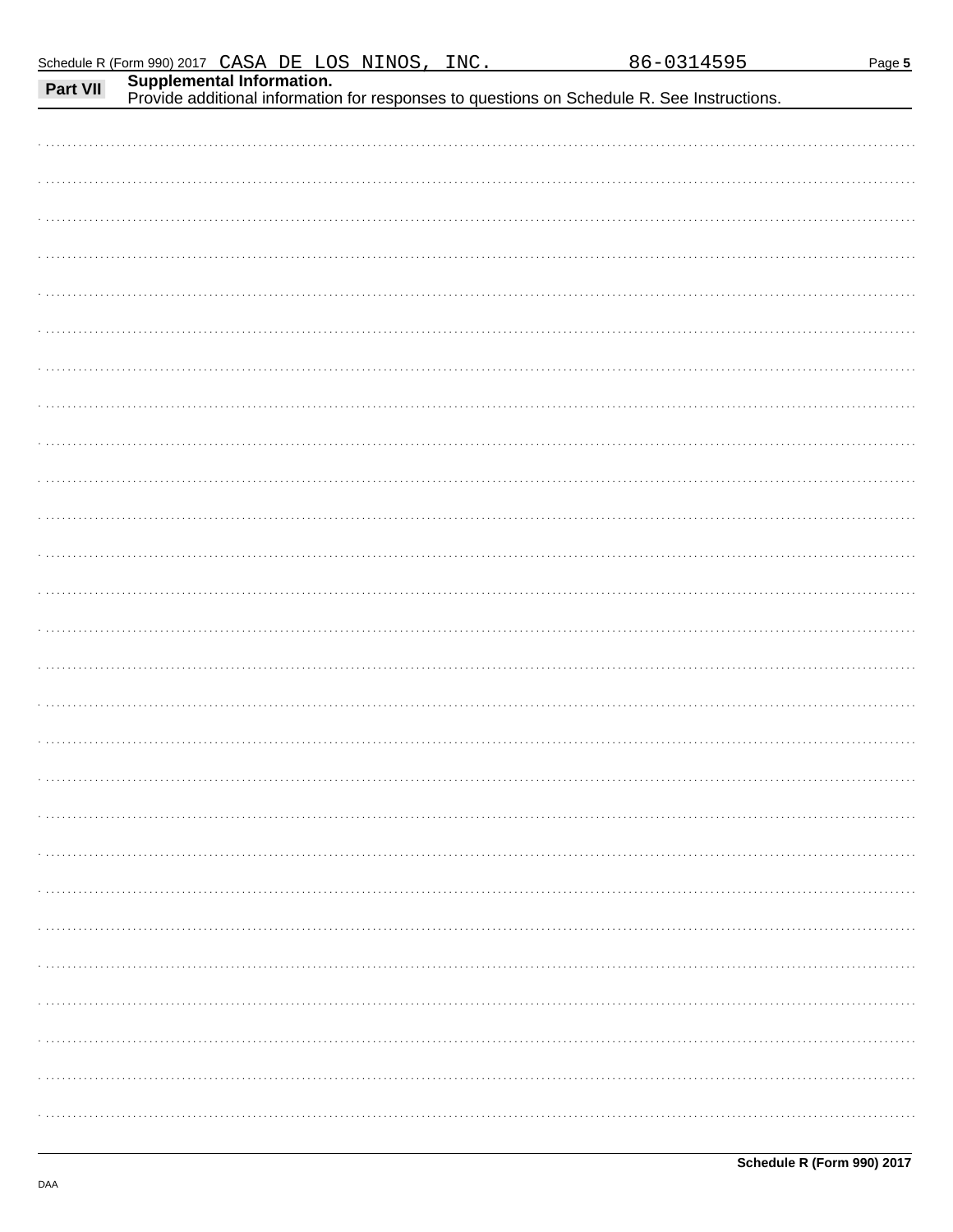Schedule R (Form 990) 2017 CASA DE LOS NINOS, INC. 86-0314595

**Part VII** **Supplemental Information.**
Provide additional information for responses to questions on Schedule R. See Instructions.

**Schedule R (Form 990) 2017**

DAA